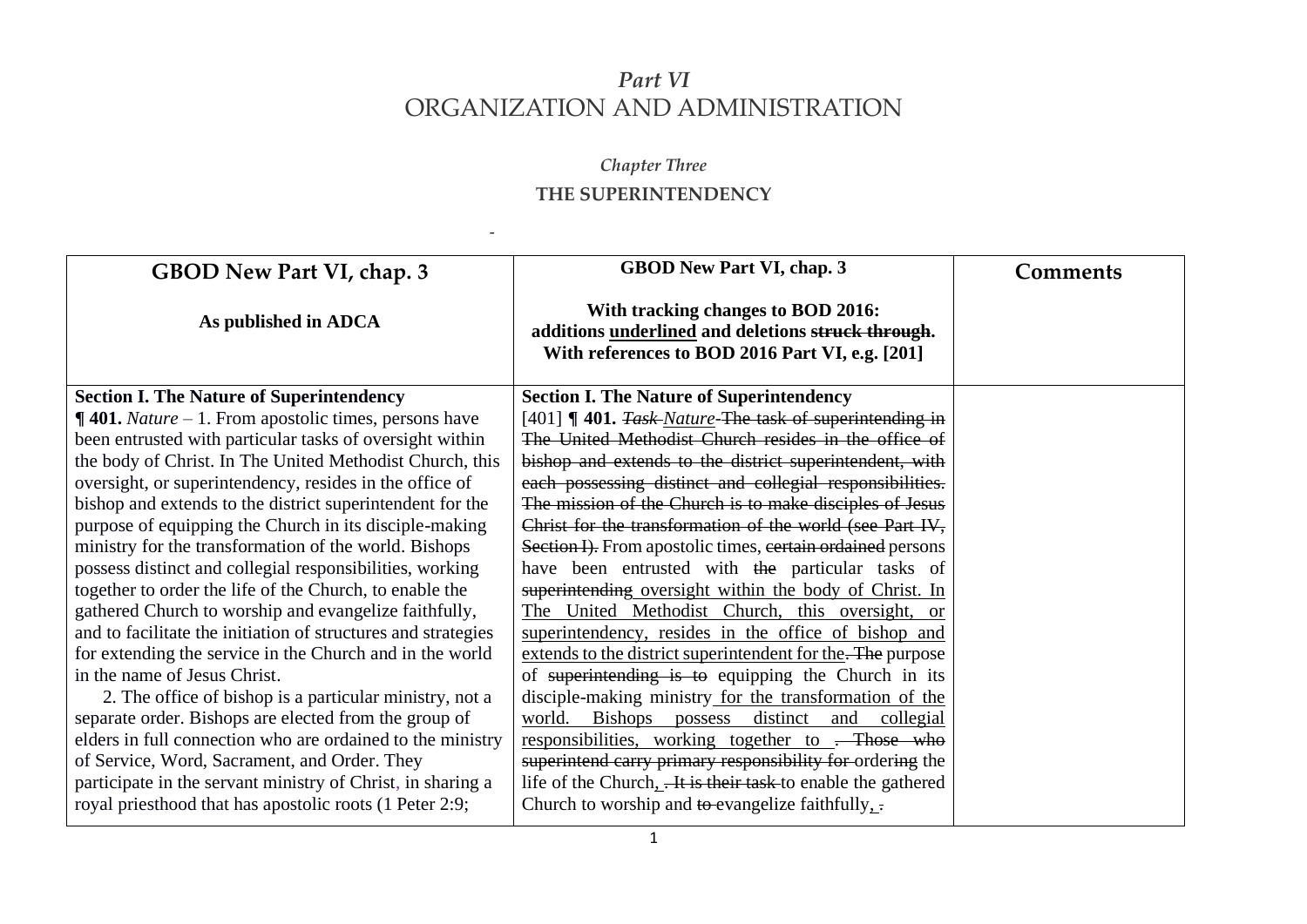# *Part VI*
# ORGANIZATION AND ADMINISTRATION

## *Chapter Three*
## THE SUPERINTENDENCY

-

| **GBOD New Part VI, chap. 3**<br><br>**As published in ADCA** | **GBOD New Part VI, chap. 3**<br><br>**With tracking changes to BOD 2016: additions <u>underlined</u> and deletions ~~struck through~~. With references to BOD 2016 Part VI, e.g. [201]** | **Comments** |
|---|---|---|
| **Section I. The Nature of Superintendency**<br>**¶ 401.** *Nature* – 1. From apostolic times, persons have been entrusted with particular tasks of oversight within the body of Christ. In The United Methodist Church, this oversight, or superintendency, resides in the office of bishop and extends to the district superintendent for the purpose of equipping the Church in its disciple-making ministry for the transformation of the world. Bishops possess distinct and collegial responsibilities, working together to order the life of the Church, to enable the gathered Church to worship and evangelize faithfully, and to facilitate the initiation of structures and strategies for extending the service in the Church and in the world in the name of Jesus Christ.<br>2. The office of bishop is a particular ministry, not a separate order. Bishops are elected from the group of elders in full connection who are ordained to the ministry of Service, Word, Sacrament, and Order. They participate in the servant ministry of Christ, in sharing a royal priesthood that has apostolic roots (1 Peter 2:9; | **Section I. The Nature of Superintendency**<br>[401] **¶ 401.** ~~*Task*~~ <u>*Nature*</u> ~~The task of superintending in The United Methodist Church resides in the office of bishop and extends to the district superintendent, with each possessing distinct and collegial responsibilities. The mission of the Church is to make disciples of Jesus Christ for the transformation of the world (see Part IV, Section I).~~ From apostolic times, ~~certain ordained~~ persons have been entrusted with ~~the~~ particular tasks of ~~superintending~~ <u>oversight within the body of Christ. In The United Methodist Church, this oversight, or superintendency, resides in the office of bishop and extends to the district superintendent for the</u>~~. The~~ purpose of ~~superintending is to~~ equipping the Church in its disciple-making ministry <u>for the transformation of the world. Bishops possess distinct and collegial responsibilities, working together to</u> ~~. Those who superintend carry primary responsibility for~~ ordering the life of the Church<u>,</u> ~~. It is their task~~ to enable the gathered Church to worship and ~~to~~ evangelize faithfully<u>,</u> ~~.~~ | |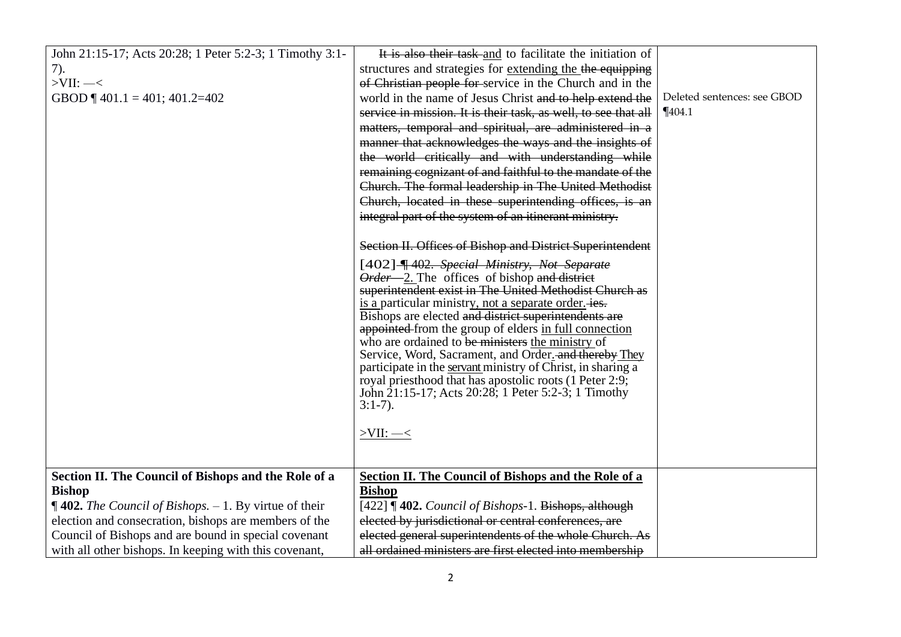| | | |
|---|---|---|
| John 21:15-17; Acts 20:28; 1 Peter 5:2-3; 1 Timothy 3:1-7).<br>>VII: —<<br>GBOD ¶ 401.1 = 401; 401.2=402 | ~~It is also their task~~ <u>and</u> to facilitate the initiation of structures and strategies for <u>extending the</u> ~~the equipping of Christian people for~~ service in the Church and in the world in the name of Jesus Christ ~~and to help extend the service in mission. It is their task, as well, to see that all matters, temporal and spiritual, are administered in a manner that acknowledges the ways and the insights of the world critically and with understanding while remaining cognizant of and faithful to the mandate of the Church. The formal leadership in The United Methodist Church, located in these superintending offices, is an integral part of the system of an itinerant ministry.~~<br><br>~~Section II. Offices of Bishop and District Superintendent~~<br>[402] ~~¶ 402. *Special Ministry, Not Separate Order*—~~<u>2.</u> The offices of bishop ~~and district superintendent exist in The United Methodist Church as~~ <u>is a</u> particular ministry<u>, not a separate order.</u> ~~ies.~~ Bishops are elected ~~and district superintendents are appointed~~ from the group of elders <u>in full connection</u> who are ordained to ~~be ministers~~ <u>the ministry</u> of Service, Word, Sacrament, and Order<u>.</u> ~~and thereby~~ <u>They</u> participate in the <u>servant</u> ministry of Christ, in sharing a royal priesthood that has apostolic roots (1 Peter 2:9; John 21:15-17; Acts 20:28; 1 Peter 5:2-3; 1 Timothy 3:1-7).<br><br><u>>VII: —<</u> | Deleted sentences: see GBOD ¶404.1 |
| **Section II. The Council of Bishops and the Role of a Bishop**<br>**¶ 402.** *The Council of Bishops.* – 1. By virtue of their election and consecration, bishops are members of the Council of Bishops and are bound in special covenant with all other bishops. In keeping with this covenant, | <u>**Section II. The Council of Bishops and the Role of a Bishop**</u><br>[422] **¶ 402.** *Council of Bishops*-1. ~~Bishops, although elected by jurisdictional or central conferences, are elected general superintendents of the whole Church. As all ordained ministers are first elected into membership~~ | |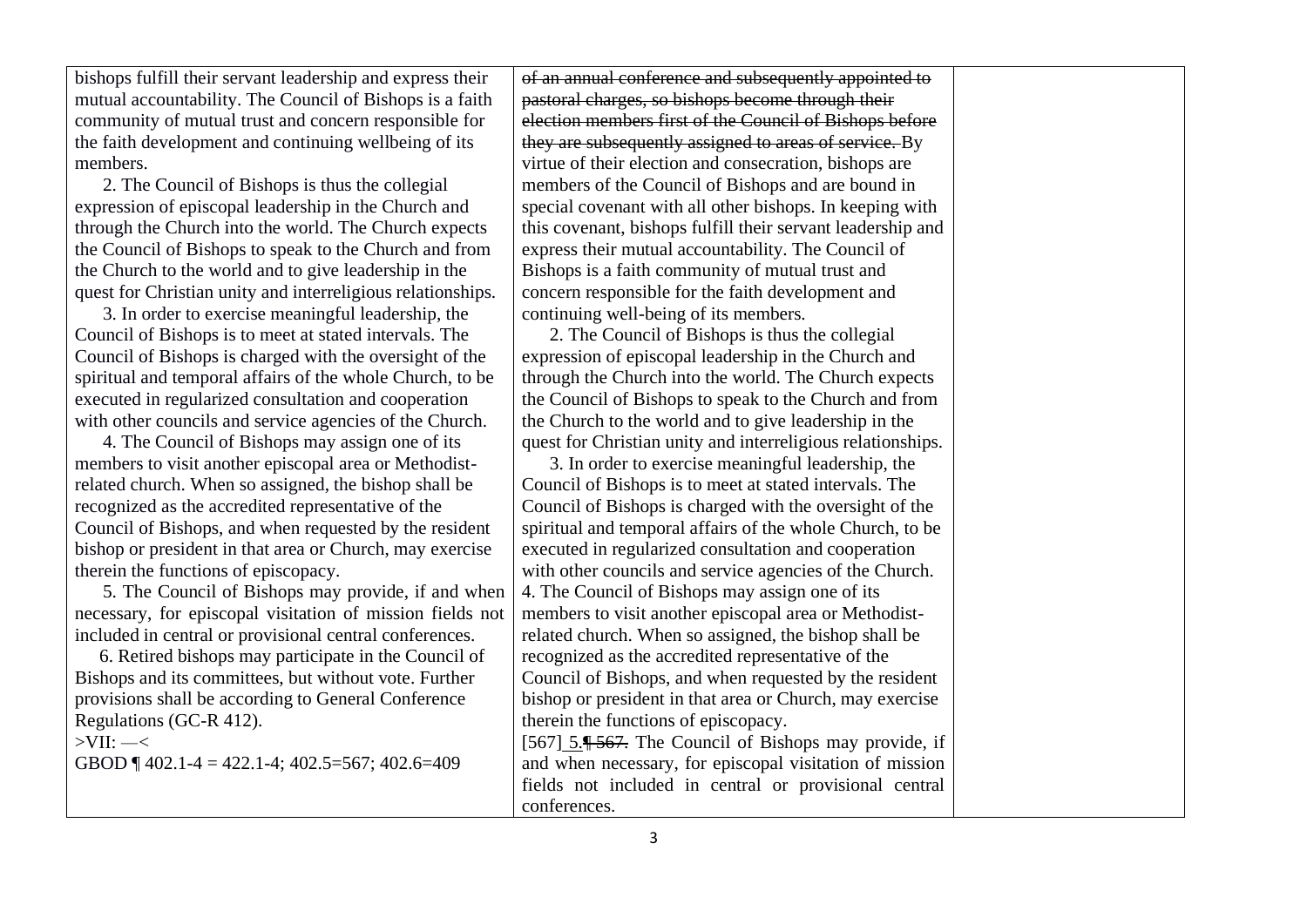| | | |
|---|---|---|
| bishops fulfill their servant leadership and express their mutual accountability. The Council of Bishops is a faith community of mutual trust and concern responsible for the faith development and continuing wellbeing of its members.<br><br>2. The Council of Bishops is thus the collegial expression of episcopal leadership in the Church and through the Church into the world. The Church expects the Council of Bishops to speak to the Church and from the Church to the world and to give leadership in the quest for Christian unity and interreligious relationships.<br><br>3. In order to exercise meaningful leadership, the Council of Bishops is to meet at stated intervals. The Council of Bishops is charged with the oversight of the spiritual and temporal affairs of the whole Church, to be executed in regularized consultation and cooperation with other councils and service agencies of the Church.<br><br>4. The Council of Bishops may assign one of its members to visit another episcopal area or Methodist-related church. When so assigned, the bishop shall be recognized as the accredited representative of the Council of Bishops, and when requested by the resident bishop or president in that area or Church, may exercise therein the functions of episcopacy.<br><br>5. The Council of Bishops may provide, if and when necessary, for episcopal visitation of mission fields not included in central or provisional central conferences.<br><br>6. Retired bishops may participate in the Council of Bishops and its committees, but without vote. Further provisions shall be according to General Conference Regulations (GC-R 412).<br><br>>VII: —<<br><br>GBOD ¶ 402.1-4 = 422.1-4; 402.5=567; 402.6=409 | ~~of an annual conference and subsequently appointed to pastoral charges, so bishops become through their election members first of the Council of Bishops before they are subsequently assigned to areas of service.~~ By virtue of their election and consecration, bishops are members of the Council of Bishops and are bound in special covenant with all other bishops. In keeping with this covenant, bishops fulfill their servant leadership and express their mutual accountability. The Council of Bishops is a faith community of mutual trust and concern responsible for the faith development and continuing well-being of its members.<br><br>2. The Council of Bishops is thus the collegial expression of episcopal leadership in the Church and through the Church into the world. The Church expects the Council of Bishops to speak to the Church and from the Church to the world and to give leadership in the quest for Christian unity and interreligious relationships.<br><br>3. In order to exercise meaningful leadership, the Council of Bishops is to meet at stated intervals. The Council of Bishops is charged with the oversight of the spiritual and temporal affairs of the whole Church, to be executed in regularized consultation and cooperation with other councils and service agencies of the Church.<br><br>4. The Council of Bishops may assign one of its members to visit another episcopal area or Methodist-related church. When so assigned, the bishop shall be recognized as the accredited representative of the Council of Bishops, and when requested by the resident bishop or president in that area or Church, may exercise therein the functions of episcopacy.<br><br>[567] 5.~~¶ 567.~~ The Council of Bishops may provide, if and when necessary, for episcopal visitation of mission fields not included in central or provisional central conferences. | |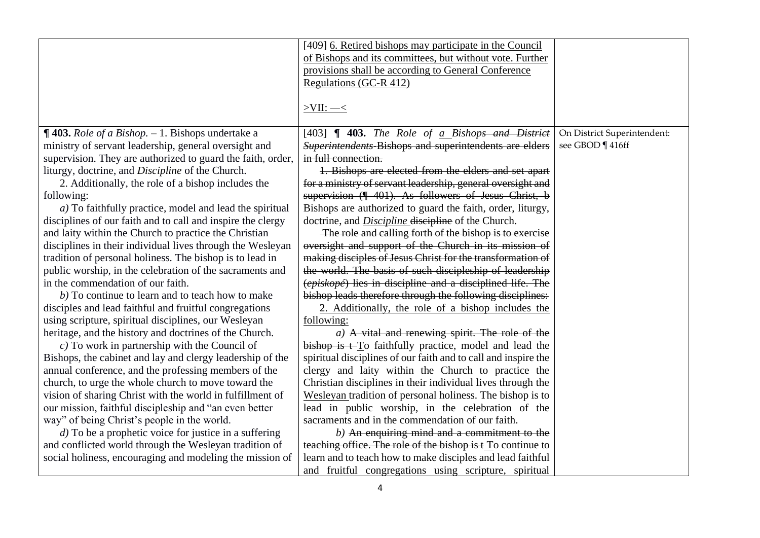| | | |
|---|---|---|
| | [409] 6. Retired bishops may participate in the Council of Bishops and its committees, but without vote. Further provisions shall be according to General Conference Regulations (GC-R 412)<br><br>>VII: —< | |
| **¶ 403.** *Role of a Bishop.* – 1. Bishops undertake a ministry of servant leadership, general oversight and supervision. They are authorized to guard the faith, order, liturgy, doctrine, and *Discipline* of the Church.<br>2. Additionally, the role of a bishop includes the following:<br>*a)* To faithfully practice, model and lead the spiritual disciplines of our faith and to call and inspire the clergy and laity within the Church to practice the Christian disciplines in their individual lives through the Wesleyan tradition of personal holiness. The bishop is to lead in public worship, in the celebration of the sacraments and in the commendation of our faith.<br>*b)* To continue to learn and to teach how to make disciples and lead faithful and fruitful congregations using scripture, spiritual disciplines, our Wesleyan heritage, and the history and doctrines of the Church.<br>*c)* To work in partnership with the Council of Bishops, the cabinet and lay and clergy leadership of the annual conference, and the professing members of the church, to urge the whole church to move toward the vision of sharing Christ with the world in fulfillment of our mission, faithful discipleship and "an even better way" of being Christ's people in the world.<br>*d)* To be a prophetic voice for justice in a suffering and conflicted world through the Wesleyan tradition of social holiness, encouraging and modeling the mission of | [403] **¶ 403.** *The Role of a Bishops ~~and District Superintendents~~* ~~Bishops and superintendents are elders in full connection.~~<br>~~1. Bishops are elected from the elders and set apart for a ministry of servant leadership, general oversight and supervision (¶ 401). As followers of Jesus Christ, b~~ Bishops are authorized to guard the faith, order, liturgy, doctrine, and *Discipline* ~~discipline~~ of the Church.<br>~~The role and calling forth of the bishop is to exercise oversight and support of the Church in its mission of making disciples of Jesus Christ for the transformation of the world. The basis of such discipleship of leadership (*episkopé*) lies in discipline and a disciplined life. The bishop leads therefore through the following disciplines:~~<br>2. Additionally, the role of a bishop includes the following:<br>*a)* ~~A vital and renewing spirit. The role of the bishop is t~~ To faithfully practice, model and lead the spiritual disciplines of our faith and to call and inspire the clergy and laity within the Church to practice the Christian disciplines in their individual lives through the Wesleyan tradition of personal holiness. The bishop is to lead in public worship, in the celebration of the sacraments and in the commendation of our faith.<br>*b)* ~~An enquiring mind and a commitment to the teaching office. The role of the bishop is t~~ To continue to learn and to teach how to make disciples and lead faithful and fruitful congregations using scripture, spiritual | On District Superintendent: see GBOD ¶ 416ff |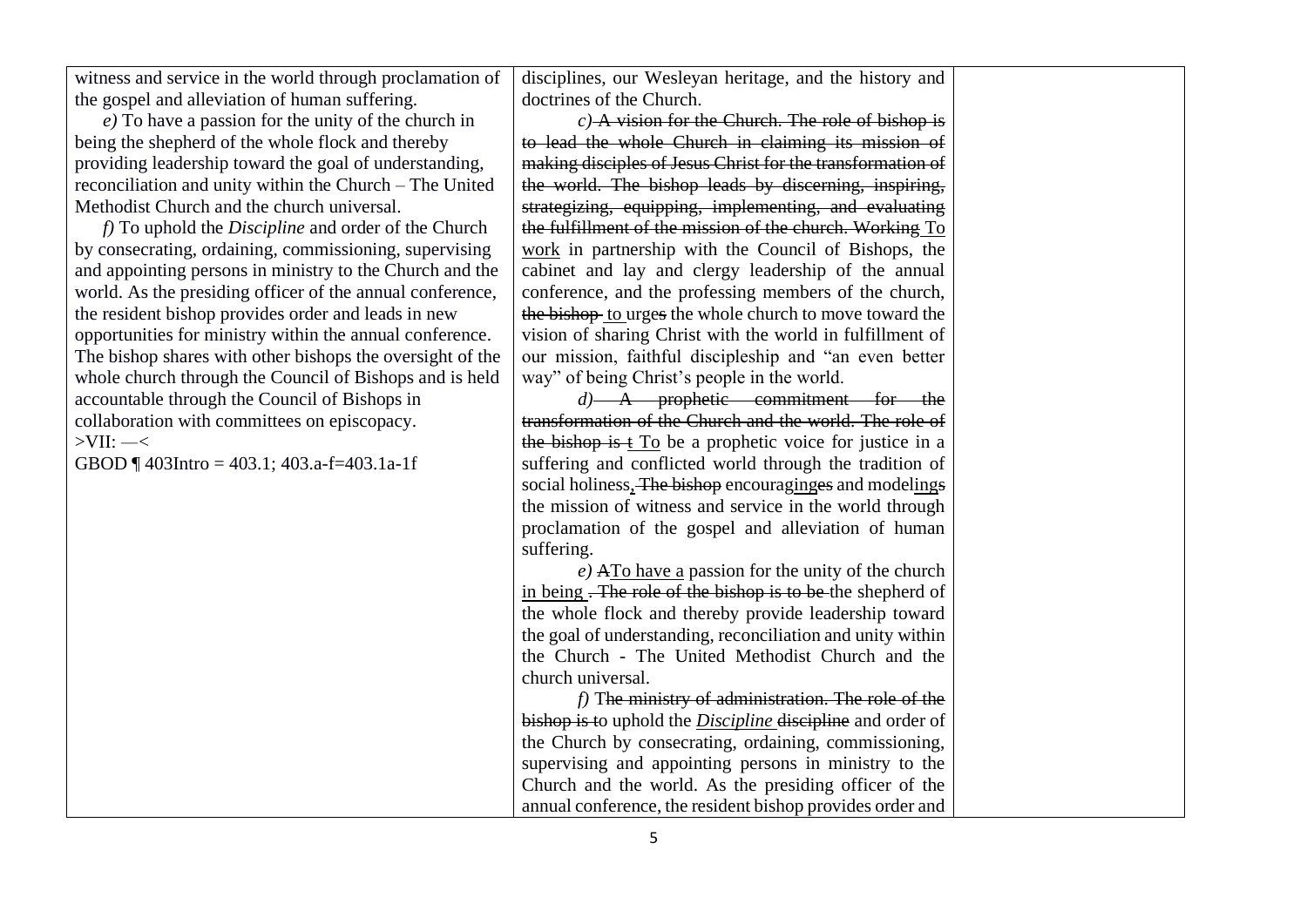| | | |
|---|---|---|
| witness and service in the world through proclamation of the gospel and alleviation of human suffering.<br>*e)* To have a passion for the unity of the church in being the shepherd of the whole flock and thereby providing leadership toward the goal of understanding, reconciliation and unity within the Church – The United Methodist Church and the church universal.<br>*f)* To uphold the *Discipline* and order of the Church by consecrating, ordaining, commissioning, supervising and appointing persons in ministry to the Church and the world. As the presiding officer of the annual conference, the resident bishop provides order and leads in new opportunities for ministry within the annual conference. The bishop shares with other bishops the oversight of the whole church through the Council of Bishops and is held accountable through the Council of Bishops in collaboration with committees on episcopacy.<br>>VII: —<<br>GBOD ¶ 403Intro = 403.1; 403.a-f=403.1a-1f | disciplines, our Wesleyan heritage, and the history and doctrines of the Church.<br>*c)* ~~A vision for the Church. The role of bishop is to lead the whole Church in claiming its mission of making disciples of Jesus Christ for the transformation of the world. The bishop leads by discerning, inspiring, strategizing, equipping, implementing, and evaluating the fulfillment of the mission of the church. Working~~ <u>To work</u> in partnership with the Council of Bishops, the cabinet and lay and clergy leadership of the annual conference, and the professing members of the church, ~~the bishop~~ <u>to</u> urge~~s~~ the whole church to move toward the vision of sharing Christ with the world in fulfillment of our mission, faithful discipleship and "an even better way" of being Christ's people in the world.<br>*d)* ~~A prophetic commitment for the transformation of the Church and the world. The role of the bishop is t~~ <u>To</u> be a prophetic voice for justice in a suffering and conflicted world through the tradition of social holiness<u>,</u>~~. The bishop~~ encourag<u>ing</u>~~es~~ and model<u>ing</u>~~s~~ the mission of witness and service in the world through proclamation of the gospel and alleviation of human suffering.<br>*e)* ~~A~~<u>To have a</u> passion for the unity of the church <u>in being</u> ~~. The role of the bishop is to be~~ the shepherd of the whole flock and thereby provide leadership toward the goal of understanding, reconciliation and unity within the Church - The United Methodist Church and the church universal.<br>*f)* T~~he ministry of administration. The role of the bishop is t~~o uphold the <u>*Discipline*</u> ~~discipline~~ and order of the Church by consecrating, ordaining, commissioning, supervising and appointing persons in ministry to the Church and the world. As the presiding officer of the annual conference, the resident bishop provides order and | |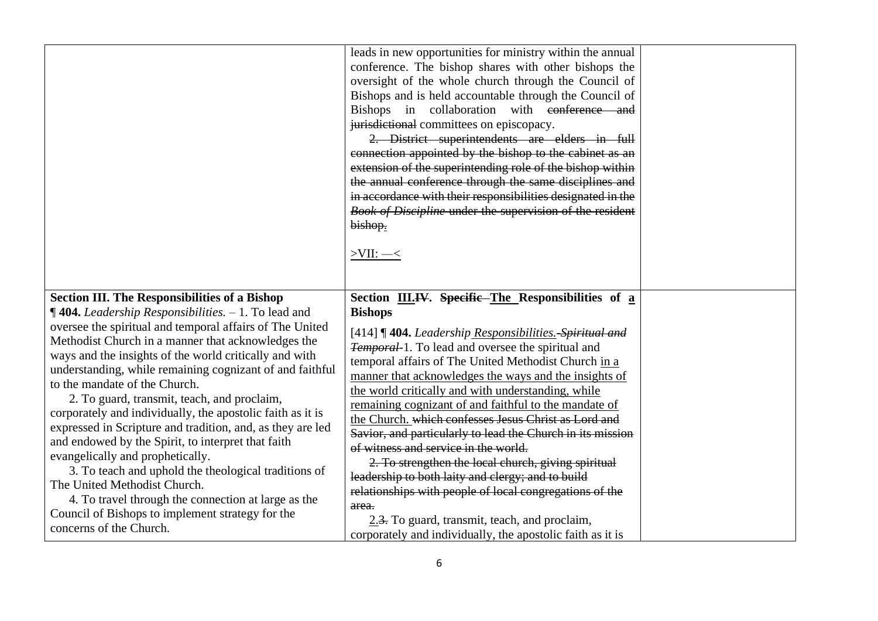| | | |
|---|---|---|
| | leads in new opportunities for ministry within the annual conference. The bishop shares with other bishops the oversight of the whole church through the Council of Bishops and is held accountable through the Council of Bishops in collaboration with ~~conference and jurisdictional~~ committees on episcopacy.<br><br>~~2. District superintendents are elders in full connection appointed by the bishop to the cabinet as an extension of the superintending role of the bishop within the annual conference through the same disciplines and in accordance with their responsibilities designated in the *Book of Discipline* under the supervision of the resident bishop.~~<br><br>>VII: —< | |
| **Section III. The Responsibilities of a Bishop**<br>**¶ 404.** *Leadership Responsibilities.* – 1. To lead and oversee the spiritual and temporal affairs of The United Methodist Church in a manner that acknowledges the ways and the insights of the world critically and with understanding, while remaining cognizant of and faithful to the mandate of the Church.<br>2. To guard, transmit, teach, and proclaim, corporately and individually, the apostolic faith as it is expressed in Scripture and tradition, and, as they are led and endowed by the Spirit, to interpret that faith evangelically and prophetically.<br>3. To teach and uphold the theological traditions of The United Methodist Church.<br>4. To travel through the connection at large as the Council of Bishops to implement strategy for the concerns of the Church. | **Section III.~~IV~~. ~~Specific~~ The Responsibilities of a Bishops**<br><br>[414] **¶ 404.** *Leadership Responsibilities. ~~Spiritual and Temporal~~* 1. To lead and oversee the spiritual and temporal affairs of The United Methodist Church in a manner that acknowledges the ways and the insights of the world critically and with understanding, while remaining cognizant of and faithful to the mandate of the Church. ~~which confesses Jesus Christ as Lord and Savior, and particularly to lead the Church in its mission of witness and service in the world.~~<br>~~2. To strengthen the local church, giving spiritual leadership to both laity and clergy; and to build relationships with people of local congregations of the area.~~<br>2.~~3.~~ To guard, transmit, teach, and proclaim, corporately and individually, the apostolic faith as it is | |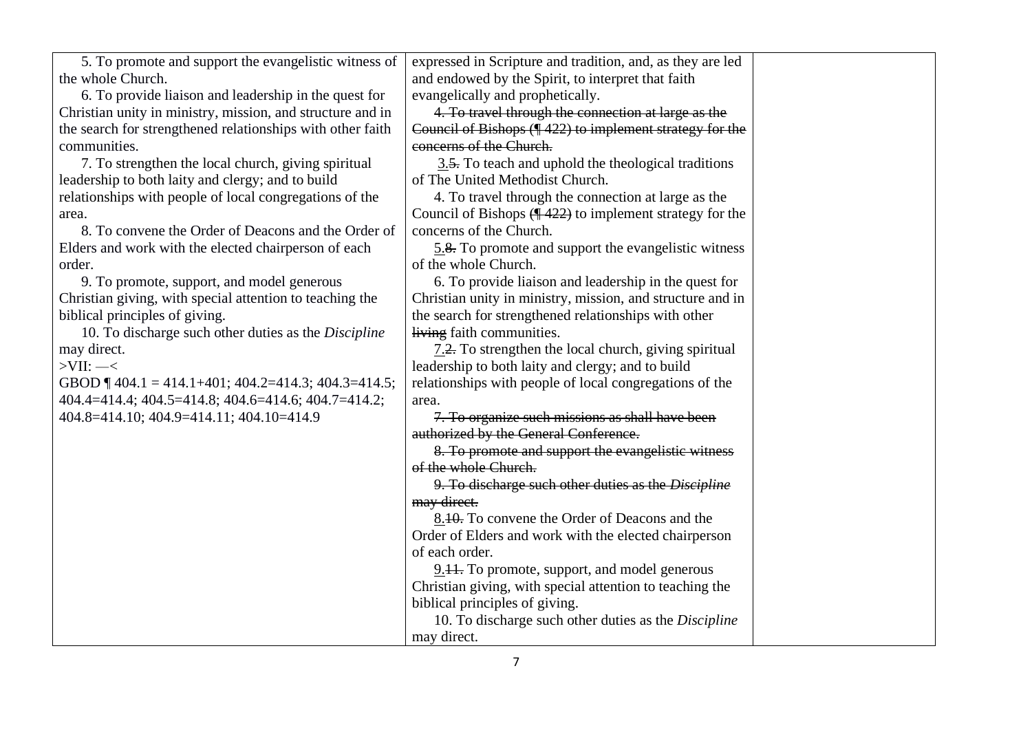| | | |
|---|---|---|
| 5. To promote and support the evangelistic witness of the whole Church.<br>6. To provide liaison and leadership in the quest for Christian unity in ministry, mission, and structure and in the search for strengthened relationships with other faith communities.<br>7. To strengthen the local church, giving spiritual leadership to both laity and clergy; and to build relationships with people of local congregations of the area.<br>8. To convene the Order of Deacons and the Order of Elders and work with the elected chairperson of each order.<br>9. To promote, support, and model generous Christian giving, with special attention to teaching the biblical principles of giving.<br>10. To discharge such other duties as the *Discipline* may direct.<br>>VII: —<<br>GBOD ¶ 404.1 = 414.1+401; 404.2=414.3; 404.3=414.5; 404.4=414.4; 404.5=414.8; 404.6=414.6; 404.7=414.2; 404.8=414.10; 404.9=414.11; 404.10=414.9 | expressed in Scripture and tradition, and, as they are led and endowed by the Spirit, to interpret that faith evangelically and prophetically.<br>~~4. To travel through the connection at large as the Council of Bishops (¶ 422) to implement strategy for the concerns of the Church.~~<br>3.~~5.~~ To teach and uphold the theological traditions of The United Methodist Church.<br>4. To travel through the connection at large as the Council of Bishops ~~(¶ 422)~~ to implement strategy for the concerns of the Church.<br>5.~~8.~~ To promote and support the evangelistic witness of the whole Church.<br>6. To provide liaison and leadership in the quest for Christian unity in ministry, mission, and structure and in the search for strengthened relationships with other ~~living~~ faith communities.<br>7.~~2.~~ To strengthen the local church, giving spiritual leadership to both laity and clergy; and to build relationships with people of local congregations of the area.<br>~~7. To organize such missions as shall have been authorized by the General Conference.~~<br>~~8. To promote and support the evangelistic witness of the whole Church.~~<br>~~9. To discharge such other duties as the *Discipline* may direct.~~<br>8.~~10.~~ To convene the Order of Deacons and the Order of Elders and work with the elected chairperson of each order.<br>9.~~11.~~ To promote, support, and model generous Christian giving, with special attention to teaching the biblical principles of giving.<br>10. To discharge such other duties as the *Discipline* may direct. | |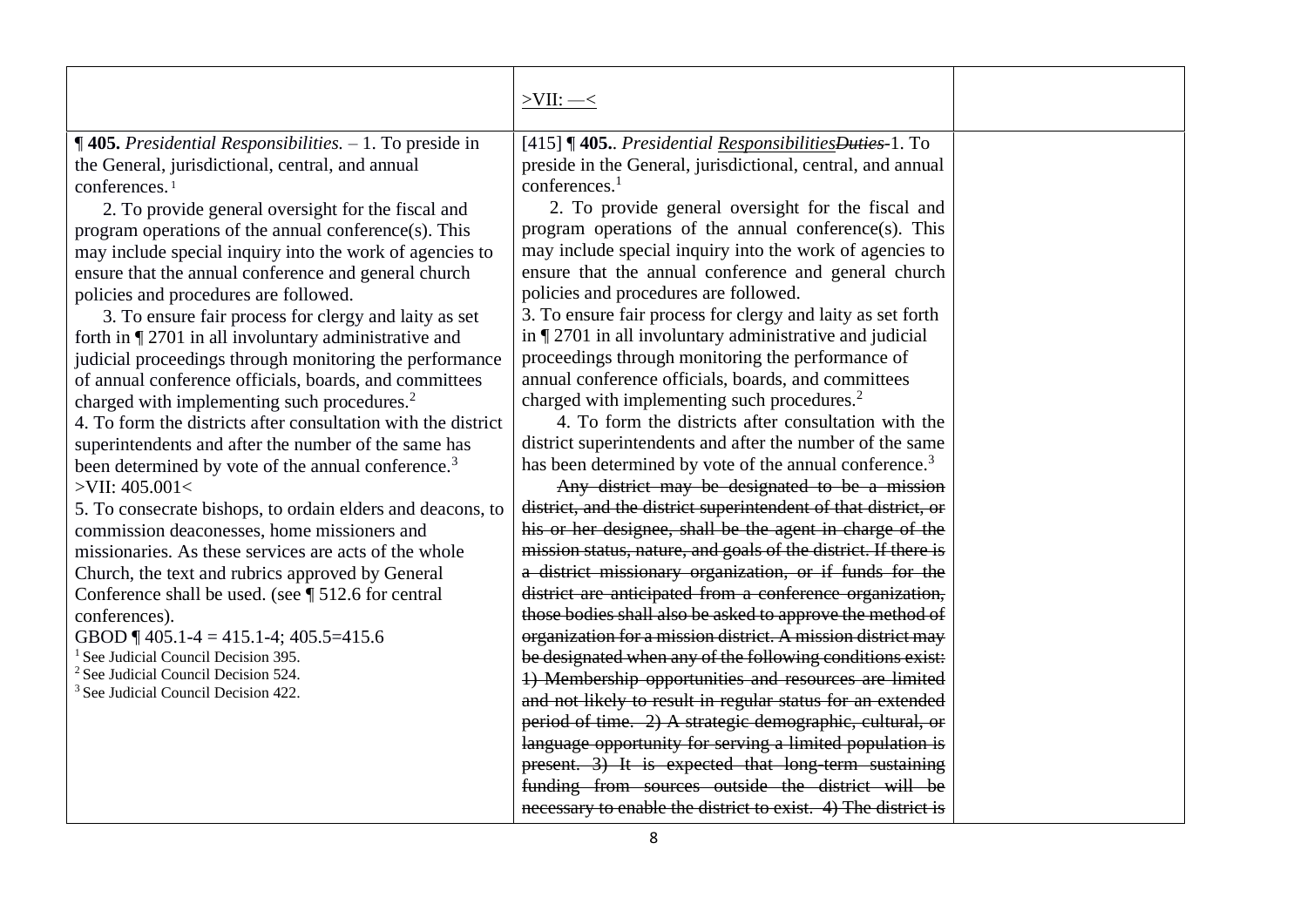| | >VII: —< | |
|---|---|---|
| **¶ 405.** *Presidential Responsibilities.* – 1. To preside in the General, jurisdictional, central, and annual conferences.[1]<br>2. To provide general oversight for the fiscal and program operations of the annual conference(s). This may include special inquiry into the work of agencies to ensure that the annual conference and general church policies and procedures are followed.<br>3. To ensure fair process for clergy and laity as set forth in ¶ 2701 in all involuntary administrative and judicial proceedings through monitoring the performance of annual conference officials, boards, and committees charged with implementing such procedures.[2]<br>4. To form the districts after consultation with the district superintendents and after the number of the same has been determined by vote of the annual conference.[3]<br>>VII: 405.001<<br>5. To consecrate bishops, to ordain elders and deacons, to commission deaconesses, home missioners and missionaries. As these services are acts of the whole Church, the text and rubrics approved by General Conference shall be used. (see ¶ 512.6 for central conferences).<br>GBOD ¶ 405.1-4 = 415.1-4; 405.5=415.6<br>[1] See Judicial Council Decision 395.<br>[2] See Judicial Council Decision 524.<br>[3] See Judicial Council Decision 422. | [415] **¶ 405.**. *Presidential* <u>*Responsibilities*</u>~~*Duties*~~-1. To preside in the General, jurisdictional, central, and annual conferences.[1]<br>2. To provide general oversight for the fiscal and program operations of the annual conference(s). This may include special inquiry into the work of agencies to ensure that the annual conference and general church policies and procedures are followed.<br>3. To ensure fair process for clergy and laity as set forth in ¶ 2701 in all involuntary administrative and judicial proceedings through monitoring the performance of annual conference officials, boards, and committees charged with implementing such procedures.[2]<br>4. To form the districts after consultation with the district superintendents and after the number of the same has been determined by vote of the annual conference.[3]<br>~~Any district may be designated to be a mission district, and the district superintendent of that district, or his or her designee, shall be the agent in charge of the mission status, nature, and goals of the district. If there is a district missionary organization, or if funds for the district are anticipated from a conference organization, those bodies shall also be asked to approve the method of organization for a mission district. A mission district may be designated when any of the following conditions exist: 1) Membership opportunities and resources are limited and not likely to result in regular status for an extended period of time. 2) A strategic demographic, cultural, or language opportunity for serving a limited population is present. 3) It is expected that long-term sustaining funding from sources outside the district will be necessary to enable the district to exist. 4) The district is~~ | |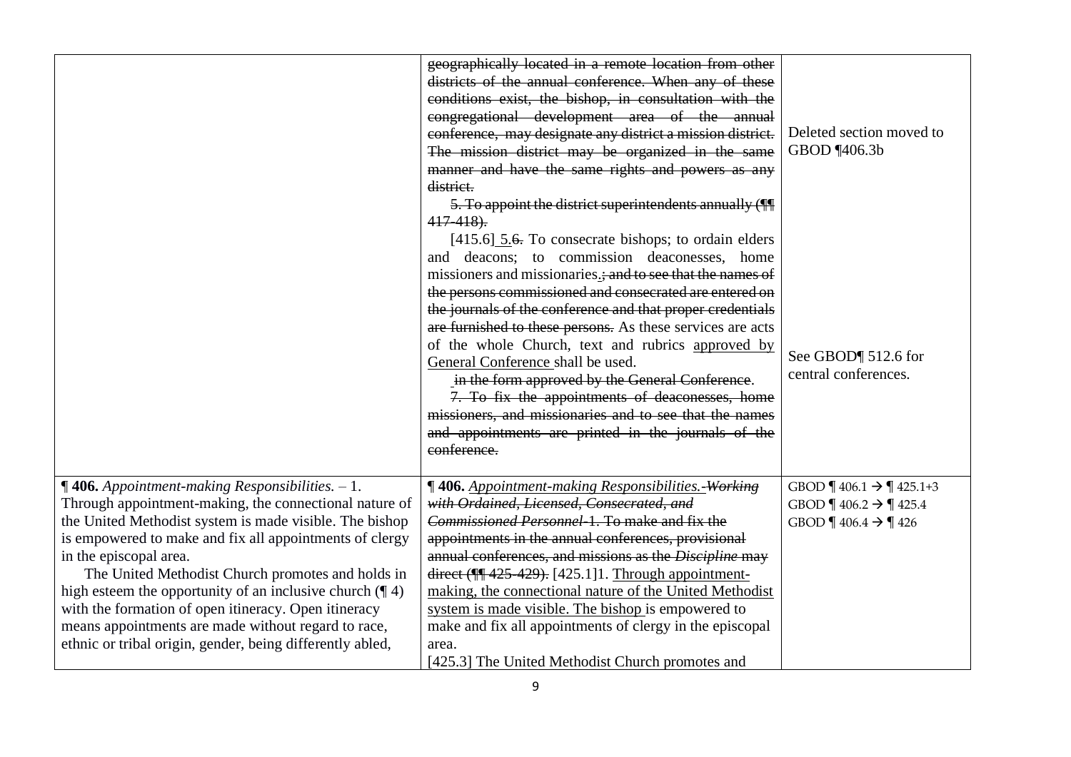| | | |
|---|---|---|
| | ~~geographically located in a remote location from other districts of the annual conference. When any of these conditions exist, the bishop, in consultation with the congregational development area of the annual conference, may designate any district a mission district. The mission district may be organized in the same manner and have the same rights and powers as any district.~~<br>~~5. To appoint the district superintendents annually (¶¶ 417-418).~~<br>[415.6] 5.~~6.~~ To consecrate bishops; to ordain elders and deacons; to commission deaconesses, home missioners and missionaries.~~; and to see that the names of the persons commissioned and consecrated are entered on the journals of the conference and that proper credentials are furnished to these persons.~~ As these services are acts of the whole Church, text and rubrics approved by General Conference shall be used.<br>~~in the form approved by the General Conference~~.<br>~~7. To fix the appointments of deaconesses, home missioners, and missionaries and to see that the names and appointments are printed in the journals of the conference.~~ | Deleted section moved to GBOD ¶406.3b<br><br>See GBOD¶ 512.6 for central conferences. |
| **¶ 406.** *Appointment-making Responsibilities.* – 1. Through appointment-making, the connectional nature of the United Methodist system is made visible. The bishop is empowered to make and fix all appointments of clergy in the episcopal area.<br>The United Methodist Church promotes and holds in high esteem the opportunity of an inclusive church (¶ 4) with the formation of open itineracy. Open itineracy means appointments are made without regard to race, ethnic or tribal origin, gender, being differently abled, | **¶ 406.** *Appointment-making Responsibilities.* ~~*-Working with Ordained, Licensed, Consecrated, and Commissioned Personnel*-1. To make and fix the appointments in the annual conferences, provisional annual conferences, and missions as the *Discipline* may direct (¶¶ 425-429).~~ [425.1]1. Through appointment-making, the connectional nature of the United Methodist system is made visible. The bishop is empowered to make and fix all appointments of clergy in the episcopal area.<br>[425.3] The United Methodist Church promotes and | GBOD ¶ 406.1 → ¶ 425.1+3<br>GBOD ¶ 406.2 → ¶ 425.4<br>GBOD ¶ 406.4 → ¶ 426 |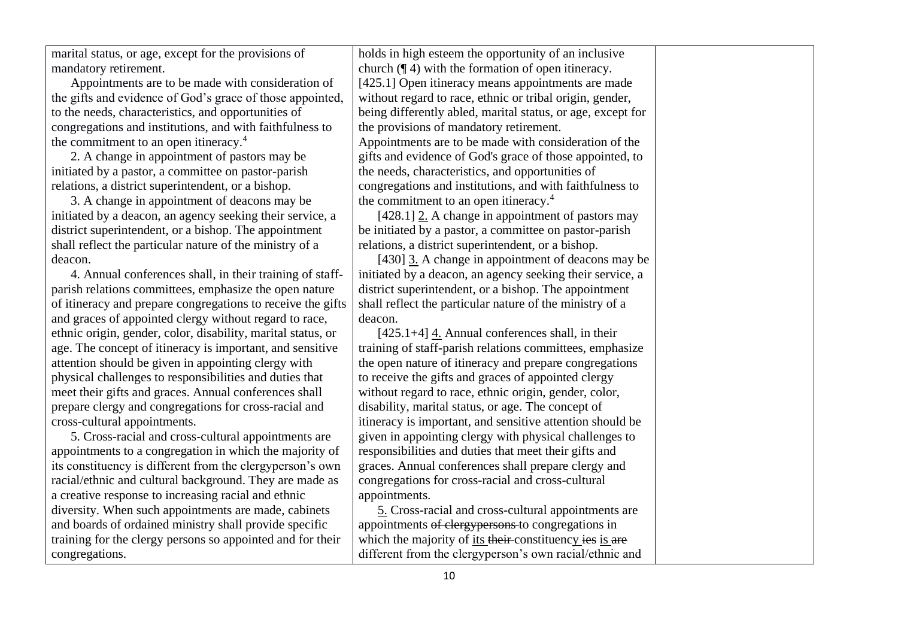| | | |
|---|---|---|
| marital status, or age, except for the provisions of mandatory retirement.<br><br>Appointments are to be made with consideration of the gifts and evidence of God's grace of those appointed, to the needs, characteristics, and opportunities of congregations and institutions, and with faithfulness to the commitment to an open itinerary.[4]<br><br>2. A change in appointment of pastors may be initiated by a pastor, a committee on pastor-parish relations, a district superintendent, or a bishop.<br><br>3. A change in appointment of deacons may be initiated by a deacon, an agency seeking their service, a district superintendent, or a bishop. The appointment shall reflect the particular nature of the ministry of a deacon.<br><br>4. Annual conferences shall, in their training of staff-parish relations committees, emphasize the open nature of itineracy and prepare congregations to receive the gifts and graces of appointed clergy without regard to race, ethnic origin, gender, color, disability, marital status, or age. The concept of itineracy is important, and sensitive attention should be given in appointing clergy with physical challenges to responsibilities and duties that meet their gifts and graces. Annual conferences shall prepare clergy and congregations for cross-racial and cross-cultural appointments.<br><br>5. Cross-racial and cross-cultural appointments are appointments to a congregation in which the majority of its constituency is different from the clergyperson's own racial/ethnic and cultural background. They are made as a creative response to increasing racial and ethnic diversity. When such appointments are made, cabinets and boards of ordained ministry shall provide specific training for the clergy persons so appointed and for their congregations. | holds in high esteem the opportunity of an inclusive church (¶ 4) with the formation of open itineracy. [425.1] Open itineracy means appointments are made without regard to race, ethnic or tribal origin, gender, being differently abled, marital status, or age, except for the provisions of mandatory retirement.<br>Appointments are to be made with consideration of the gifts and evidence of God's grace of those appointed, to the needs, characteristics, and opportunities of congregations and institutions, and with faithfulness to the commitment to an open itineracy.[4]<br><br>[428.1] <u>2.</u> A change in appointment of pastors may be initiated by a pastor, a committee on pastor-parish relations, a district superintendent, or a bishop.<br><br>[430] <u>3.</u> A change in appointment of deacons may be initiated by a deacon, an agency seeking their service, a district superintendent, or a bishop. The appointment shall reflect the particular nature of the ministry of a deacon.<br><br>[425.1+4] <u>4.</u> Annual conferences shall, in their training of staff-parish relations committees, emphasize the open nature of itineracy and prepare congregations to receive the gifts and graces of appointed clergy without regard to race, ethnic origin, gender, color, disability, marital status, or age. The concept of itineracy is important, and sensitive attention should be given in appointing clergy with physical challenges to responsibilities and duties that meet their gifts and graces. Annual conferences shall prepare clergy and congregations for cross-racial and cross-cultural appointments.<br><br><u>5.</u> Cross-racial and cross-cultural appointments are appointments ~~of clergypersons~~ to congregations in which the majority of <u>its</u> ~~their~~ constituenc<u>y</u> ~~ies~~ <u>is</u> ~~are~~ different from the clergyperson's own racial/ethnic and | |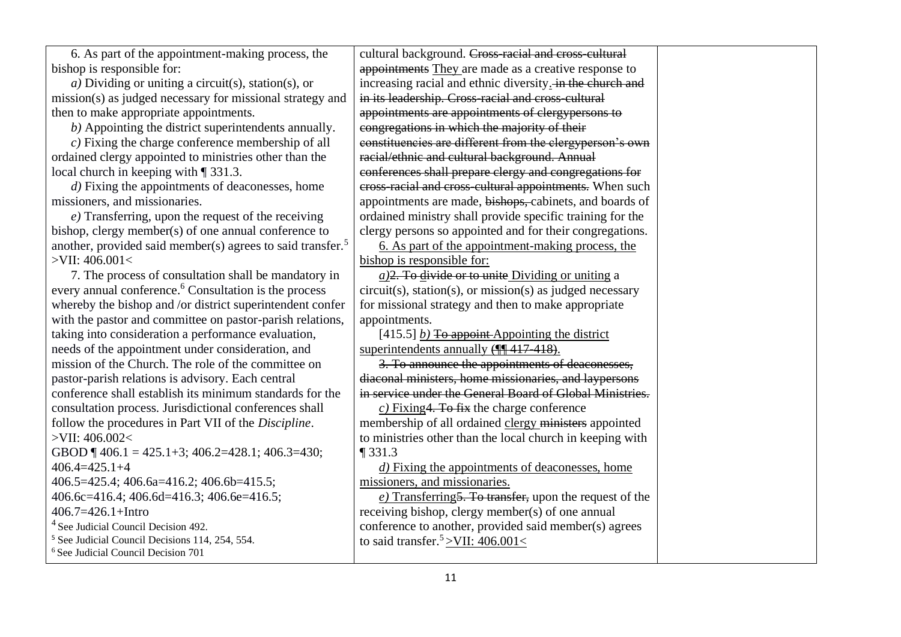| | | |
|---|---|---|
| 6. As part of the appointment-making process, the bishop is responsible for:<br>*a)* Dividing or uniting a circuit(s), station(s), or mission(s) as judged necessary for missional strategy and then to make appropriate appointments.<br>*b)* Appointing the district superintendents annually.<br>*c)* Fixing the charge conference membership of all ordained clergy appointed to ministries other than the local church in keeping with ¶ 331.3.<br>*d)* Fixing the appointments of deaconesses, home missioners, and missionaries.<br>*e)* Transferring, upon the request of the receiving bishop, clergy member(s) of one annual conference to another, provided said member(s) agrees to said transfer.[5]<br>>VII: 406.001<<br>7. The process of consultation shall be mandatory in every annual conference.[6] Consultation is the process whereby the bishop and /or district superintendent confer with the pastor and committee on pastor-parish relations, taking into consideration a performance evaluation, needs of the appointment under consideration, and mission of the Church. The role of the committee on pastor-parish relations is advisory. Each central conference shall establish its minimum standards for the consultation process. Jurisdictional conferences shall follow the procedures in Part VII of the *Discipline*.<br>>VII: 406.002<<br>GBOD ¶ 406.1 = 425.1+3; 406.2=428.1; 406.3=430; 406.4=425.1+4<br>406.5=425.4; 406.6a=416.2; 406.6b=415.5; 406.6c=416.4; 406.6d=416.3; 406.6e=416.5; 406.7=426.1+Intro<br>[4] See Judicial Council Decision 492.<br>[5] See Judicial Council Decisions 114, 254, 554.<br>[6] See Judicial Council Decision 701 | cultural background. ~~Cross-racial and cross-cultural appointments~~ They are made as a creative response to increasing racial and ethnic diversity. ~~in the church and in its leadership. Cross-racial and cross-cultural appointments are appointments of clergypersons to congregations in which the majority of their constituencies are different from the clergyperson's own racial/ethnic and cultural background. Annual conferences shall prepare clergy and congregations for cross-racial and cross-cultural appointments.~~ When such appointments are made, ~~bishops,~~ cabinets, and boards of ordained ministry shall provide specific training for the clergy persons so appointed and for their congregations.<br>6. As part of the appointment-making process, the bishop is responsible for:<br>*a)*~~2. To divide or to unite~~ Dividing or uniting a circuit(s), station(s), or mission(s) as judged necessary for missional strategy and then to make appropriate appointments.<br>[415.5] *b)* ~~To appoint~~ Appointing the district superintendents annually ~~(¶¶ 417-418)~~.<br>~~3. To announce the appointments of deaconesses, diaconal ministers, home missionaries, and laypersons in service under the General Board of Global Ministries.~~<br>*c)* Fixing~~4. To fix~~ the charge conference membership of all ordained clergy ~~ministers~~ appointed to ministries other than the local church in keeping with ¶ 331.3<br>*d)* Fixing the appointments of deaconesses, home missioners, and missionaries.<br>*e)* Transferring~~5. To transfer,~~ upon the request of the receiving bishop, clergy member(s) of one annual conference to another, provided said member(s) agrees to said transfer.[5] >VII: 406.001< | |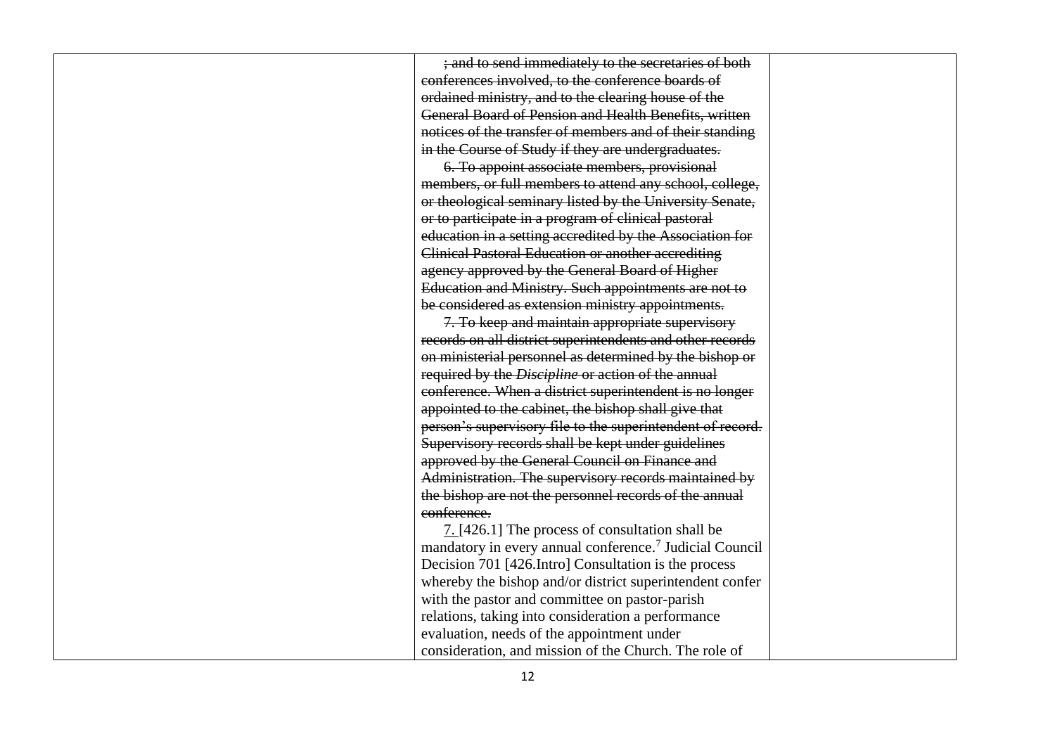| | ~~; and to send immediately to the secretaries of both conferences involved, to the conference boards of ordained ministry, and to the clearing house of the General Board of Pension and Health Benefits, written notices of the transfer of members and of their standing in the Course of Study if they are undergraduates.~~<br><br>~~6. To appoint associate members, provisional members, or full members to attend any school, college, or theological seminary listed by the University Senate, or to participate in a program of clinical pastoral education in a setting accredited by the Association for Clinical Pastoral Education or another accrediting agency approved by the General Board of Higher Education and Ministry. Such appointments are not to be considered as extension ministry appointments.~~<br><br>~~7. To keep and maintain appropriate supervisory records on all district superintendents and other records on ministerial personnel as determined by the bishop or required by the *Discipline* or action of the annual conference. When a district superintendent is no longer appointed to the cabinet, the bishop shall give that person's supervisory file to the superintendent of record. Supervisory records shall be kept under guidelines approved by the General Council on Finance and Administration. The supervisory records maintained by the bishop are not the personnel records of the annual conference.~~<br><br><u>7.</u> [426.1] The process of consultation shall be mandatory in every annual conference.[7] Judicial Council Decision 701 [426.Intro] Consultation is the process whereby the bishop and/or district superintendent confer with the pastor and committee on pastor-parish relations, taking into consideration a performance evaluation, needs of the appointment under consideration, and mission of the Church. The role of | |
|---|---|---|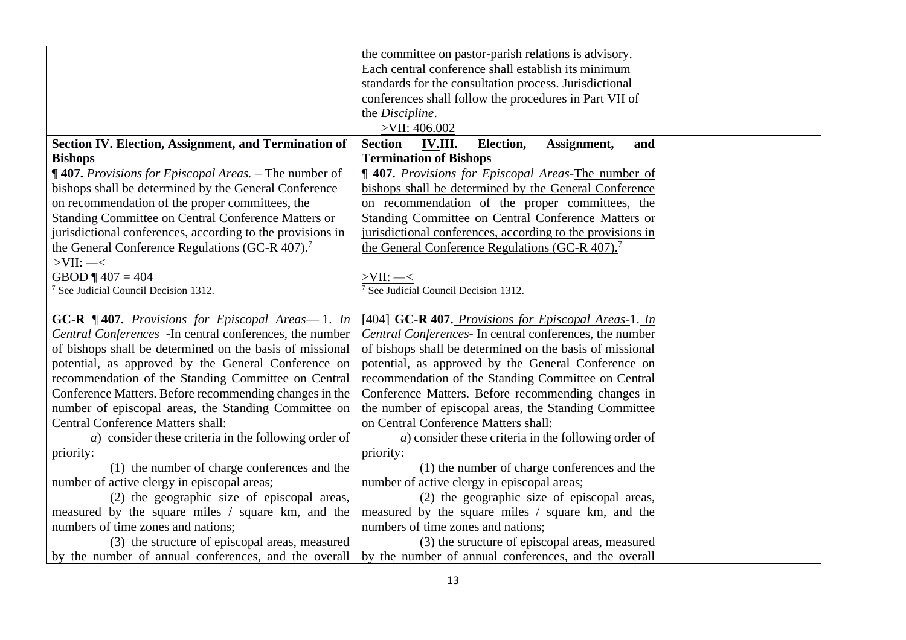| | | |
|---|---|---|
| | the committee on pastor-parish relations is advisory. Each central conference shall establish its minimum standards for the consultation process. Jurisdictional conferences shall follow the procedures in Part VII of the *Discipline*.<br>>VII: 406.002 | |
| **Section IV. Election, Assignment, and Termination of Bishops**<br>**¶ 407.** *Provisions for Episcopal Areas.* – The number of bishops shall be determined by the General Conference on recommendation of the proper committees, the Standing Committee on Central Conference Matters or jurisdictional conferences, according to the provisions in the General Conference Regulations (GC-R 407).[7]<br>>VII: —<<br>GBOD ¶ 407 = 404<br>[7] See Judicial Council Decision 1312. | **Section IV.~~III.~~ Election, Assignment, and Termination of Bishops**<br>**¶ 407.** *Provisions for Episcopal Areas*-The number of bishops shall be determined by the General Conference on recommendation of the proper committees, the Standing Committee on Central Conference Matters or jurisdictional conferences, according to the provisions in the General Conference Regulations (GC-R 407).[7]<br><br>>VII: —<<br>[7] See Judicial Council Decision 1312. | |
| **GC-R ¶ 407.** *Provisions for Episcopal Areas*— 1. *In Central Conferences* -In central conferences, the number of bishops shall be determined on the basis of missional potential, as approved by the General Conference on recommendation of the Standing Committee on Central Conference Matters. Before recommending changes in the number of episcopal areas, the Standing Committee on Central Conference Matters shall:<br>*a*) consider these criteria in the following order of priority:<br>(1) the number of charge conferences and the number of active clergy in episcopal areas;<br>(2) the geographic size of episcopal areas, measured by the square miles / square km, and the numbers of time zones and nations;<br>(3) the structure of episcopal areas, measured by the number of annual conferences, and the overall | [404] **GC-R 407.** *Provisions for Episcopal Areas*-1. *In Central Conferences*- In central conferences, the number of bishops shall be determined on the basis of missional potential, as approved by the General Conference on recommendation of the Standing Committee on Central Conference Matters. Before recommending changes in the number of episcopal areas, the Standing Committee on Central Conference Matters shall:<br>*a*) consider these criteria in the following order of priority:<br>(1) the number of charge conferences and the number of active clergy in episcopal areas;<br>(2) the geographic size of episcopal areas, measured by the square miles / square km, and the numbers of time zones and nations;<br>(3) the structure of episcopal areas, measured by the number of annual conferences, and the overall | |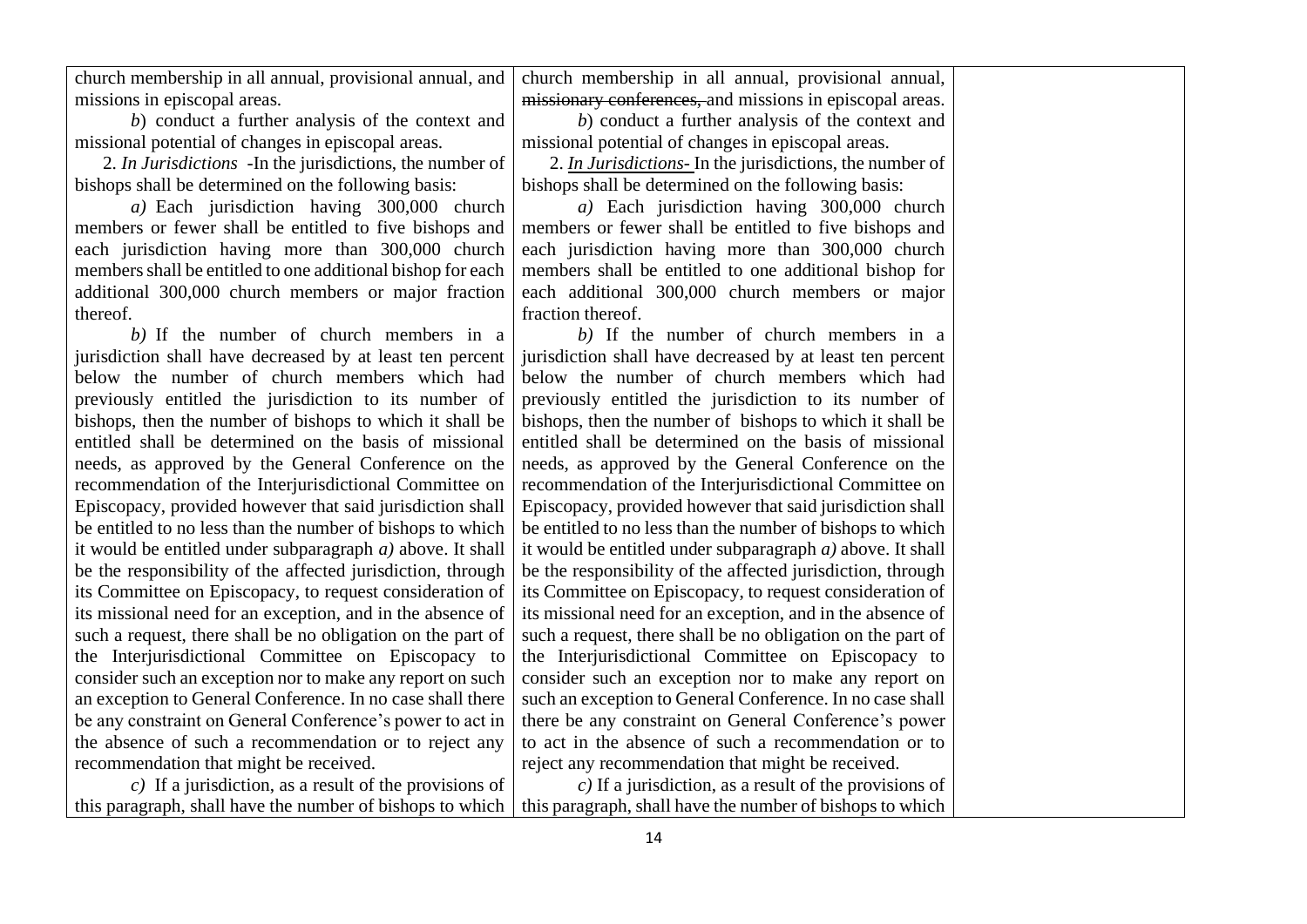| | | |
|---|---|---|
| church membership in all annual, provisional annual, and missions in episcopal areas.<br><br>*b*) conduct a further analysis of the context and missional potential of changes in episcopal areas.<br><br>2. *In Jurisdictions* -In the jurisdictions, the number of bishops shall be determined on the following basis:<br><br>*a)* Each jurisdiction having 300,000 church members or fewer shall be entitled to five bishops and each jurisdiction having more than 300,000 church members shall be entitled to one additional bishop for each additional 300,000 church members or major fraction thereof.<br><br>*b)* If the number of church members in a jurisdiction shall have decreased by at least ten percent below the number of church members which had previously entitled the jurisdiction to its number of bishops, then the number of bishops to which it shall be entitled shall be determined on the basis of missional needs, as approved by the General Conference on the recommendation of the Interjurisdictional Committee on Episcopacy, provided however that said jurisdiction shall be entitled to no less than the number of bishops to which it would be entitled under subparagraph *a)* above. It shall be the responsibility of the affected jurisdiction, through its Committee on Episcopacy, to request consideration of its missional need for an exception, and in the absence of such a request, there shall be no obligation on the part of the Interjurisdictional Committee on Episcopacy to consider such an exception nor to make any report on such an exception to General Conference. In no case shall there be any constraint on General Conference's power to act in the absence of such a recommendation or to reject any recommendation that might be received.<br><br>*c)* If a jurisdiction, as a result of the provisions of this paragraph, shall have the number of bishops to which | church membership in all annual, provisional annual, ~~missionary conferences,~~ and missions in episcopal areas.<br><br>*b*) conduct a further analysis of the context and missional potential of changes in episcopal areas.<br><br>2. ***In Jurisdictions-*** In the jurisdictions, the number of bishops shall be determined on the following basis:<br><br>*a)* Each jurisdiction having 300,000 church members or fewer shall be entitled to five bishops and each jurisdiction having more than 300,000 church members shall be entitled to one additional bishop for each additional 300,000 church members or major fraction thereof.<br><br>*b)* If the number of church members in a jurisdiction shall have decreased by at least ten percent below the number of church members which had previously entitled the jurisdiction to its number of bishops, then the number of bishops to which it shall be entitled shall be determined on the basis of missional needs, as approved by the General Conference on the recommendation of the Interjurisdictional Committee on Episcopacy, provided however that said jurisdiction shall be entitled to no less than the number of bishops to which it would be entitled under subparagraph *a)* above. It shall be the responsibility of the affected jurisdiction, through its Committee on Episcopacy, to request consideration of its missional need for an exception, and in the absence of such a request, there shall be no obligation on the part of the Interjurisdictional Committee on Episcopacy to consider such an exception nor to make any report on such an exception to General Conference. In no case shall there be any constraint on General Conference's power to act in the absence of such a recommendation or to reject any recommendation that might be received.<br><br>*c)* If a jurisdiction, as a result of the provisions of this paragraph, shall have the number of bishops to which | |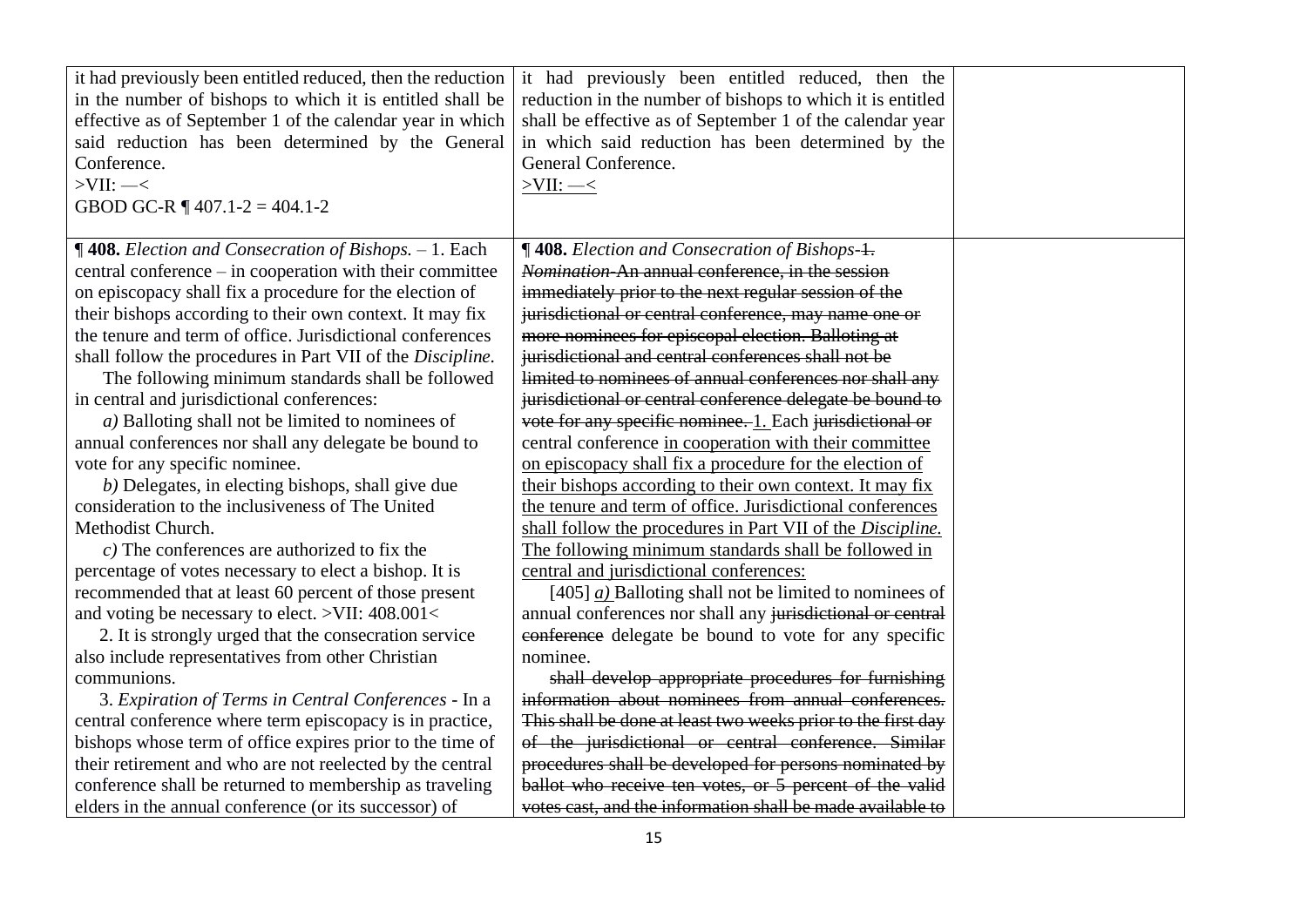| | | |
|---|---|---|
| it had previously been entitled reduced, then the reduction in the number of bishops to which it is entitled shall be effective as of September 1 of the calendar year in which said reduction has been determined by the General Conference.<br>>VII: —<<br>GBOD GC-R ¶ 407.1-2 = 404.1-2 | it had previously been entitled reduced, then the reduction in the number of bishops to which it is entitled shall be effective as of September 1 of the calendar year in which said reduction has been determined by the General Conference.<br><u>>VII: —<</u> | |
| **¶ 408.** *Election and Consecration of Bishops.* – 1. Each central conference – in cooperation with their committee on episcopacy shall fix a procedure for the election of their bishops according to their own context. It may fix the tenure and term of office. Jurisdictional conferences shall follow the procedures in Part VII of the *Discipline.*<br>The following minimum standards shall be followed in central and jurisdictional conferences:<br>*a)* Balloting shall not be limited to nominees of annual conferences nor shall any delegate be bound to vote for any specific nominee.<br>*b)* Delegates, in electing bishops, shall give due consideration to the inclusiveness of The United Methodist Church.<br>*c)* The conferences are authorized to fix the percentage of votes necessary to elect a bishop. It is recommended that at least 60 percent of those present and voting be necessary to elect. >VII: 408.001<<br>2. It is strongly urged that the consecration service also include representatives from other Christian communions.<br>3. *Expiration of Terms in Central Conferences* - In a central conference where term episcopacy is in practice, bishops whose term of office expires prior to the time of their retirement and who are not reelected by the central conference shall be returned to membership as traveling elders in the annual conference (or its successor) of | **¶ 408.** *Election and Consecration of Bishops*~~-1.~~ ~~*Nomination*-An annual conference, in the session immediately prior to the next regular session of the jurisdictional or central conference, may name one or more nominees for episcopal election. Balloting at jurisdictional and central conferences shall not be limited to nominees of annual conferences nor shall any jurisdictional or central conference delegate be bound to vote for any specific nominee.~~ <u>1.</u> Each ~~jurisdictional or~~ central conference <u>in cooperation with their committee on episcopacy shall fix a procedure for the election of their bishops according to their own context. It may fix the tenure and term of office. Jurisdictional conferences shall follow the procedures in Part VII of the *Discipline.* The following minimum standards shall be followed in central and jurisdictional conferences:</u><br>[405] <u>*a)*</u> Balloting shall not be limited to nominees of annual conferences nor shall any ~~jurisdictional or central conference~~ delegate be bound to vote for any specific nominee.<br>~~shall develop appropriate procedures for furnishing information about nominees from annual conferences. This shall be done at least two weeks prior to the first day of the jurisdictional or central conference. Similar procedures shall be developed for persons nominated by ballot who receive ten votes, or 5 percent of the valid votes cast, and the information shall be made available to~~ | |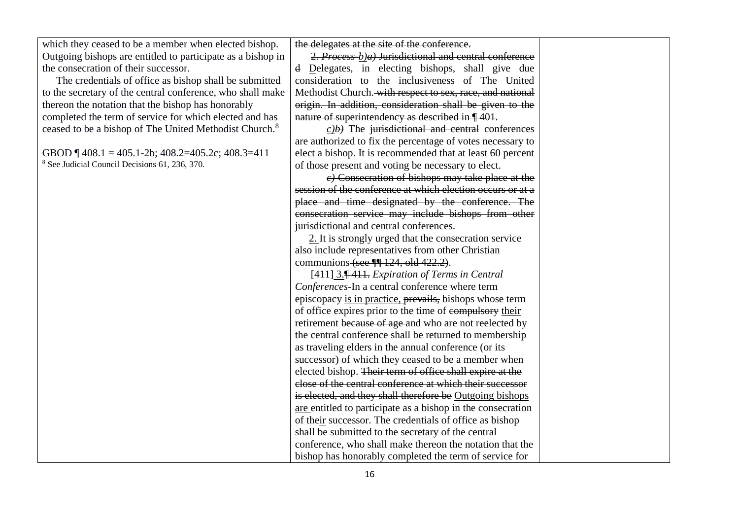| | | |
|---|---|---|
| which they ceased to be a member when elected bishop. Outgoing bishops are entitled to participate as a bishop in the consecration of their successor.<br><br>The credentials of office as bishop shall be submitted to the secretary of the central conference, who shall make thereon the notation that the bishop has honorably completed the term of service for which elected and has ceased to be a bishop of The United Methodist Church.[8]<br><br>GBOD ¶ 408.1 = 405.1-2b; 408.2=405.2c; 408.3=411<br><br>[8] See Judicial Council Decisions 61, 236, 370. | ~~the delegates at the site of the conference.~~<br><br>~~2. *Process-*~~ ~~*b)*~~*a)* ~~Jurisdictional and central conference d~~ <u>D</u>elegates, in electing bishops, shall give due consideration to the inclusiveness of The United Methodist Church. ~~with respect to sex, race, and national origin. In addition, consideration shall be given to the nature of superintendency as described in ¶ 401.~~<br><br><u>*c)*</u>~~*b)*~~ The ~~jurisdictional and central~~ conferences are authorized to fix the percentage of votes necessary to elect a bishop. It is recommended that at least 60 percent of those present and voting be necessary to elect.<br><br>~~*c)* Consecration of bishops may take place at the session of the conference at which election occurs or at a place and time designated by the conference. The consecration service may include bishops from other jurisdictional and central conferences.~~<br><br><u>2.</u> It is strongly urged that the consecration service also include representatives from other Christian communions ~~(see ¶¶ 124, old 422.2)~~.<br><br>[411] <u>3.</u>~~¶ 411.~~ *Expiration of Terms in Central Conferences*-In a central conference where term episcopacy <u>is in practice,</u> ~~prevails,~~ bishops whose term of office expires prior to the time of ~~compulsory~~ <u>their</u> retirement ~~because of age~~ and who are not reelected by the central conference shall be returned to membership as traveling elders in the annual conference (or its successor) of which they ceased to be a member when elected bishop. ~~Their term of office shall expire at the close of the central conference at which their successor is elected, and they shall therefore be~~ <u>Outgoing bishops are</u> entitled to participate as a bishop in the consecration of the<u>ir</u> successor. The credentials of office as bishop shall be submitted to the secretary of the central conference, who shall make thereon the notation that the bishop has honorably completed the term of service for | |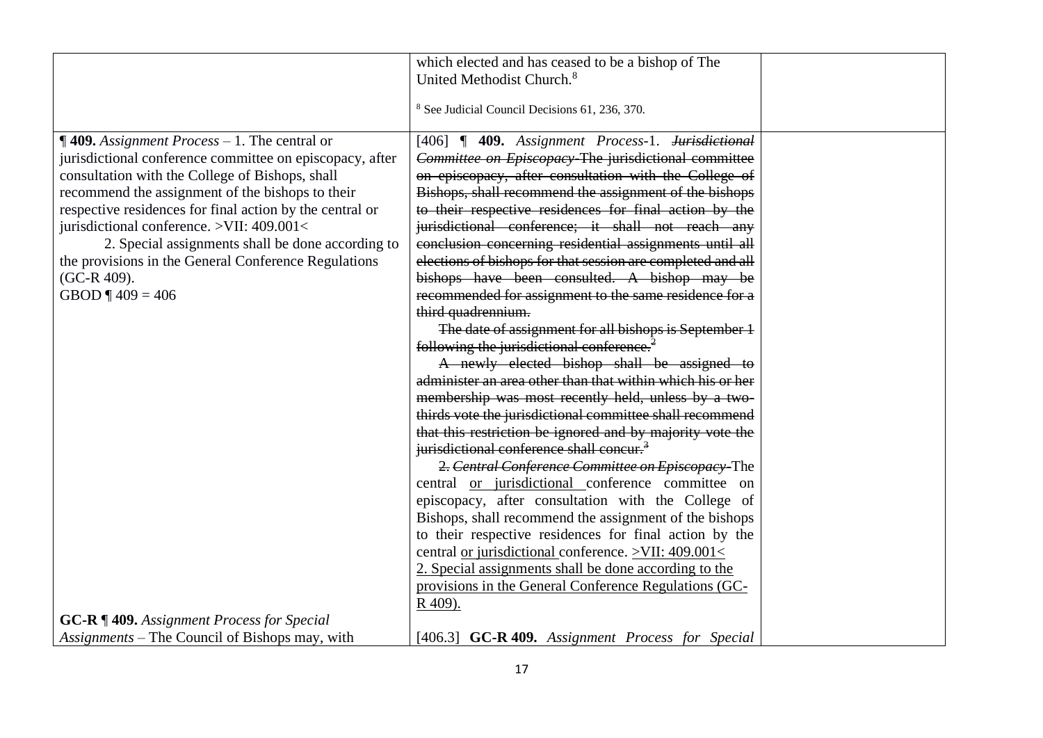| | | |
|---|---|---|
| | which elected and has ceased to be a bishop of The United Methodist Church.[8]<br><br>[8] See Judicial Council Decisions 61, 236, 370. | |
| **¶ 409.** *Assignment Process* – 1. The central or jurisdictional conference committee on episcopacy, after consultation with the College of Bishops, shall recommend the assignment of the bishops to their respective residences for final action by the central or jurisdictional conference. >VII: 409.001<<br>2. Special assignments shall be done according to the provisions in the General Conference Regulations (GC-R 409).<br>GBOD ¶ 409 = 406<br><br>**GC-R ¶ 409.** *Assignment Process for Special Assignments* – The Council of Bishops may, with | [406] **¶ 409.** *Assignment Process*-1. ~~*Jurisdictional Committee on Episcopacy*-The jurisdictional committee on episcopacy, after consultation with the College of Bishops, shall recommend the assignment of the bishops to their respective residences for final action by the jurisdictional conference; it shall not reach any conclusion concerning residential assignments until all elections of bishops for that session are completed and all bishops have been consulted. A bishop may be recommended for assignment to the same residence for a third quadrennium.~~<br>~~The date of assignment for all bishops is September 1 following the jurisdictional conference.[2]~~<br>~~A newly elected bishop shall be assigned to administer an area other than that within which his or her membership was most recently held, unless by a two-thirds vote the jurisdictional committee shall recommend that this restriction be ignored and by majority vote the jurisdictional conference shall concur.[3]~~<br>~~2.~~ ~~*Central Conference Committee on Episcopacy*-~~The central <u>or jurisdictional</u> conference committee on episcopacy, after consultation with the College of Bishops, shall recommend the assignment of the bishops to their respective residences for final action by the central <u>or jurisdictional</u> conference. <u>>VII: 409.001<</u><br><u>2. Special assignments shall be done according to the provisions in the General Conference Regulations (GC-R 409).</u><br><br>[406.3] **GC-R 409.** *Assignment Process for Special* | |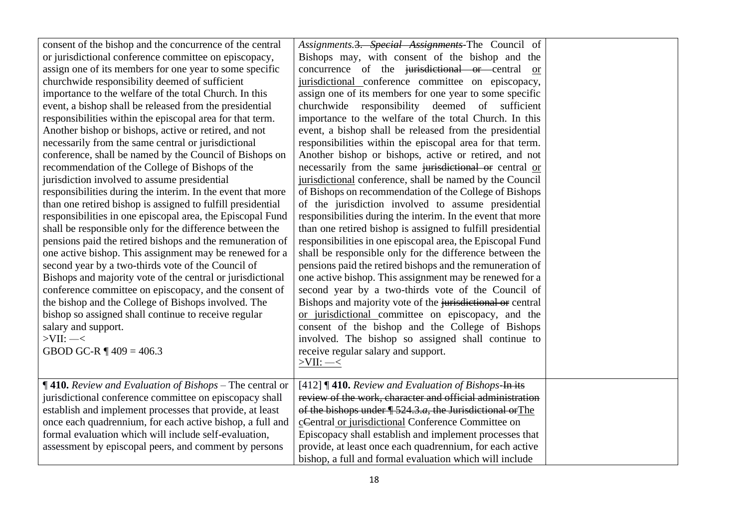| | | |
|---|---|---|
| consent of the bishop and the concurrence of the central or jurisdictional conference committee on episcopacy, assign one of its members for one year to some specific churchwide responsibility deemed of sufficient importance to the welfare of the total Church. In this event, a bishop shall be released from the presidential responsibilities within the episcopal area for that term. Another bishop or bishops, active or retired, and not necessarily from the same central or jurisdictional conference, shall be named by the Council of Bishops on recommendation of the College of Bishops of the jurisdiction involved to assume presidential responsibilities during the interim. In the event that more than one retired bishop is assigned to fulfill presidential responsibilities in one episcopal area, the Episcopal Fund shall be responsible only for the difference between the pensions paid the retired bishops and the remuneration of one active bishop. This assignment may be renewed for a second year by a two-thirds vote of the Council of Bishops and majority vote of the central or jurisdictional conference committee on episcopacy, and the consent of the bishop and the College of Bishops involved. The bishop so assigned shall continue to receive regular salary and support.<br>>VII: —<<br>GBOD GC-R ¶ 409 = 406.3 | *Assignments*.~~3. *Special Assignments*~~-The Council of Bishops may, with consent of the bishop and the concurrence of the ~~jurisdictional or~~ central <u>or jurisdictional</u> conference committee on episcopacy, assign one of its members for one year to some specific churchwide responsibility deemed of sufficient importance to the welfare of the total Church. In this event, a bishop shall be released from the presidential responsibilities within the episcopal area for that term. Another bishop or bishops, active or retired, and not necessarily from the same ~~jurisdictional or~~ central <u>or jurisdictional</u> conference, shall be named by the Council of Bishops on recommendation of the College of Bishops of the jurisdiction involved to assume presidential responsibilities during the interim. In the event that more than one retired bishop is assigned to fulfill presidential responsibilities in one episcopal area, the Episcopal Fund shall be responsible only for the difference between the pensions paid the retired bishops and the remuneration of one active bishop. This assignment may be renewed for a second year by a two-thirds vote of the Council of Bishops and majority vote of the ~~jurisdictional or~~ central <u>or jurisdictional</u> committee on episcopacy, and the consent of the bishop and the College of Bishops involved. The bishop so assigned shall continue to receive regular salary and support.<br><u>>VII: —<</u> | |
| **¶ 410.** *Review and Evaluation of Bishops* – The central or jurisdictional conference committee on episcopacy shall establish and implement processes that provide, at least once each quadrennium, for each active bishop, a full and formal evaluation which will include self-evaluation, assessment by episcopal peers, and comment by persons | [412] **¶ 410.** *Review and Evaluation of Bishops*-~~In its review of the work, character and official administration of the bishops under ¶ 524.3.*a*, the Jurisdictional or~~<u>The</u> <u>c</u>~~C~~entral <u>or jurisdictional</u> Conference Committee on Episcopacy shall establish and implement processes that provide, at least once each quadrennium, for each active bishop, a full and formal evaluation which will include | |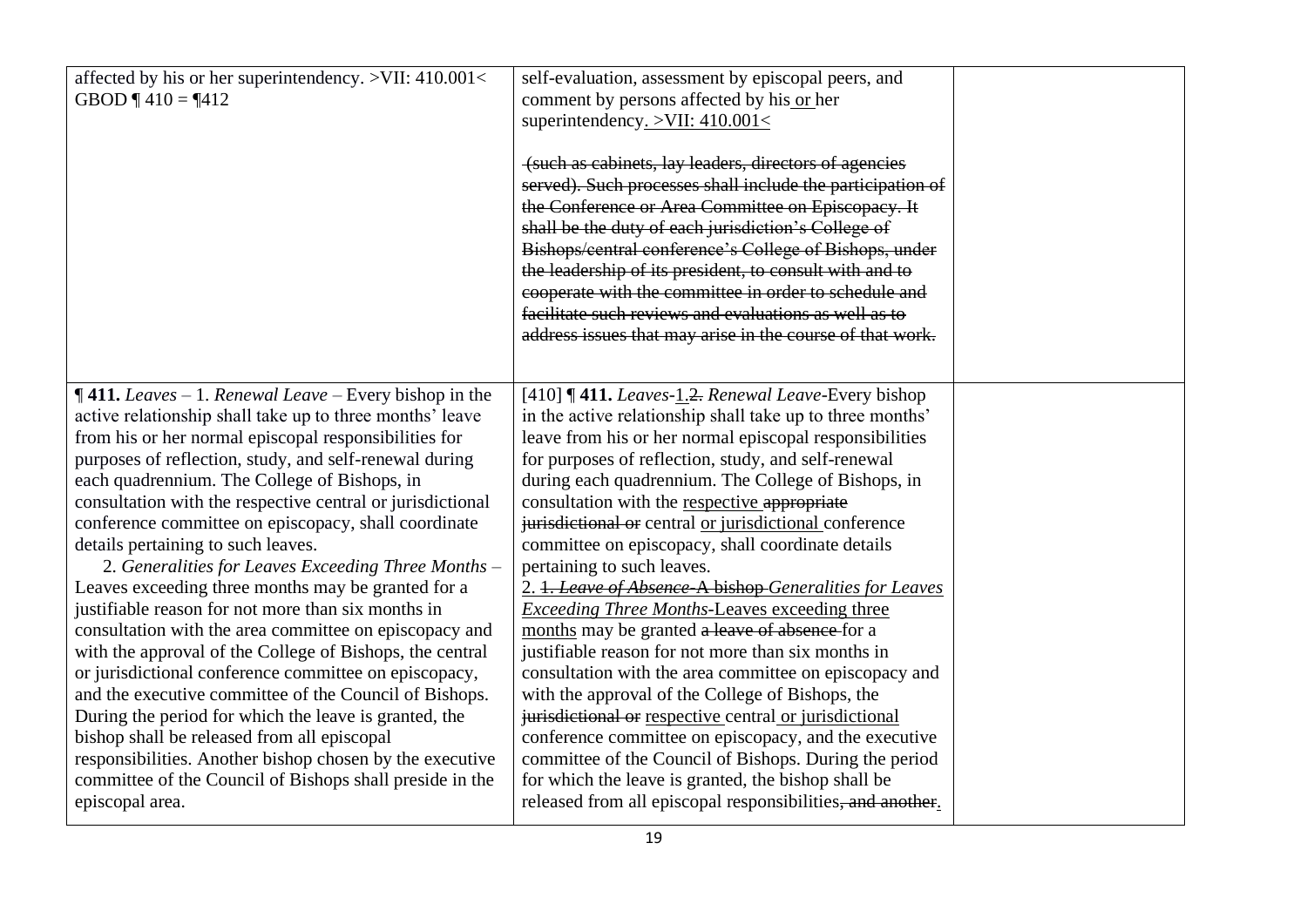| | | |
|---|---|---|
| affected by his or her superintendency. >VII: 410.001< GBOD ¶ 410 = ¶412 | self-evaluation, assessment by episcopal peers, and comment by persons affected by his <u>or</u> her superintendency<u>. >VII: 410.001<</u><br><br>~~(such as cabinets, lay leaders, directors of agencies served). Such processes shall include the participation of the Conference or Area Committee on Episcopacy. It shall be the duty of each jurisdiction's College of Bishops/central conference's College of Bishops, under the leadership of its president, to consult with and to cooperate with the committee in order to schedule and facilitate such reviews and evaluations as well as to address issues that may arise in the course of that work.~~ | |
| **¶ 411.** *Leaves* – 1. *Renewal Leave* – Every bishop in the active relationship shall take up to three months' leave from his or her normal episcopal responsibilities for purposes of reflection, study, and self-renewal during each quadrennium. The College of Bishops, in consultation with the respective central or jurisdictional conference committee on episcopacy, shall coordinate details pertaining to such leaves.<br>2. *Generalities for Leaves Exceeding Three Months* – Leaves exceeding three months may be granted for a justifiable reason for not more than six months in consultation with the area committee on episcopacy and with the approval of the College of Bishops, the central or jurisdictional conference committee on episcopacy, and the executive committee of the Council of Bishops. During the period for which the leave is granted, the bishop shall be released from all episcopal responsibilities. Another bishop chosen by the executive committee of the Council of Bishops shall preside in the episcopal area. | [410] **¶ 411.** *Leaves*-<u>1.</u>~~2.~~ *Renewal Leave*-Every bishop in the active relationship shall take up to three months' leave from his or her normal episcopal responsibilities for purposes of reflection, study, and self-renewal during each quadrennium. The College of Bishops, in consultation with the <u>respective</u> ~~appropriate jurisdictional or~~ central <u>or jurisdictional</u> conference committee on episcopacy, shall coordinate details pertaining to such leaves.<br><u>2.</u> ~~1.~~ ~~*Leave of Absence*-A bishop~~ <u>*Generalities for Leaves Exceeding Three Months*-Leaves exceeding three months</u> may be granted ~~a leave of absence~~ for a justifiable reason for not more than six months in consultation with the area committee on episcopacy and with the approval of the College of Bishops, the ~~jurisdictional or~~ <u>respective</u> central <u>or jurisdictional</u> conference committee on episcopacy, and the executive committee of the Council of Bishops. During the period for which the leave is granted, the bishop shall be released from all episcopal responsibilities~~, and another~~<u>.</u> | |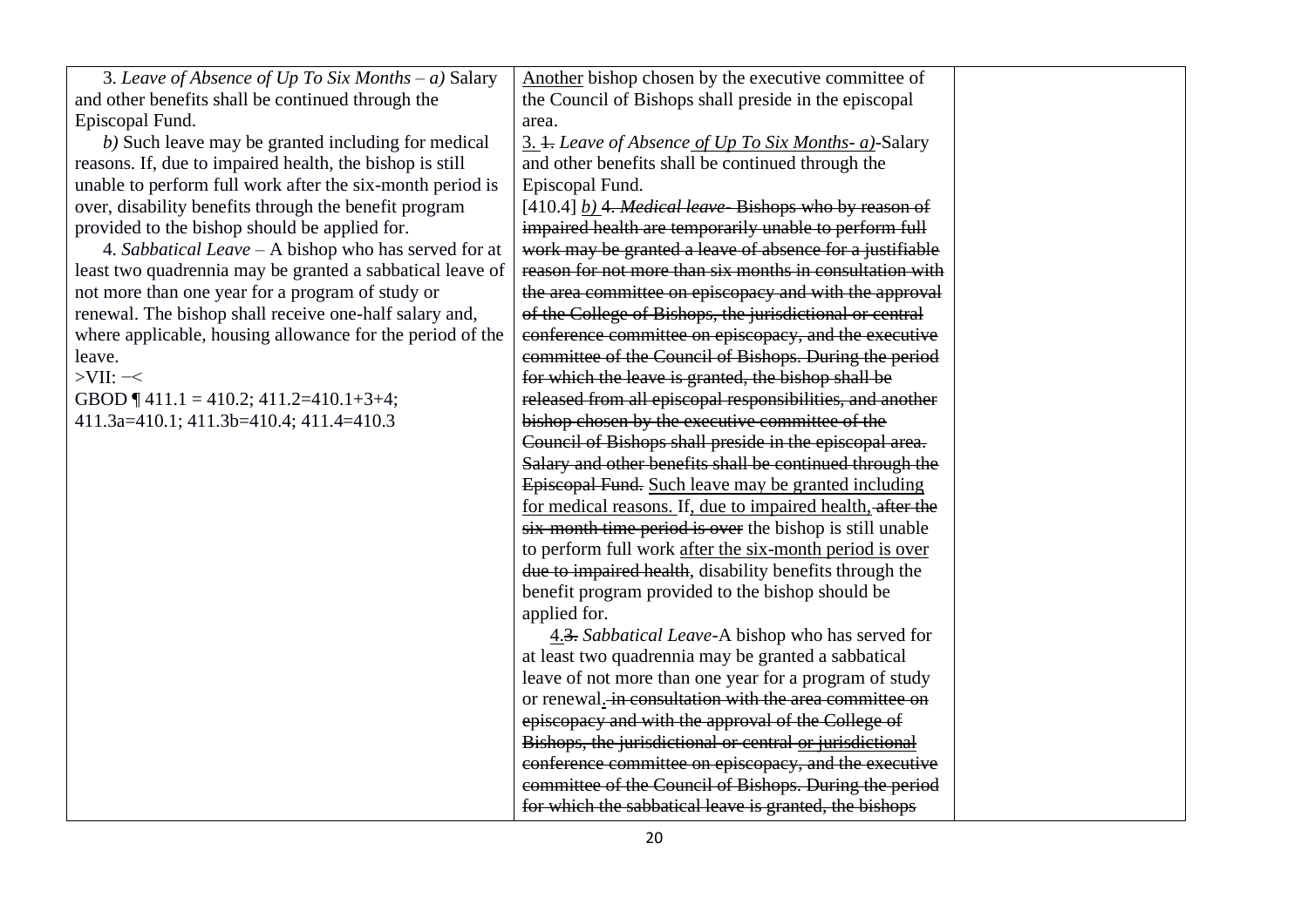| | | |
|---|---|---|
| 3. *Leave of Absence of Up To Six Months* – *a)* Salary and other benefits shall be continued through the Episcopal Fund.<br>*b)* Such leave may be granted including for medical reasons. If, due to impaired health, the bishop is still unable to perform full work after the six-month period is over, disability benefits through the benefit program provided to the bishop should be applied for.<br>4. *Sabbatical Leave* – A bishop who has served for at least two quadrennia may be granted a sabbatical leave of not more than one year for a program of study or renewal. The bishop shall receive one-half salary and, where applicable, housing allowance for the period of the leave.<br>>VII: −<<br>GBOD ¶ 411.1 = 410.2; 411.2=410.1+3+4; 411.3a=410.1; 411.3b=410.4; 411.4=410.3 | <u>Another</u> bishop chosen by the executive committee of the Council of Bishops shall preside in the episcopal area.<br><u>3.</u> ~~1.~~ *Leave of Absence <u>of Up To Six Months- a)</u>*-Salary and other benefits shall be continued through the Episcopal Fund.<br>[410.4] <u>*b)*</u> ~~4. *Medical leave*- Bishops who by reason of impaired health are temporarily unable to perform full work may be granted a leave of absence for a justifiable reason for not more than six months in consultation with the area committee on episcopacy and with the approval of the College of Bishops, the jurisdictional or central conference committee on episcopacy, and the executive committee of the Council of Bishops. During the period for which the leave is granted, the bishop shall be released from all episcopal responsibilities, and another bishop chosen by the executive committee of the Council of Bishops shall preside in the episcopal area. Salary and other benefits shall be continued through the Episcopal Fund.~~ <u>Such leave may be granted including for medical reasons.</u> If<u>, due to impaired health,</u> ~~after the six-month time period is over~~ the bishop is still unable to perform full work <u>after the six-month period is over</u> ~~due to impaired health~~, disability benefits through the benefit program provided to the bishop should be applied for.<br><u>4.</u>~~3.~~ *Sabbatical Leave*-A bishop who has served for at least two quadrennia may be granted a sabbatical leave of not more than one year for a program of study or renewal<u>.</u> ~~in consultation with the area committee on episcopacy and with the approval of the College of Bishops, the jurisdictional or central~~ ~~<u>or jurisdictional</u>~~ ~~conference committee on episcopacy, and the executive committee of the Council of Bishops. During the period for which the sabbatical leave is granted, the bishops~~ | |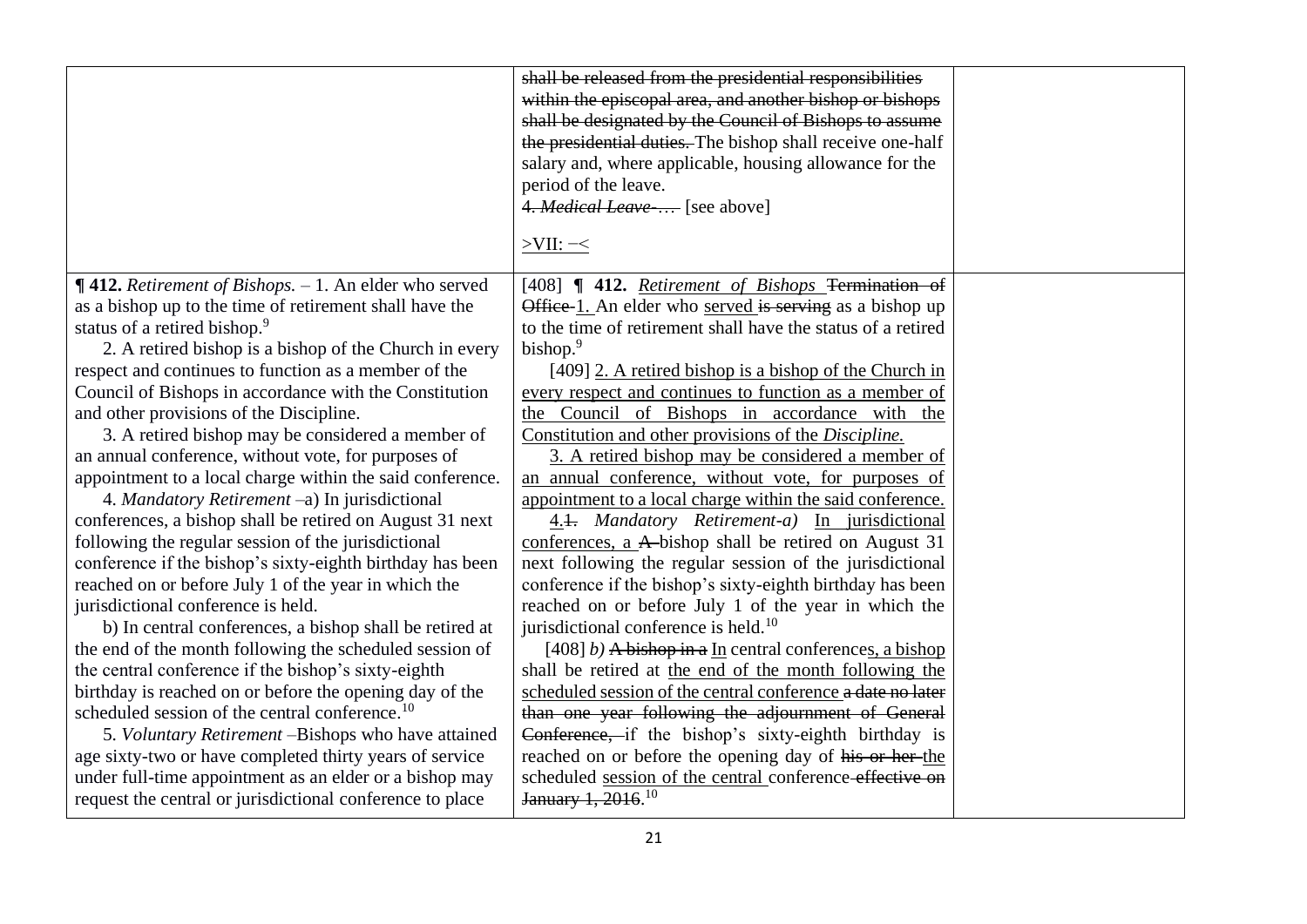| | | |
|---|---|---|
| | ~~shall be released from the presidential responsibilities within the episcopal area, and another bishop or bishops shall be designated by the Council of Bishops to assume the presidential duties.~~ The bishop shall receive one-half salary and, where applicable, housing allowance for the period of the leave.<br>4. ~~*Medical Leave*-~~… [see above]<br><br><u>>VII: −<</u> | |
| **¶ 412.** *Retirement of Bishops.* – 1. An elder who served as a bishop up to the time of retirement shall have the status of a retired bishop.[9]<br>2. A retired bishop is a bishop of the Church in every respect and continues to function as a member of the Council of Bishops in accordance with the Constitution and other provisions of the Discipline.<br>3. A retired bishop may be considered a member of an annual conference, without vote, for purposes of appointment to a local charge within the said conference.<br>4. *Mandatory Retirement* –a) In jurisdictional conferences, a bishop shall be retired on August 31 next following the regular session of the jurisdictional conference if the bishop's sixty-eighth birthday has been reached on or before July 1 of the year in which the jurisdictional conference is held.<br>b) In central conferences, a bishop shall be retired at the end of the month following the scheduled session of the central conference if the bishop's sixty-eighth birthday is reached on or before the opening day of the scheduled session of the central conference.[10]<br>5. *Voluntary Retirement* –Bishops who have attained age sixty-two or have completed thirty years of service under full-time appointment as an elder or a bishop may request the central or jurisdictional conference to place | [408] **¶ 412.** <u>*Retirement of Bishops*</u> ~~Termination of Office~~ <u>1.</u> An elder who <u>served</u> ~~is serving~~ as a bishop up to the time of retirement shall have the status of a retired bishop.[9]<br>[409] <u>2. A retired bishop is a bishop of the Church in every respect and continues to function as a member of the Council of Bishops in accordance with the Constitution and other provisions of the *Discipline.*</u><br><u>3. A retired bishop may be considered a member of an annual conference, without vote, for purposes of appointment to a local charge within the said conference.</u><br><u>4.</u>~~1.~~ *Mandatory Retirement-a)* <u>In jurisdictional conferences, a</u> ~~A~~ bishop shall be retired on August 31 next following the regular session of the jurisdictional conference if the bishop's sixty-eighth birthday has been reached on or before July 1 of the year in which the jurisdictional conference is held.[10]<br>[408] *b)* ~~A bishop in a~~ <u>In</u> central conference<u>s, a bishop</u> shall be retired at <u>the end of the month following the scheduled session of the central conference</u> ~~a date no later than one year following the adjournment of General Conference,~~ if the bishop's sixty-eighth birthday is reached on or before the opening day of ~~his or her~~ <u>the</u> scheduled <u>session of the central</u> conference ~~effective on January 1, 2016~~.[10] | |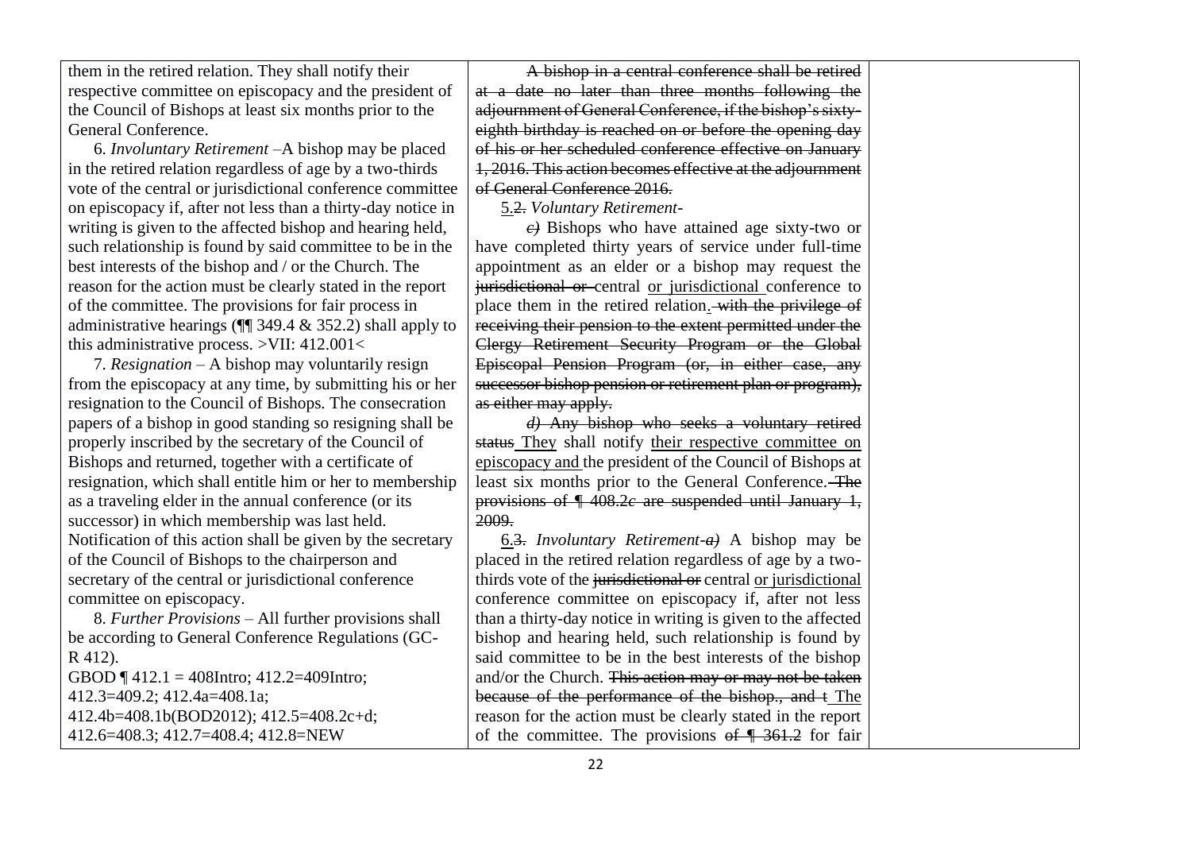| | | |
|---|---|---|
| them in the retired relation. They shall notify their respective committee on episcopacy and the president of the Council of Bishops at least six months prior to the General Conference.<br><br>6. *Involuntary Retirement* –A bishop may be placed in the retired relation regardless of age by a two-thirds vote of the central or jurisdictional conference committee on episcopacy if, after not less than a thirty-day notice in writing is given to the affected bishop and hearing held, such relationship is found by said committee to be in the best interests of the bishop and / or the Church. The reason for the action must be clearly stated in the report of the committee. The provisions for fair process in administrative hearings (¶¶ 349.4 & 352.2) shall apply to this administrative process. >VII: 412.001<<br><br>7. *Resignation* – A bishop may voluntarily resign from the episcopacy at any time, by submitting his or her resignation to the Council of Bishops. The consecration papers of a bishop in good standing so resigning shall be properly inscribed by the secretary of the Council of Bishops and returned, together with a certificate of resignation, which shall entitle him or her to membership as a traveling elder in the annual conference (or its successor) in which membership was last held. Notification of this action shall be given by the secretary of the Council of Bishops to the chairperson and secretary of the central or jurisdictional conference committee on episcopacy.<br><br>8. *Further Provisions* – All further provisions shall be according to General Conference Regulations (GC-R 412).<br>GBOD ¶ 412.1 = 408Intro; 412.2=409Intro; 412.3=409.2; 412.4a=408.1a; 412.4b=408.1b(BOD2012); 412.5=408.2c+d; 412.6=408.3; 412.7=408.4; 412.8=NEW | ~~A bishop in a central conference shall be retired at a date no later than three months following the adjournment of General Conference, if the bishop's sixty-eighth birthday is reached on or before the opening day of his or her scheduled conference effective on January 1, 2016. This action becomes effective at the adjournment of General Conference 2016.~~<br><br><ins>5.</ins>~~2.~~ *Voluntary Retirement-*<br><br>~~*c)*~~ Bishops who have attained age sixty-two or have completed thirty years of service under full-time appointment as an elder or a bishop may request the ~~jurisdictional or~~ central <ins>or jurisdictional</ins> conference to place them in the retired relation.~~with the privilege of receiving their pension to the extent permitted under the Clergy Retirement Security Program or the Global Episcopal Pension Program (or, in either case, any successor bishop pension or retirement plan or program), as either may apply.~~<br><br>~~*d)* Any bishop who seeks a voluntary retired status~~ <ins>They</ins> shall notify <ins>their respective committee on episcopacy and</ins> the president of the Council of Bishops at least six months prior to the General Conference.~~The provisions of ¶ 408.2*c* are suspended until January 1, 2009.~~<br><br><ins>6.</ins>~~3.~~ *Involuntary Retirement-*~~*a)*~~ A bishop may be placed in the retired relation regardless of age by a two-thirds vote of the ~~jurisdictional or~~ central <ins>or jurisdictional</ins> conference committee on episcopacy if, after not less than a thirty-day notice in writing is given to the affected bishop and hearing held, such relationship is found by said committee to be in the best interests of the bishop and/or the Church. ~~This action may or may not be taken because of the performance of the bishop., and t~~<ins>The</ins> reason for the action must be clearly stated in the report of the committee. The provisions ~~of ¶ 361.2~~ for fair | |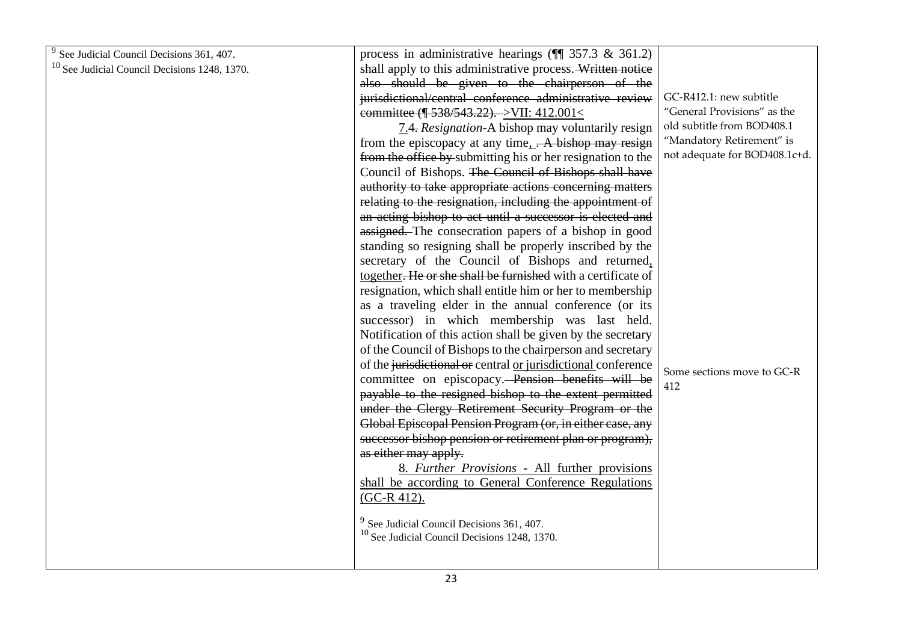| | | |
|---|---|---|
| [9] See Judicial Council Decisions 361, 407.<br>[10] See Judicial Council Decisions 1248, 1370. | process in administrative hearings (¶¶ 357.3 & 361.2) shall apply to this administrative process. ~~Written notice also should be given to the chairperson of the jurisdictional/central conference administrative review committee (¶ 538/543.22).~~ >VII: 412.001<<br><br>7.~~4.~~ *Resignation*-A bishop may voluntarily resign from the episcopacy at any time, ~~. A bishop may resign from the office by~~ submitting his or her resignation to the Council of Bishops. ~~The Council of Bishops shall have authority to take appropriate actions concerning matters relating to the resignation, including the appointment of an acting bishop to act until a successor is elected and assigned.~~ The consecration papers of a bishop in good standing so resigning shall be properly inscribed by the secretary of the Council of Bishops and returned, together~~. He or she shall be furnished~~ with a certificate of resignation, which shall entitle him or her to membership as a traveling elder in the annual conference (or its successor) in which membership was last held. Notification of this action shall be given by the secretary of the Council of Bishops to the chairperson and secretary of the ~~jurisdictional or~~ central or jurisdictional conference committee on episcopacy. ~~Pension benefits will be payable to the resigned bishop to the extent permitted under the Clergy Retirement Security Program or the Global Episcopal Pension Program (or, in either case, any successor bishop pension or retirement plan or program), as either may apply.~~<br><br>8. *Further Provisions* - All further provisions shall be according to General Conference Regulations (GC-R 412).<br><br>[9] See Judicial Council Decisions 361, 407.<br>[10] See Judicial Council Decisions 1248, 1370. | GC-R412.1: new subtitle "General Provisions" as the old subtitle from BOD408.1 "Mandatory Retirement" is not adequate for BOD408.1c+d.<br><br>Some sections move to GC-R 412 |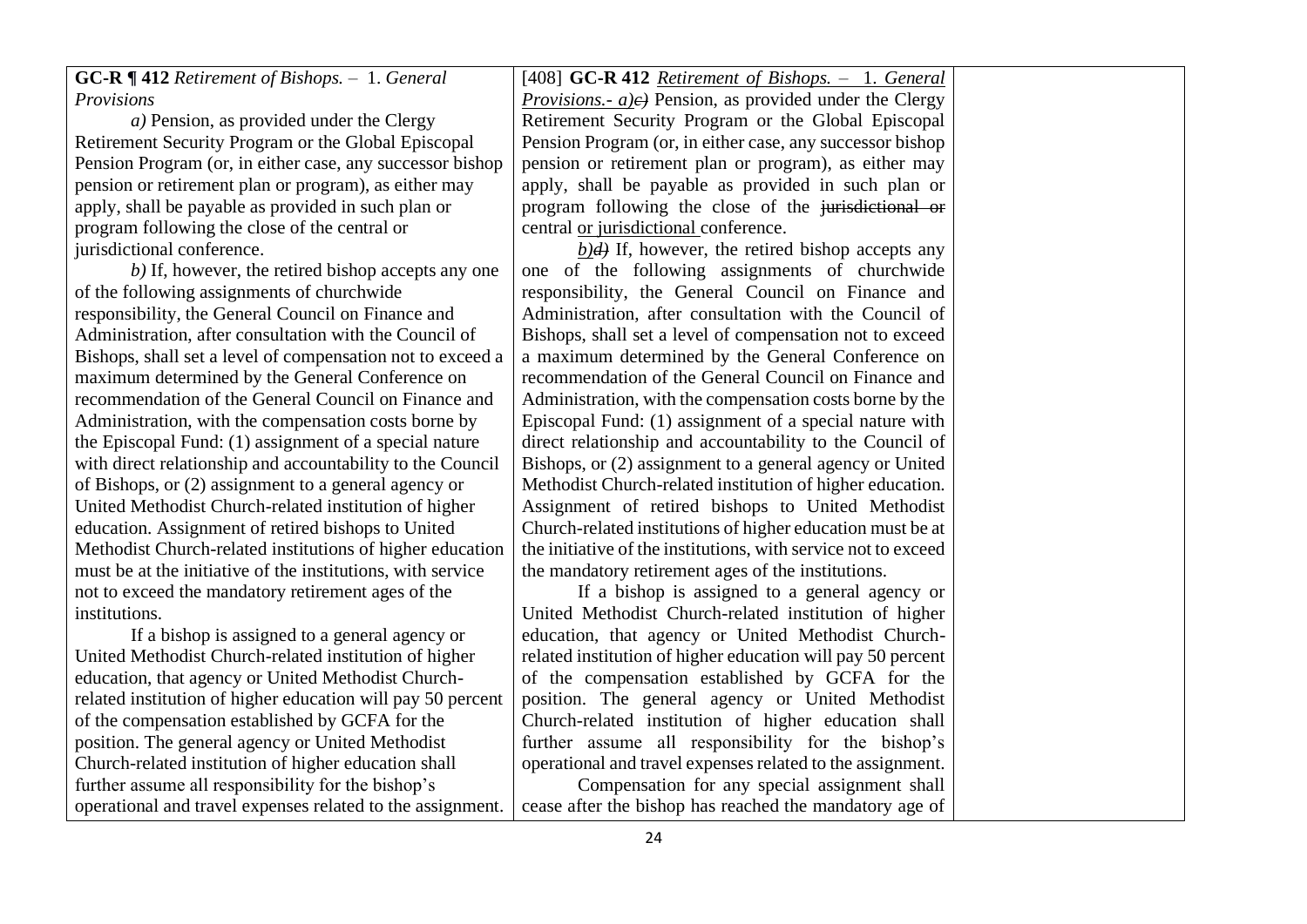| | | |
|---|---|---|
| **GC-R ¶ 412** *Retirement of Bishops.* – 1. *General Provisions*<br><br>*a)* Pension, as provided under the Clergy Retirement Security Program or the Global Episcopal Pension Program (or, in either case, any successor bishop pension or retirement plan or program), as either may apply, shall be payable as provided in such plan or program following the close of the central or jurisdictional conference.<br><br>*b)* If, however, the retired bishop accepts any one of the following assignments of churchwide responsibility, the General Council on Finance and Administration, after consultation with the Council of Bishops, shall set a level of compensation not to exceed a maximum determined by the General Conference on recommendation of the General Council on Finance and Administration, with the compensation costs borne by the Episcopal Fund: (1) assignment of a special nature with direct relationship and accountability to the Council of Bishops, or (2) assignment to a general agency or United Methodist Church-related institution of higher education. Assignment of retired bishops to United Methodist Church-related institutions of higher education must be at the initiative of the institutions, with service not to exceed the mandatory retirement ages of the institutions.<br><br>If a bishop is assigned to a general agency or United Methodist Church-related institution of higher education, that agency or United Methodist Church-related institution of higher education will pay 50 percent of the compensation established by GCFA for the position. The general agency or United Methodist Church-related institution of higher education shall further assume all responsibility for the bishop's operational and travel expenses related to the assignment. | [408] **GC-R 412** <u>*Retirement of Bishops.* – 1. *General Provisions.- a)*</u>~~*c)*~~ Pension, as provided under the Clergy Retirement Security Program or the Global Episcopal Pension Program (or, in either case, any successor bishop pension or retirement plan or program), as either may apply, shall be payable as provided in such plan or program following the close of the ~~jurisdictional or~~ central <u>or jurisdictional</u> conference.<br><br><u>*b)*</u>~~*d)*~~ If, however, the retired bishop accepts any one of the following assignments of churchwide responsibility, the General Council on Finance and Administration, after consultation with the Council of Bishops, shall set a level of compensation not to exceed a maximum determined by the General Conference on recommendation of the General Council on Finance and Administration, with the compensation costs borne by the Episcopal Fund: (1) assignment of a special nature with direct relationship and accountability to the Council of Bishops, or (2) assignment to a general agency or United Methodist Church-related institution of higher education. Assignment of retired bishops to United Methodist Church-related institutions of higher education must be at the initiative of the institutions, with service not to exceed the mandatory retirement ages of the institutions.<br><br>If a bishop is assigned to a general agency or United Methodist Church-related institution of higher education, that agency or United Methodist Church-related institution of higher education will pay 50 percent of the compensation established by GCFA for the position. The general agency or United Methodist Church-related institution of higher education shall further assume all responsibility for the bishop's operational and travel expenses related to the assignment.<br><br>Compensation for any special assignment shall cease after the bishop has reached the mandatory age of | |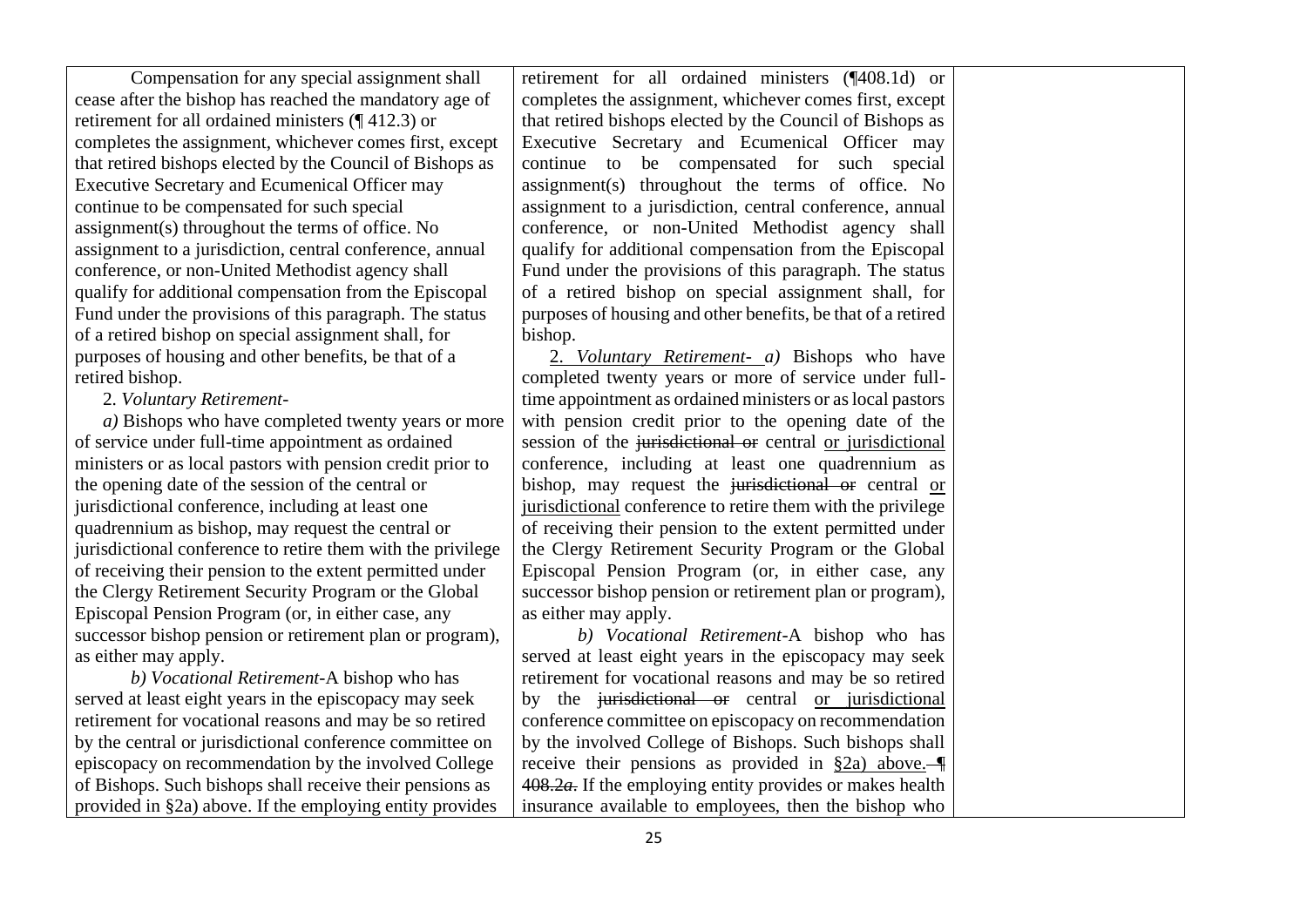| | | |
|---|---|---|
| Compensation for any special assignment shall cease after the bishop has reached the mandatory age of retirement for all ordained ministers (¶ 412.3) or completes the assignment, whichever comes first, except that retired bishops elected by the Council of Bishops as Executive Secretary and Ecumenical Officer may continue to be compensated for such special assignment(s) throughout the terms of office. No assignment to a jurisdiction, central conference, annual conference, or non-United Methodist agency shall qualify for additional compensation from the Episcopal Fund under the provisions of this paragraph. The status of a retired bishop on special assignment shall, for purposes of housing and other benefits, be that of a retired bishop.<br>2. *Voluntary Retirement-*<br>*a)* Bishops who have completed twenty years or more of service under full-time appointment as ordained ministers or as local pastors with pension credit prior to the opening date of the session of the central or jurisdictional conference, including at least one quadrennium as bishop, may request the central or jurisdictional conference to retire them with the privilege of receiving their pension to the extent permitted under the Clergy Retirement Security Program or the Global Episcopal Pension Program (or, in either case, any successor bishop pension or retirement plan or program), as either may apply.<br>*b) Vocational Retirement*-A bishop who has served at least eight years in the episcopacy may seek retirement for vocational reasons and may be so retired by the central or jurisdictional conference committee on episcopacy on recommendation by the involved College of Bishops. Such bishops shall receive their pensions as provided in §2a) above. If the employing entity provides | retirement for all ordained ministers (¶408.1d) or completes the assignment, whichever comes first, except that retired bishops elected by the Council of Bishops as Executive Secretary and Ecumenical Officer may continue to be compensated for such special assignment(s) throughout the terms of office. No assignment to a jurisdiction, central conference, annual conference, or non-United Methodist agency shall qualify for additional compensation from the Episcopal Fund under the provisions of this paragraph. The status of a retired bishop on special assignment shall, for purposes of housing and other benefits, be that of a retired bishop.<br><u>2. *Voluntary Retirement- a)*</u> Bishops who have completed twenty years or more of service under full-time appointment as ordained ministers or as local pastors with pension credit prior to the opening date of the session of the ~~jurisdictional or~~ central <u>or jurisdictional</u> conference, including at least one quadrennium as bishop, may request the ~~jurisdictional or~~ central <u>or jurisdictional</u> conference to retire them with the privilege of receiving their pension to the extent permitted under the Clergy Retirement Security Program or the Global Episcopal Pension Program (or, in either case, any successor bishop pension or retirement plan or program), as either may apply.<br>*b) Vocational Retirement*-A bishop who has served at least eight years in the episcopacy may seek retirement for vocational reasons and may be so retired by the ~~jurisdictional or~~ central <u>or jurisdictional</u> conference committee on episcopacy on recommendation by the involved College of Bishops. Such bishops shall receive their pensions as provided in <u>§2a) above.</u> ~~¶ 408.2*a*.~~ If the employing entity provides or makes health insurance available to employees, then the bishop who | |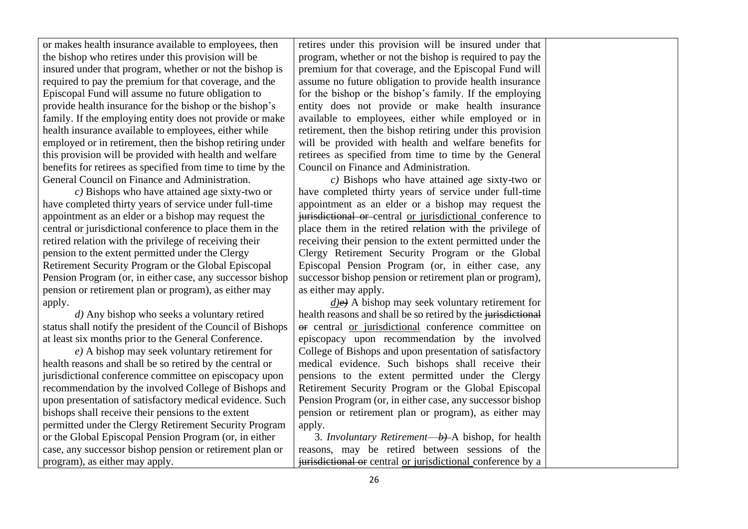| | | |
|---|---|---|
| or makes health insurance available to employees, then the bishop who retires under this provision will be insured under that program, whether or not the bishop is required to pay the premium for that coverage, and the Episcopal Fund will assume no future obligation to provide health insurance for the bishop or the bishop's family. If the employing entity does not provide or make health insurance available to employees, either while employed or in retirement, then the bishop retiring under this provision will be provided with health and welfare benefits for retirees as specified from time to time by the General Council on Finance and Administration.<br><br>*c)* Bishops who have attained age sixty-two or have completed thirty years of service under full-time appointment as an elder or a bishop may request the central or jurisdictional conference to place them in the retired relation with the privilege of receiving their pension to the extent permitted under the Clergy Retirement Security Program or the Global Episcopal Pension Program (or, in either case, any successor bishop pension or retirement plan or program), as either may apply.<br><br>*d)* Any bishop who seeks a voluntary retired status shall notify the president of the Council of Bishops at least six months prior to the General Conference.<br><br>*e)* A bishop may seek voluntary retirement for health reasons and shall be so retired by the central or jurisdictional conference committee on episcopacy upon recommendation by the involved College of Bishops and upon presentation of satisfactory medical evidence. Such bishops shall receive their pensions to the extent permitted under the Clergy Retirement Security Program or the Global Episcopal Pension Program (or, in either case, any successor bishop pension or retirement plan or program), as either may apply. | retires under this provision will be insured under that program, whether or not the bishop is required to pay the premium for that coverage, and the Episcopal Fund will assume no future obligation to provide health insurance for the bishop or the bishop's family. If the employing entity does not provide or make health insurance available to employees, either while employed or in retirement, then the bishop retiring under this provision will be provided with health and welfare benefits for retirees as specified from time to time by the General Council on Finance and Administration.<br><br>*c)* Bishops who have attained age sixty-two or have completed thirty years of service under full-time appointment as an elder or a bishop may request the ~~jurisdictional or~~ central <u>or jurisdictional</u> conference to place them in the retired relation with the privilege of receiving their pension to the extent permitted under the Clergy Retirement Security Program or the Global Episcopal Pension Program (or, in either case, any successor bishop pension or retirement plan or program), as either may apply.<br><br><u>*d)*</u>~~*e)*~~ A bishop may seek voluntary retirement for health reasons and shall be so retired by the ~~jurisdictional or~~ central <u>or jurisdictional</u> conference committee on episcopacy upon recommendation by the involved College of Bishops and upon presentation of satisfactory medical evidence. Such bishops shall receive their pensions to the extent permitted under the Clergy Retirement Security Program or the Global Episcopal Pension Program (or, in either case, any successor bishop pension or retirement plan or program), as either may apply.<br><br>3. *Involuntary Retirement*—~~*b)*~~ A bishop, for health reasons, may be retired between sessions of the ~~jurisdictional or~~ central <u>or jurisdictional</u> conference by a | |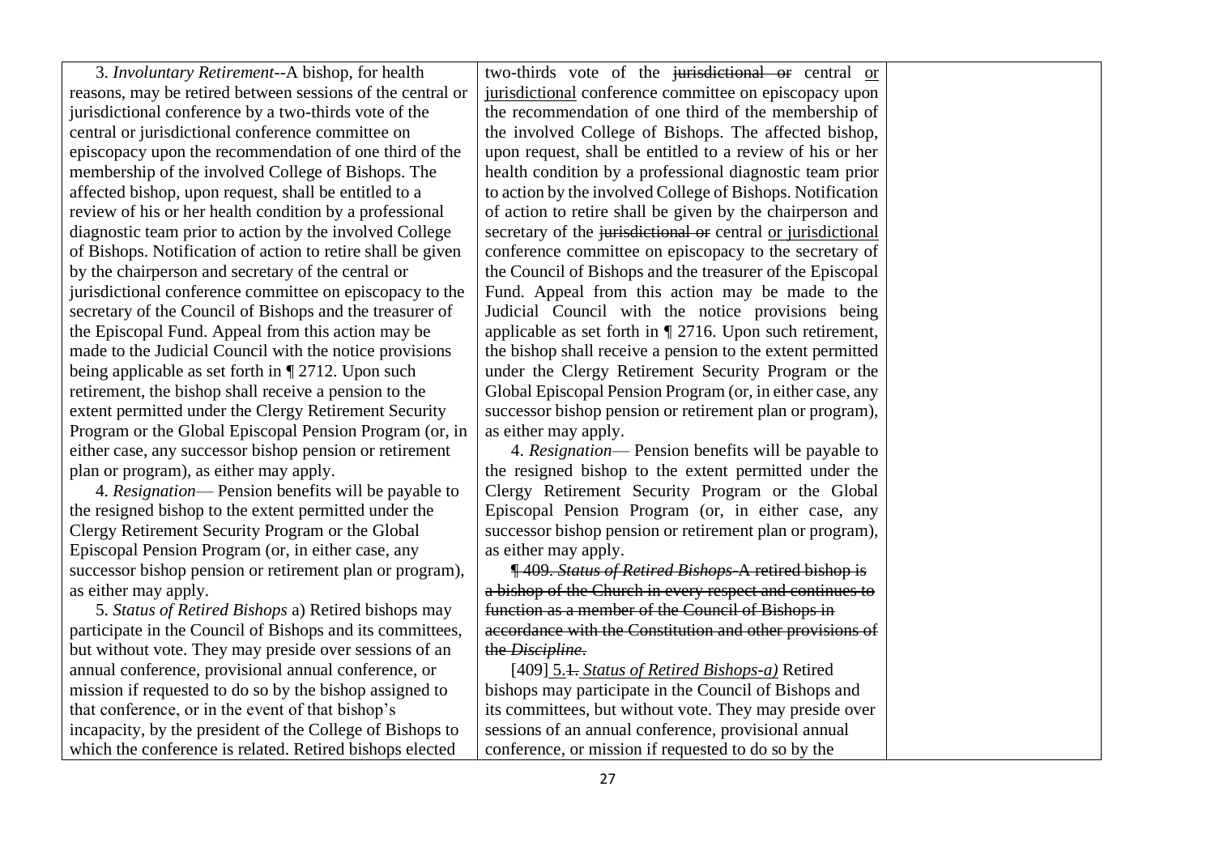| | | |
|---|---|---|
| 3. *Involuntary Retirement*--A bishop, for health reasons, may be retired between sessions of the central or jurisdictional conference by a two-thirds vote of the central or jurisdictional conference committee on episcopacy upon the recommendation of one third of the membership of the involved College of Bishops. The affected bishop, upon request, shall be entitled to a review of his or her health condition by a professional diagnostic team prior to action by the involved College of Bishops. Notification of action to retire shall be given by the chairperson and secretary of the central or jurisdictional conference committee on episcopacy to the secretary of the Council of Bishops and the treasurer of the Episcopal Fund. Appeal from this action may be made to the Judicial Council with the notice provisions being applicable as set forth in ¶ 2712. Upon such retirement, the bishop shall receive a pension to the extent permitted under the Clergy Retirement Security Program or the Global Episcopal Pension Program (or, in either case, any successor bishop pension or retirement plan or program), as either may apply.<br><br>4. *Resignation*— Pension benefits will be payable to the resigned bishop to the extent permitted under the Clergy Retirement Security Program or the Global Episcopal Pension Program (or, in either case, any successor bishop pension or retirement plan or program), as either may apply.<br><br>5. *Status of Retired Bishops* a) Retired bishops may participate in the Council of Bishops and its committees, but without vote. They may preside over sessions of an annual conference, provisional annual conference, or mission if requested to do so by the bishop assigned to that conference, or in the event of that bishop's incapacity, by the president of the College of Bishops to which the conference is related. Retired bishops elected | two-thirds vote of the ~~jurisdictional or~~ central <u>or jurisdictional</u> conference committee on episcopacy upon the recommendation of one third of the membership of the involved College of Bishops. The affected bishop, upon request, shall be entitled to a review of his or her health condition by a professional diagnostic team prior to action by the involved College of Bishops. Notification of action to retire shall be given by the chairperson and secretary of the ~~jurisdictional or~~ central <u>or jurisdictional</u> conference committee on episcopacy to the secretary of the Council of Bishops and the treasurer of the Episcopal Fund. Appeal from this action may be made to the Judicial Council with the notice provisions being applicable as set forth in ¶ 2716. Upon such retirement, the bishop shall receive a pension to the extent permitted under the Clergy Retirement Security Program or the Global Episcopal Pension Program (or, in either case, any successor bishop pension or retirement plan or program), as either may apply.<br><br>4. *Resignation*— Pension benefits will be payable to the resigned bishop to the extent permitted under the Clergy Retirement Security Program or the Global Episcopal Pension Program (or, in either case, any successor bishop pension or retirement plan or program), as either may apply.<br><br>~~¶ 409. *Status of Retired Bishops*-A retired bishop is a bishop of the Church in every respect and continues to function as a member of the Council of Bishops in accordance with the Constitution and other provisions of the *Discipline*.~~<br><br>[409] <u>5.</u>~~1.~~ <u>*Status of Retired Bishops-a)*</u> Retired bishops may participate in the Council of Bishops and its committees, but without vote. They may preside over sessions of an annual conference, provisional annual conference, or mission if requested to do so by the | |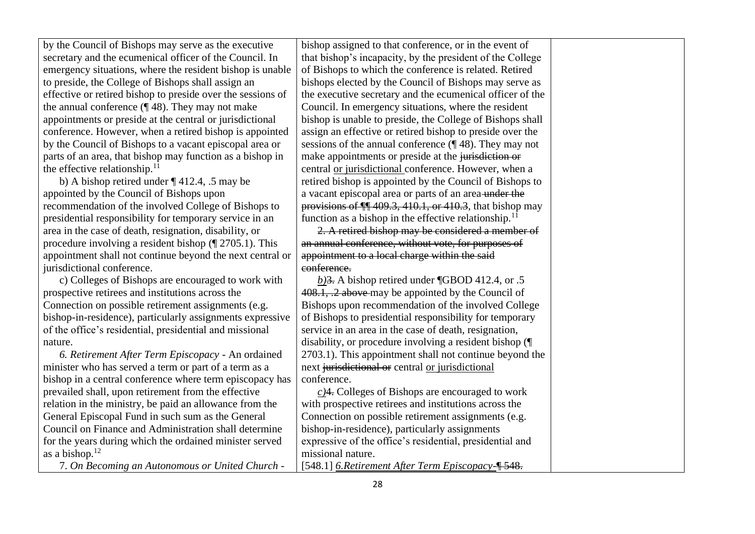| | | |
|---|---|---|
| by the Council of Bishops may serve as the executive secretary and the ecumenical officer of the Council. In emergency situations, where the resident bishop is unable to preside, the College of Bishops shall assign an effective or retired bishop to preside over the sessions of the annual conference (¶ 48). They may not make appointments or preside at the central or jurisdictional conference. However, when a retired bishop is appointed by the Council of Bishops to a vacant episcopal area or parts of an area, that bishop may function as a bishop in the effective relationship.[11]<br><br>b) A bishop retired under ¶ 412.4, .5 may be appointed by the Council of Bishops upon recommendation of the involved College of Bishops to presidential responsibility for temporary service in an area in the case of death, resignation, disability, or procedure involving a resident bishop (¶ 2705.1). This appointment shall not continue beyond the next central or jurisdictional conference.<br><br>c) Colleges of Bishops are encouraged to work with prospective retirees and institutions across the Connection on possible retirement assignments (e.g. bishop-in-residence), particularly assignments expressive of the office's residential, presidential and missional nature.<br><br>*6. Retirement After Term Episcopacy* - An ordained minister who has served a term or part of a term as a bishop in a central conference where term episcopacy has prevailed shall, upon retirement from the effective relation in the ministry, be paid an allowance from the General Episcopal Fund in such sum as the General Council on Finance and Administration shall determine for the years during which the ordained minister served as a bishop.[12]<br><br>7. *On Becoming an Autonomous or United Church* - | bishop assigned to that conference, or in the event of that bishop's incapacity, by the president of the College of Bishops to which the conference is related. Retired bishops elected by the Council of Bishops may serve as the executive secretary and the ecumenical officer of the Council. In emergency situations, where the resident bishop is unable to preside, the College of Bishops shall assign an effective or retired bishop to preside over the sessions of the annual conference (¶ 48). They may not make appointments or preside at the ~~jurisdiction or~~ central <u>or jurisdictional</u> conference. However, when a retired bishop is appointed by the Council of Bishops to a vacant episcopal area or parts of an area ~~under the provisions of ¶¶ 409.3, 410.1, or 410.3~~, that bishop may function as a bishop in the effective relationship.[11]<br><br>~~2. A retired bishop may be considered a member of an annual conference, without vote, for purposes of appointment to a local charge within the said conference.~~<br><br><u>*b)*</u>~~3.~~ A bishop retired under ¶GBOD 412.4, or .5 ~~408.1, .2 above~~ may be appointed by the Council of Bishops upon recommendation of the involved College of Bishops to presidential responsibility for temporary service in an area in the case of death, resignation, disability, or procedure involving a resident bishop (¶ 2703.1). This appointment shall not continue beyond the next ~~jurisdictional or~~ central <u>or jurisdictional</u> conference.<br><br><u>*c)*</u>~~4.~~ Colleges of Bishops are encouraged to work with prospective retirees and institutions across the Connection on possible retirement assignments (e.g. bishop-in-residence), particularly assignments expressive of the office's residential, presidential and missional nature.<br><br>[548.1] <u>*6.Retirement After Term Episcopacy-*</u>~~¶ 548.~~ | |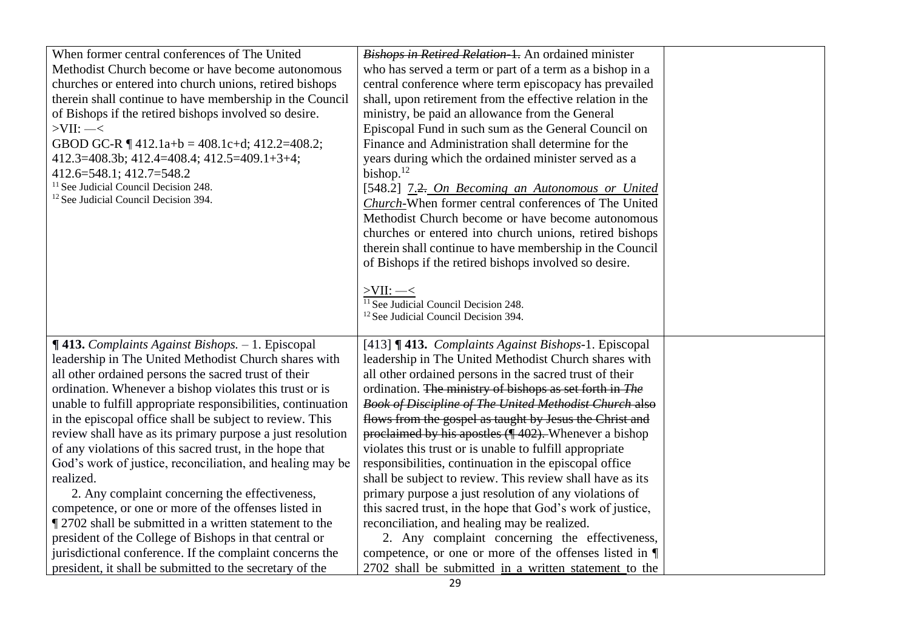| | | |
|---|---|---|
| When former central conferences of The United Methodist Church become or have become autonomous churches or entered into church unions, retired bishops therein shall continue to have membership in the Council of Bishops if the retired bishops involved so desire.<br>>VII: —<<br>GBOD GC-R ¶ 412.1a+b = 408.1c+d; 412.2=408.2; 412.3=408.3b; 412.4=408.4; 412.5=409.1+3+4; 412.6=548.1; 412.7=548.2<br>[11] See Judicial Council Decision 248.<br>[12] See Judicial Council Decision 394. | ~~*Bishops in Retired Relation*-1.~~ An ordained minister who has served a term or part of a term as a bishop in a central conference where term episcopacy has prevailed shall, upon retirement from the effective relation in the ministry, be paid an allowance from the General Episcopal Fund in such sum as the General Council on Finance and Administration shall determine for the years during which the ordained minister served as a bishop.[12]<br>[548.2] <u>7.</u>~~2.~~ <u>*On Becoming an Autonomous or United Church*</u>-When former central conferences of The United Methodist Church become or have become autonomous churches or entered into church unions, retired bishops therein shall continue to have membership in the Council of Bishops if the retired bishops involved so desire.<br><br><u>>VII: —<</u><br>[11] See Judicial Council Decision 248.<br>[12] See Judicial Council Decision 394. | |
| **¶ 413.** *Complaints Against Bishops.* – 1. Episcopal leadership in The United Methodist Church shares with all other ordained persons the sacred trust of their ordination. Whenever a bishop violates this trust or is unable to fulfill appropriate responsibilities, continuation in the episcopal office shall be subject to review. This review shall have as its primary purpose a just resolution of any violations of this sacred trust, in the hope that God's work of justice, reconciliation, and healing may be realized.<br>2. Any complaint concerning the effectiveness, competence, or one or more of the offenses listed in ¶ 2702 shall be submitted in a written statement to the president of the College of Bishops in that central or jurisdictional conference. If the complaint concerns the president, it shall be submitted to the secretary of the | [413] **¶ 413.** *Complaints Against Bishops*-1. Episcopal leadership in The United Methodist Church shares with all other ordained persons in the sacred trust of their ordination. ~~The ministry of bishops as set forth in *The Book of Discipline of The United Methodist Church* also flows from the gospel as taught by Jesus the Christ and proclaimed by his apostles (¶ 402).~~ Whenever a bishop violates this trust or is unable to fulfill appropriate responsibilities, continuation in the episcopal office shall be subject to review. This review shall have as its primary purpose a just resolution of any violations of this sacred trust, in the hope that God's work of justice, reconciliation, and healing may be realized.<br>2. Any complaint concerning the effectiveness, competence, or one or more of the offenses listed in ¶ 2702 shall be submitted <u>in a written statement</u> to the | |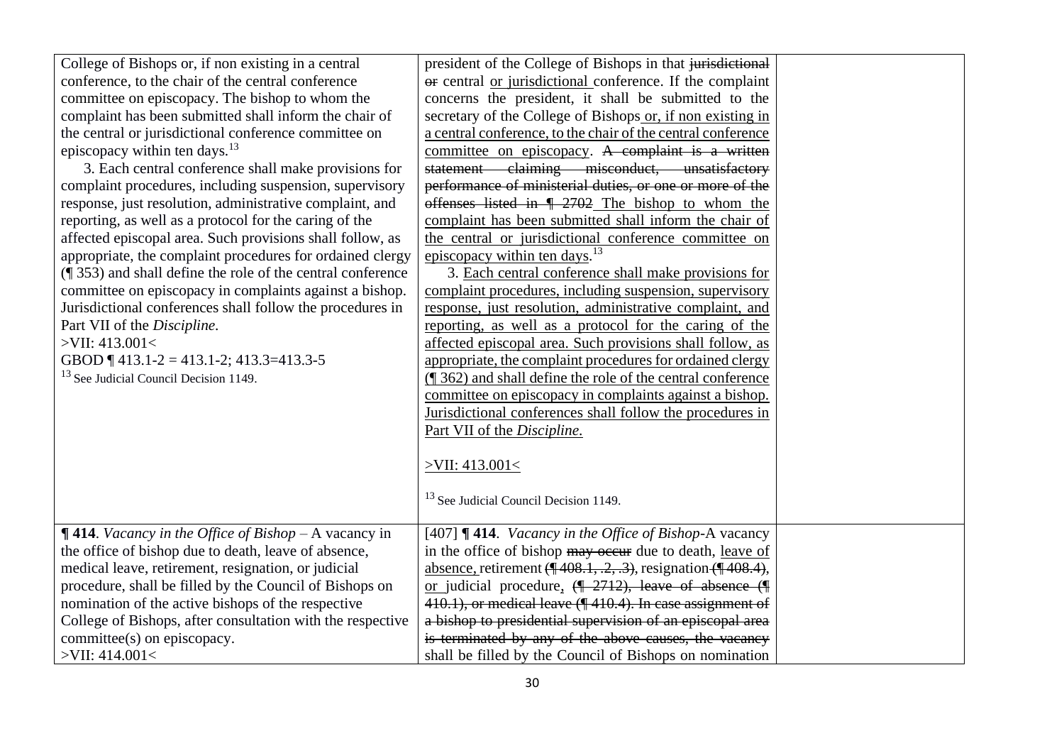| | | |
|---|---|---|
| College of Bishops or, if non existing in a central conference, to the chair of the central conference committee on episcopacy. The bishop to whom the complaint has been submitted shall inform the chair of the central or jurisdictional conference committee on episcopacy within ten days.[13]<br><br>3. Each central conference shall make provisions for complaint procedures, including suspension, supervisory response, just resolution, administrative complaint, and reporting, as well as a protocol for the caring of the affected episcopal area. Such provisions shall follow, as appropriate, the complaint procedures for ordained clergy (¶ 353) and shall define the role of the central conference committee on episcopacy in complaints against a bishop. Jurisdictional conferences shall follow the procedures in Part VII of the *Discipline*.<br>>VII: 413.001<<br>GBOD ¶ 413.1-2 = 413.1-2; 413.3=413.3-5<br>[13] See Judicial Council Decision 1149. | president of the College of Bishops in that ~~jurisdictional or~~ central or jurisdictional conference. If the complaint concerns the president, it shall be submitted to the secretary of the College of Bishops or, if non existing in a central conference, to the chair of the central conference committee on episcopacy. ~~A complaint is a written statement claiming misconduct, unsatisfactory performance of ministerial duties, or one or more of the offenses listed in ¶ 2702~~ The bishop to whom the complaint has been submitted shall inform the chair of the central or jurisdictional conference committee on episcopacy within ten days.[13]<br><br>3. Each central conference shall make provisions for complaint procedures, including suspension, supervisory response, just resolution, administrative complaint, and reporting, as well as a protocol for the caring of the affected episcopal area. Such provisions shall follow, as appropriate, the complaint procedures for ordained clergy (¶ 362) and shall define the role of the central conference committee on episcopacy in complaints against a bishop. Jurisdictional conferences shall follow the procedures in Part VII of the *Discipline.*<br><br>>VII: 413.001<<br><br>[13] See Judicial Council Decision 1149. | |
| **¶ 414**. *Vacancy in the Office of Bishop* – A vacancy in the office of bishop due to death, leave of absence, medical leave, retirement, resignation, or judicial procedure, shall be filled by the Council of Bishops on nomination of the active bishops of the respective College of Bishops, after consultation with the respective committee(s) on episcopacy.<br>>VII: 414.001< | [407] **¶ 414**. *Vacancy in the Office of Bishop*-A vacancy in the office of bishop ~~may occur~~ due to death, leave of absence, retirement ~~(¶ 408.1, .2, .3)~~, resignation ~~(¶ 408.4)~~, or judicial procedure, ~~(¶ 2712), leave of absence (¶ 410.1), or medical leave (¶ 410.4). In case assignment of a bishop to presidential supervision of an episcopal area is terminated by any of the above causes, the vacancy~~ shall be filled by the Council of Bishops on nomination | |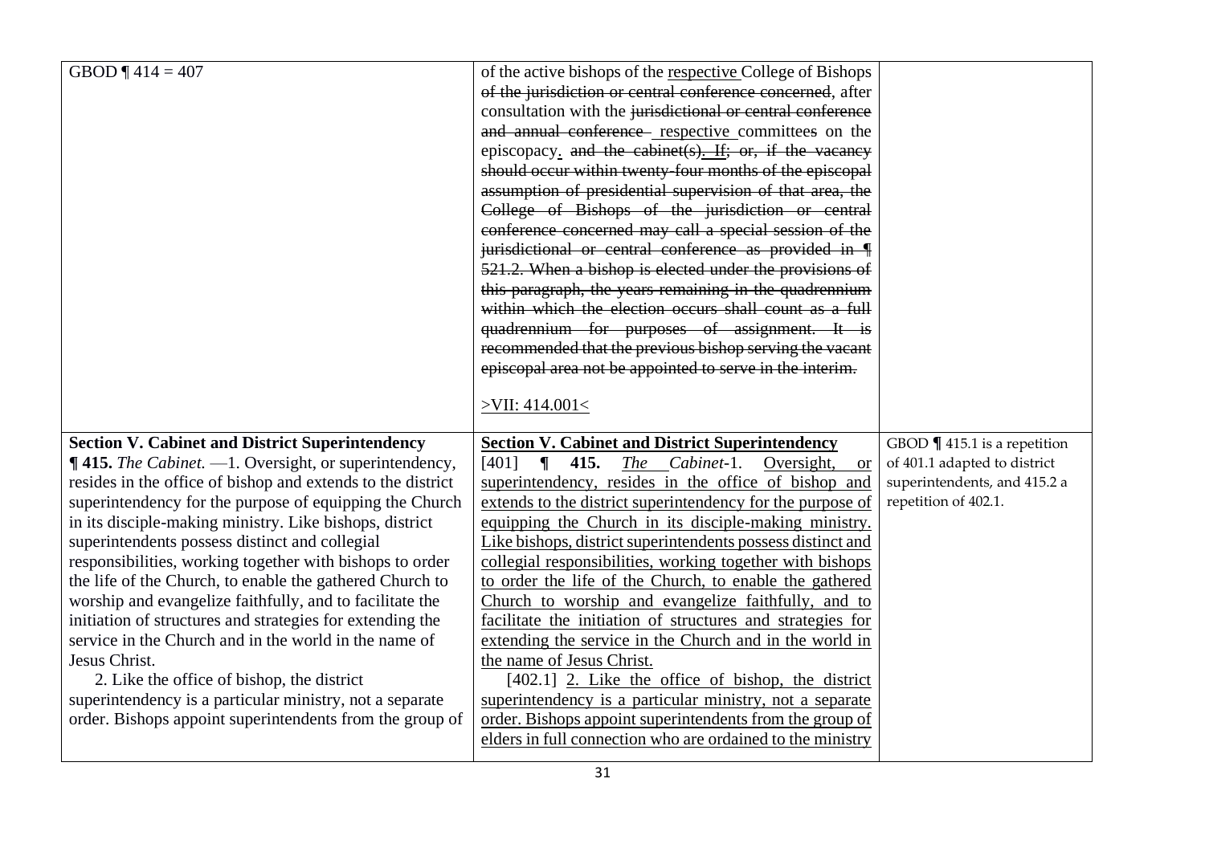| | | |
|---|---|---|
| GBOD ¶ 414 = 407 | of the active bishops of the <u>respective</u> College of Bishops ~~of the jurisdiction or central conference concerned~~, after consultation with the ~~jurisdictional or central conference and annual conference~~ <u>respective</u> committees on the episcopacy<u>.</u> ~~and the cabinet(s).~~ <u>If</u>~~; or, if the vacancy should occur within twenty-four months of the episcopal assumption of presidential supervision of that area, the College of Bishops of the jurisdiction or central conference concerned may call a special session of the jurisdictional or central conference as provided in ¶ 521.2. When a bishop is elected under the provisions of this paragraph, the years remaining in the quadrennium within which the election occurs shall count as a full quadrennium for purposes of assignment. It is recommended that the previous bishop serving the vacant episcopal area not be appointed to serve in the interim.~~<br><br><u>>VII: 414.001<</u> | |
| **Section V. Cabinet and District Superintendency**<br>**¶ 415.** *The Cabinet.* —1. Oversight, or superintendency, resides in the office of bishop and extends to the district superintendency for the purpose of equipping the Church in its disciple-making ministry. Like bishops, district superintendents possess distinct and collegial responsibilities, working together with bishops to order the life of the Church, to enable the gathered Church to worship and evangelize faithfully, and to facilitate the initiation of structures and strategies for extending the service in the Church and in the world in the name of Jesus Christ.<br>2. Like the office of bishop, the district superintendency is a particular ministry, not a separate order. Bishops appoint superintendents from the group of | <u>**Section V. Cabinet and District Superintendency**</u><br>[401] **¶ 415.** <u>*The Cabinet*-1. Oversight, or superintendency, resides in the office of bishop and extends to the district superintendency for the purpose of equipping the Church in its disciple-making ministry. Like bishops, district superintendents possess distinct and collegial responsibilities, working together with bishops to order the life of the Church, to enable the gathered Church to worship and evangelize faithfully, and to facilitate the initiation of structures and strategies for extending the service in the Church and in the world in the name of Jesus Christ.</u><br>[402.1] <u>2. Like the office of bishop, the district superintendency is a particular ministry, not a separate order. Bishops appoint superintendents from the group of elders in full connection who are ordained to the ministry</u> | GBOD ¶ 415.1 is a repetition of 401.1 adapted to district superintendents, and 415.2 a repetition of 402.1. |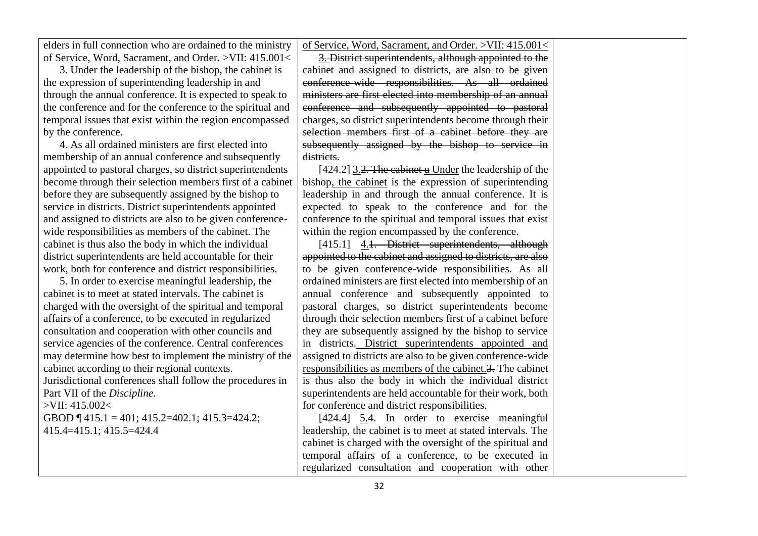| | | |
|---|---|---|
| elders in full connection who are ordained to the ministry of Service, Word, Sacrament, and Order. >VII: 415.001<<br><br>3. Under the leadership of the bishop, the cabinet is the expression of superintending leadership in and through the annual conference. It is expected to speak to the conference and for the conference to the spiritual and temporal issues that exist within the region encompassed by the conference.<br><br>4. As all ordained ministers are first elected into membership of an annual conference and subsequently appointed to pastoral charges, so district superintendents become through their selection members first of a cabinet before they are subsequently assigned by the bishop to service in districts. District superintendents appointed and assigned to districts are also to be given conference-wide responsibilities as members of the cabinet. The cabinet is thus also the body in which the individual district superintendents are held accountable for their work, both for conference and district responsibilities.<br><br>5. In order to exercise meaningful leadership, the cabinet is to meet at stated intervals. The cabinet is charged with the oversight of the spiritual and temporal affairs of a conference, to be executed in regularized consultation and cooperation with other councils and service agencies of the conference. Central conferences may determine how best to implement the ministry of the cabinet according to their regional contexts. Jurisdictional conferences shall follow the procedures in Part VII of the *Discipline*.<br>>VII: 415.002<<br>GBOD ¶ 415.1 = 401; 415.2=402.1; 415.3=424.2; 415.4=415.1; 415.5=424.4 | of Service, Word, Sacrament, and Order. >VII: 415.001<<br><br>3. ~~District superintendents, although appointed to the cabinet and assigned to districts, are also to be given conference-wide responsibilities. As all ordained ministers are first elected into membership of an annual conference and subsequently appointed to pastoral charges, so district superintendents become through their selection members first of a cabinet before they are subsequently assigned by the bishop to service in districts.~~<br><br>[424.2] 3.~~2. The cabinet u~~ Under the leadership of the bishop, the cabinet is the expression of superintending leadership in and through the annual conference. It is expected to speak to the conference and for the conference to the spiritual and temporal issues that exist within the region encompassed by the conference.<br><br>[415.1] 4.~~1. District superintendents, although appointed to the cabinet and assigned to districts, are also to be given conference-wide responsibilities.~~ As all ordained ministers are first elected into membership of an annual conference and subsequently appointed to pastoral charges, so district superintendents become through their selection members first of a cabinet before they are subsequently assigned by the bishop to service in districts. District superintendents appointed and assigned to districts are also to be given conference-wide responsibilities as members of the cabinet.~~3.~~ The cabinet is thus also the body in which the individual district superintendents are held accountable for their work, both for conference and district responsibilities.<br><br>[424.4] 5.~~4.~~ In order to exercise meaningful leadership, the cabinet is to meet at stated intervals. The cabinet is charged with the oversight of the spiritual and temporal affairs of a conference, to be executed in regularized consultation and cooperation with other | |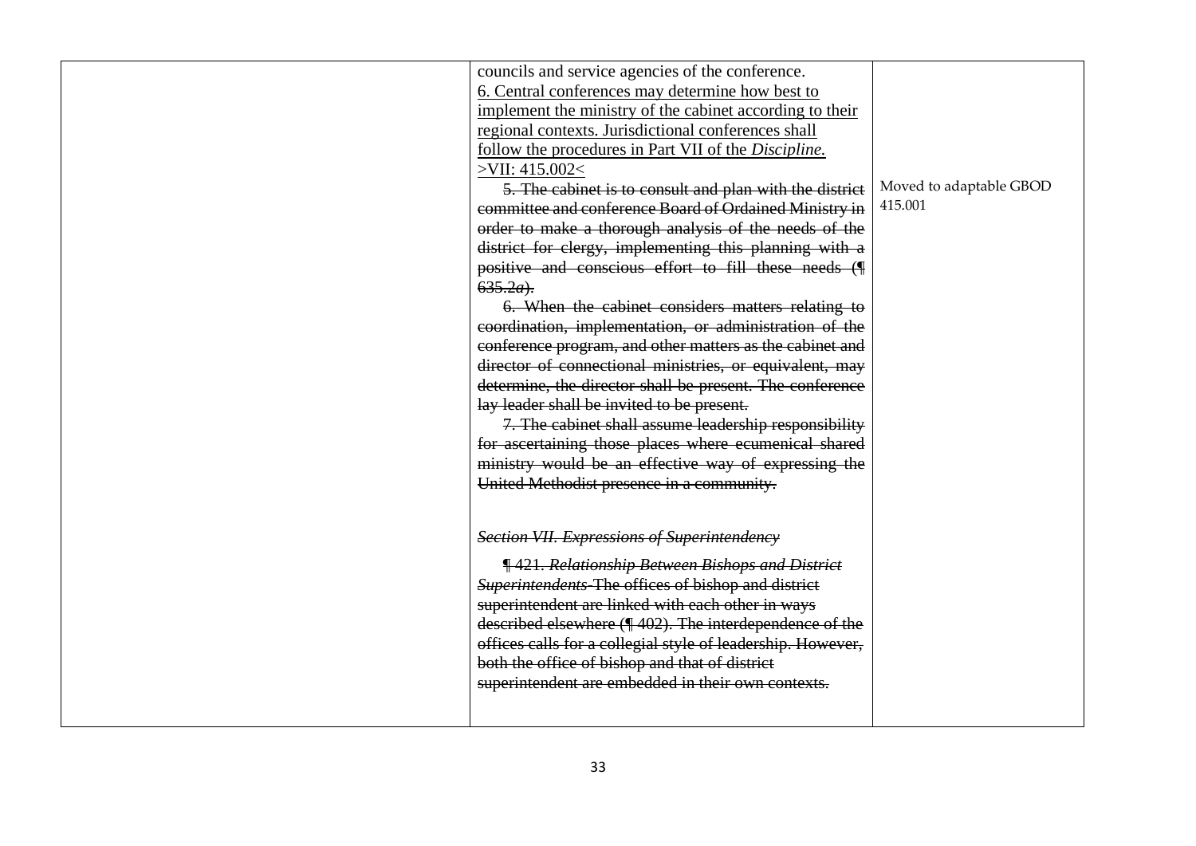| | | |
|---|---|---|
| | councils and service agencies of the conference.<br><u>6. Central conferences may determine how best to implement the ministry of the cabinet according to their regional contexts. Jurisdictional conferences shall follow the procedures in Part VII of the *Discipline*.</u><br><u>>VII: 415.002<</u><br>~~5. The cabinet is to consult and plan with the district committee and conference Board of Ordained Ministry in order to make a thorough analysis of the needs of the district for clergy, implementing this planning with a positive and conscious effort to fill these needs (¶ 635.2*a*).~~<br>~~6. When the cabinet considers matters relating to coordination, implementation, or administration of the conference program, and other matters as the cabinet and director of connectional ministries, or equivalent, may determine, the director shall be present. The conference lay leader shall be invited to be present.~~<br>~~7. The cabinet shall assume leadership responsibility for ascertaining those places where ecumenical shared ministry would be an effective way of expressing the United Methodist presence in a community.~~<br><br>~~*Section VII. Expressions of Superintendency*~~<br><br>~~¶ 421. *Relationship Between Bishops and District Superintendents*-The offices of bishop and district superintendent are linked with each other in ways described elsewhere (¶ 402). The interdependence of the offices calls for a collegial style of leadership. However, both the office of bishop and that of district superintendent are embedded in their own contexts.~~ | Moved to adaptable GBOD 415.001 |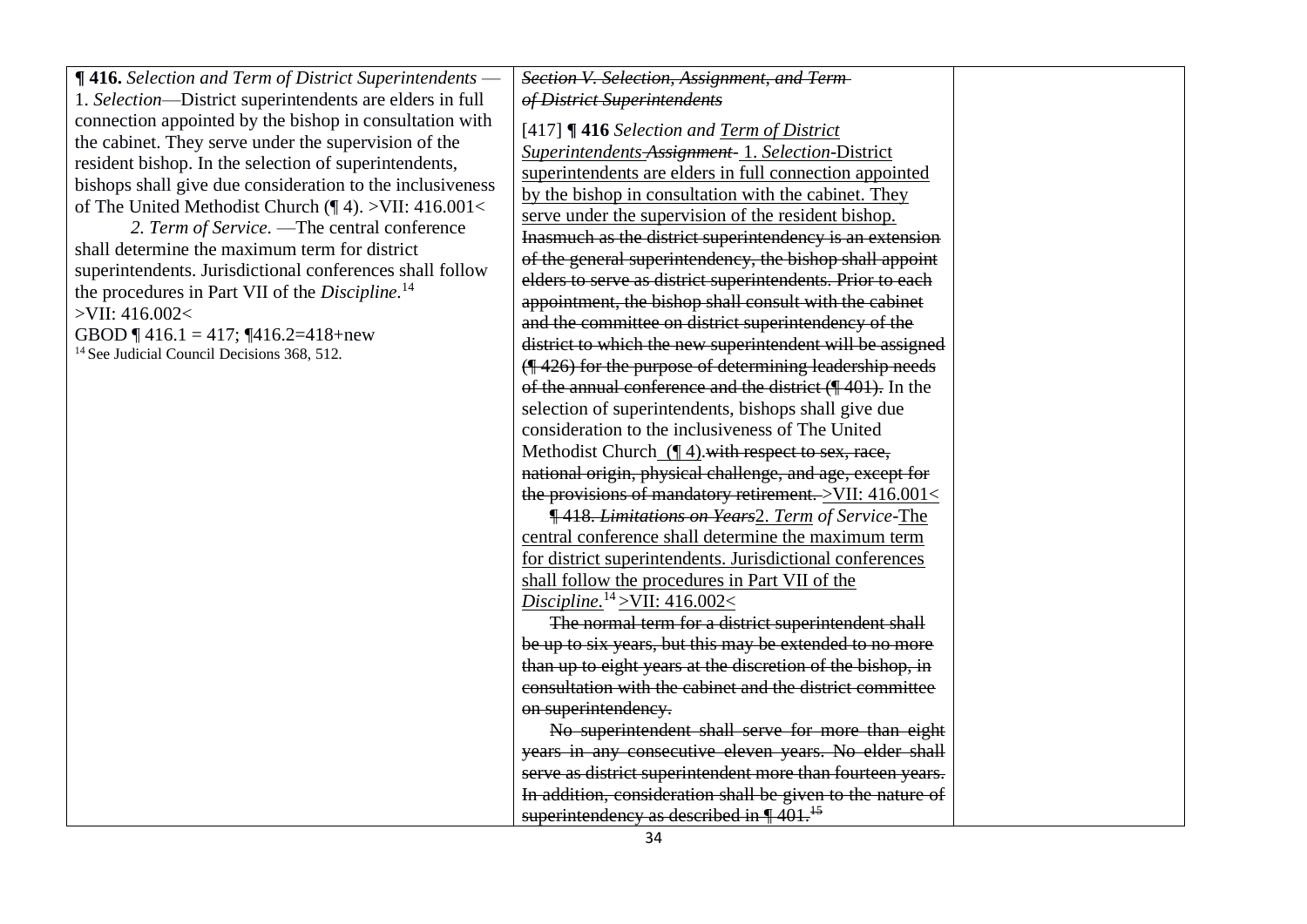| **¶ 416.** *Selection and Term of District Superintendents* —<br>1. *Selection*—District superintendents are elders in full connection appointed by the bishop in consultation with the cabinet. They serve under the supervision of the resident bishop. In the selection of superintendents, bishops shall give due consideration to the inclusiveness of The United Methodist Church (¶ 4). >VII: 416.001<<br>*2. Term of Service.* —The central conference shall determine the maximum term for district superintendents. Jurisdictional conferences shall follow the procedures in Part VII of the *Discipline*.[14] >VII: 416.002<<br>GBOD ¶ 416.1 = 417; ¶416.2=418+new<br>[14] See Judicial Council Decisions 368, 512. | ~~*Section V. Selection, Assignment, and Term of District Superintendents*~~<br>[417] **¶ 416** *Selection and Term of District Superintendents* ~~*Assignment*~~ 1. *Selection*-District superintendents are elders in full connection appointed by the bishop in consultation with the cabinet. They serve under the supervision of the resident bishop. ~~Inasmuch as the district superintendency is an extension of the general superintendency, the bishop shall appoint elders to serve as district superintendents. Prior to each appointment, the bishop shall consult with the cabinet and the committee on district superintendency of the district to which the new superintendent will be assigned (¶ 426) for the purpose of determining leadership needs of the annual conference and the district (¶ 401).~~ In the selection of superintendents, bishops shall give due consideration to the inclusiveness of The United Methodist Church (¶ 4).~~with respect to sex, race, national origin, physical challenge, and age, except for the provisions of mandatory retirement.~~ >VII: 416.001<<br>~~¶ 418. *Limitations on Years*~~2. *Term of Service*-The central conference shall determine the maximum term for district superintendents. Jurisdictional conferences shall follow the procedures in Part VII of the *Discipline.*[14] >VII: 416.002<<br>~~The normal term for a district superintendent shall be up to six years, but this may be extended to no more than up to eight years at the discretion of the bishop, in consultation with the cabinet and the district committee on superintendency.~~<br>~~No superintendent shall serve for more than eight years in any consecutive eleven years. No elder shall serve as district superintendent more than fourteen years. In addition, consideration shall be given to the nature of superintendency as described in ¶ 401.[15]~~ | |
|---|---|---|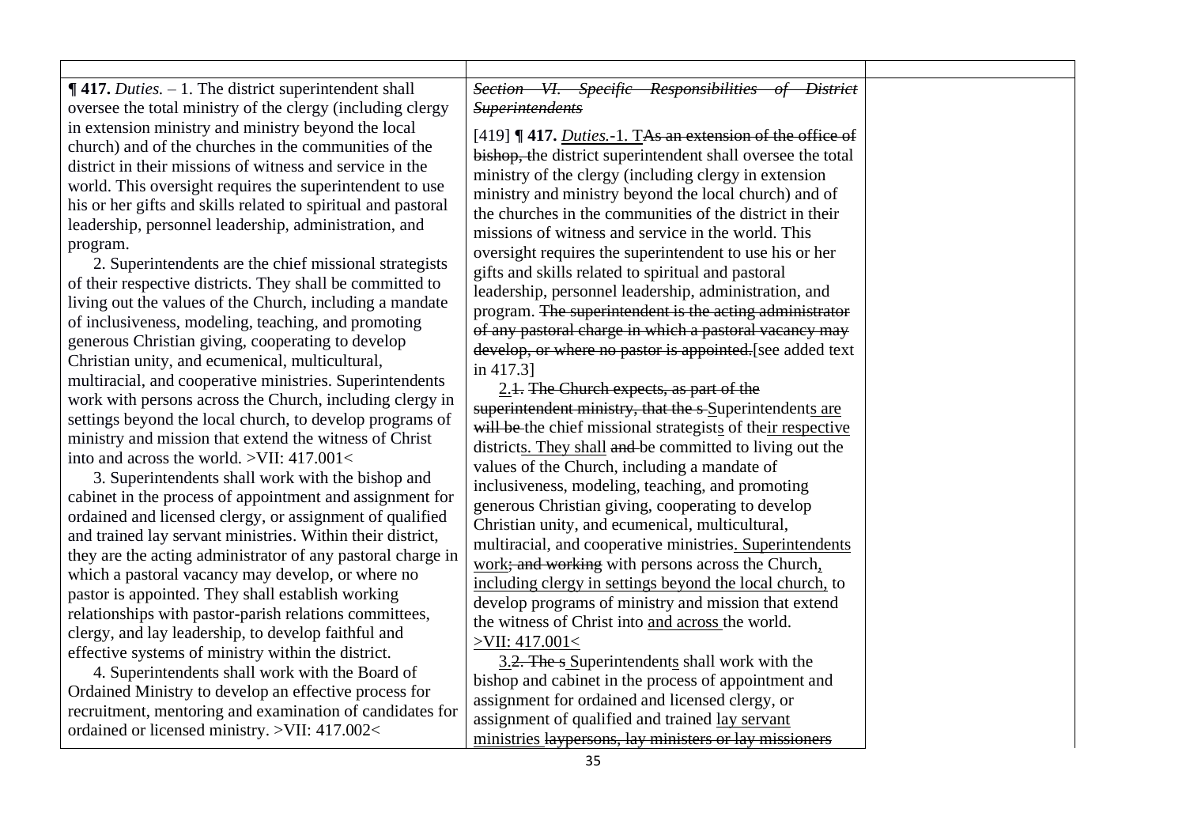| | | |
|---|---|---|
| **¶ 417.** *Duties.* – 1. The district superintendent shall oversee the total ministry of the clergy (including clergy in extension ministry and ministry beyond the local church) and of the churches in the communities of the district in their missions of witness and service in the world. This oversight requires the superintendent to use his or her gifts and skills related to spiritual and pastoral leadership, personnel leadership, administration, and program.<br><br>2. Superintendents are the chief missional strategists of their respective districts. They shall be committed to living out the values of the Church, including a mandate of inclusiveness, modeling, teaching, and promoting generous Christian giving, cooperating to develop Christian unity, and ecumenical, multicultural, multiracial, and cooperative ministries. Superintendents work with persons across the Church, including clergy in settings beyond the local church, to develop programs of ministry and mission that extend the witness of Christ into and across the world. >VII: 417.001<<br><br>3. Superintendents shall work with the bishop and cabinet in the process of appointment and assignment for ordained and licensed clergy, or assignment of qualified and trained lay servant ministries. Within their district, they are the acting administrator of any pastoral charge in which a pastoral vacancy may develop, or where no pastor is appointed. They shall establish working relationships with pastor-parish relations committees, clergy, and lay leadership, to develop faithful and effective systems of ministry within the district.<br><br>4. Superintendents shall work with the Board of Ordained Ministry to develop an effective process for recruitment, mentoring and examination of candidates for ordained or licensed ministry. >VII: 417.002< | ~~*Section VI. Specific Responsibilities of District Superintendents*~~<br><br>[419] **¶ 417.** *Duties.*-1. T~~As an extension of the office of bishop, t~~he district superintendent shall oversee the total ministry of the clergy (including clergy in extension ministry and ministry beyond the local church) and of the churches in the communities of the district in their missions of witness and service in the world. This oversight requires the superintendent to use his or her gifts and skills related to spiritual and pastoral leadership, personnel leadership, administration, and program. ~~The superintendent is the acting administrator of any pastoral charge in which a pastoral vacancy may develop, or where no pastor is appointed.~~[see added text in 417.3]<br><br>2.~~1. The Church expects, as part of the superintendent ministry, that the s~~ Superintendents are ~~will be~~ the chief missional strategists of their respective districts. They shall ~~and~~ be committed to living out the values of the Church, including a mandate of inclusiveness, modeling, teaching, and promoting generous Christian giving, cooperating to develop Christian unity, and ecumenical, multicultural, multiracial, and cooperative ministries. Superintendents work~~; and working~~ with persons across the Church, including clergy in settings beyond the local church, to develop programs of ministry and mission that extend the witness of Christ into and across the world. >VII: 417.001<<br><br>3.~~2. The s~~ Superintendents shall work with the bishop and cabinet in the process of appointment and assignment for ordained and licensed clergy, or assignment of qualified and trained lay servant ministries ~~laypersons, lay ministers or lay missioners~~ | |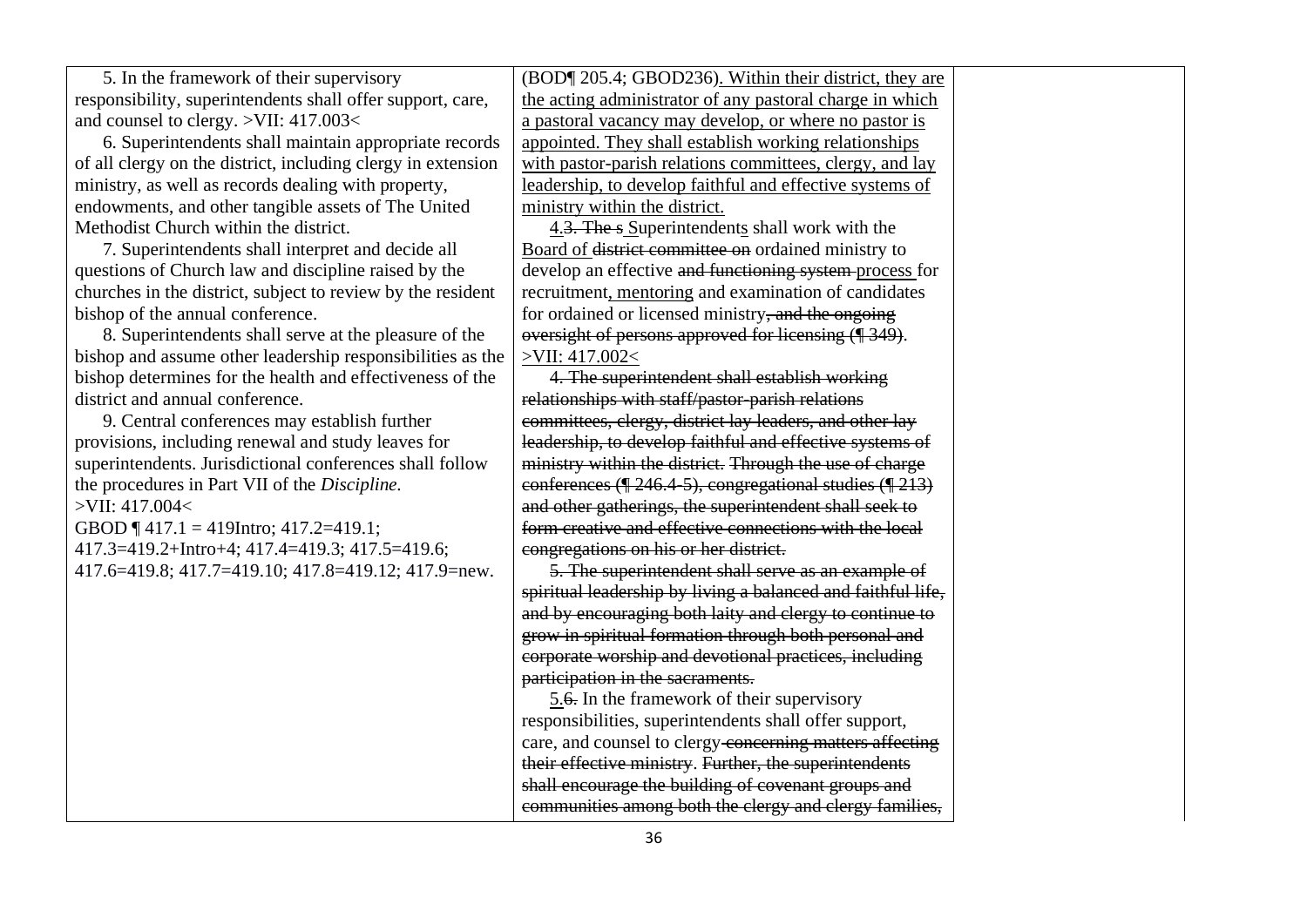| | | |
|---|---|---|
| 5. In the framework of their supervisory responsibility, superintendents shall offer support, care, and counsel to clergy. >VII: 417.003<<br><br>6. Superintendents shall maintain appropriate records of all clergy on the district, including clergy in extension ministry, as well as records dealing with property, endowments, and other tangible assets of The United Methodist Church within the district.<br><br>7. Superintendents shall interpret and decide all questions of Church law and discipline raised by the churches in the district, subject to review by the resident bishop of the annual conference.<br><br>8. Superintendents shall serve at the pleasure of the bishop and assume other leadership responsibilities as the bishop determines for the health and effectiveness of the district and annual conference.<br><br>9. Central conferences may establish further provisions, including renewal and study leaves for superintendents. Jurisdictional conferences shall follow the procedures in Part VII of the *Discipline*. >VII: 417.004<<br><br>GBOD ¶ 417.1 = 419Intro; 417.2=419.1; 417.3=419.2+Intro+4; 417.4=419.3; 417.5=419.6; 417.6=419.8; 417.7=419.10; 417.8=419.12; 417.9=new. | (BOD¶ 205.4; GBOD236)<u>. Within their district, they are the acting administrator of any pastoral charge in which a pastoral vacancy may develop, or where no pastor is appointed. They shall establish working relationships with pastor-parish relations committees, clergy, and lay leadership, to develop faithful and effective systems of ministry within the district.</u><br><br><u>4.</u>~~3. The s~~ <u>S</u>uperintendent<u>s</u> shall work with the <u>Board of</u> ~~district committee on~~ ordained ministry to develop an effective ~~and functioning system~~ <u>process</u> for recruitment<u>, mentoring</u> and examination of candidates for ordained or licensed ministry~~, and the ongoing oversight of persons approved for licensing (¶ 349)~~. <u>>VII: 417.002<</u><br><br>~~4. The superintendent shall establish working relationships with staff/pastor-parish relations committees, clergy, district lay leaders, and other lay leadership, to develop faithful and effective systems of ministry within the district. Through the use of charge conferences (¶ 246.4-5), congregational studies (¶ 213) and other gatherings, the superintendent shall seek to form creative and effective connections with the local congregations on his or her district.~~<br><br>~~5. The superintendent shall serve as an example of spiritual leadership by living a balanced and faithful life, and by encouraging both laity and clergy to continue to grow in spiritual formation through both personal and corporate worship and devotional practices, including participation in the sacraments.~~<br><br><u>5.</u>~~6.~~ In the framework of their supervisory responsibilities, superintendents shall offer support, care, and counsel to clergy ~~concerning matters affecting their effective ministry~~. ~~Further, the superintendents shall encourage the building of covenant groups and communities among both the clergy and clergy families,~~ | |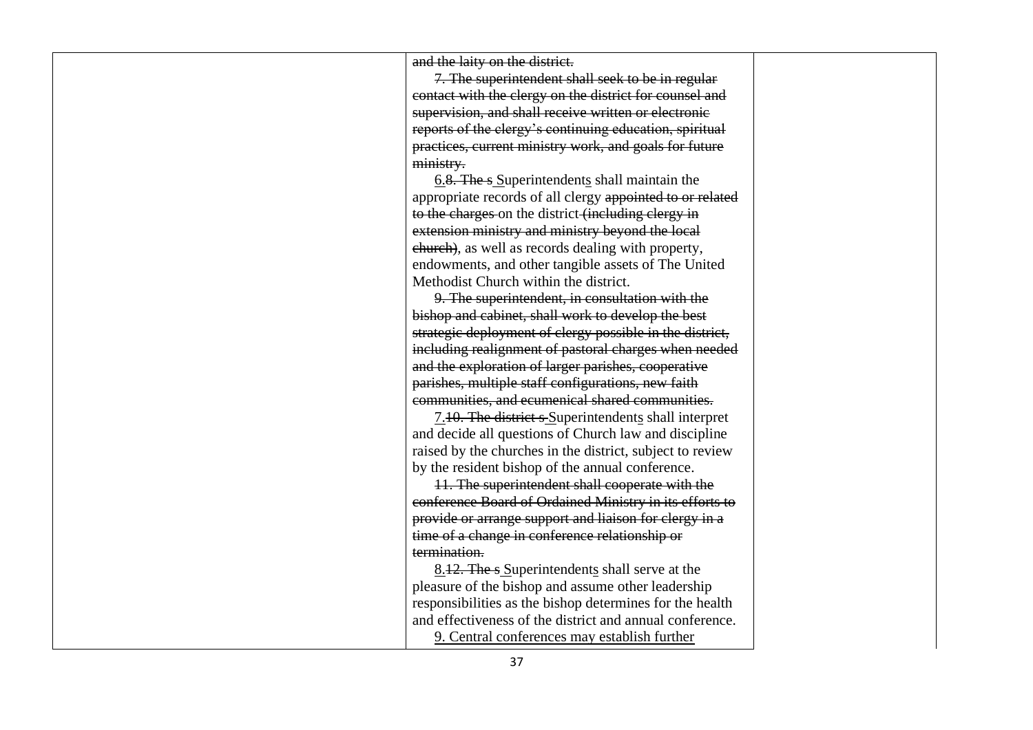~~and the laity on the district.~~

~~7. The superintendent shall seek to be in regular contact with the clergy on the district for counsel and supervision, and shall receive written or electronic reports of the clergy's continuing education, spiritual practices, current ministry work, and goals for future ministry.~~

<u>6.</u>~~8. The s~~ <u>S</u>uperintendent<u>s</u> shall maintain the appropriate records of all clergy ~~appointed to or related to the charges~~ on the district ~~(including clergy in extension ministry and ministry beyond the local church)~~, as well as records dealing with property, endowments, and other tangible assets of The United Methodist Church within the district.

~~9. The superintendent, in consultation with the bishop and cabinet, shall work to develop the best strategic deployment of clergy possible in the district, including realignment of pastoral charges when needed and the exploration of larger parishes, cooperative parishes, multiple staff configurations, new faith communities, and ecumenical shared communities.~~

<u>7.</u>~~10. The district s~~ <u>S</u>uperintendent<u>s</u> shall interpret and decide all questions of Church law and discipline raised by the churches in the district, subject to review by the resident bishop of the annual conference.

~~11. The superintendent shall cooperate with the conference Board of Ordained Ministry in its efforts to provide or arrange support and liaison for clergy in a time of a change in conference relationship or termination.~~

<u>8.</u>~~12. The s~~ <u>S</u>uperintendent<u>s</u> shall serve at the pleasure of the bishop and assume other leadership responsibilities as the bishop determines for the health and effectiveness of the district and annual conference.

<u>9. Central conferences may establish further</u>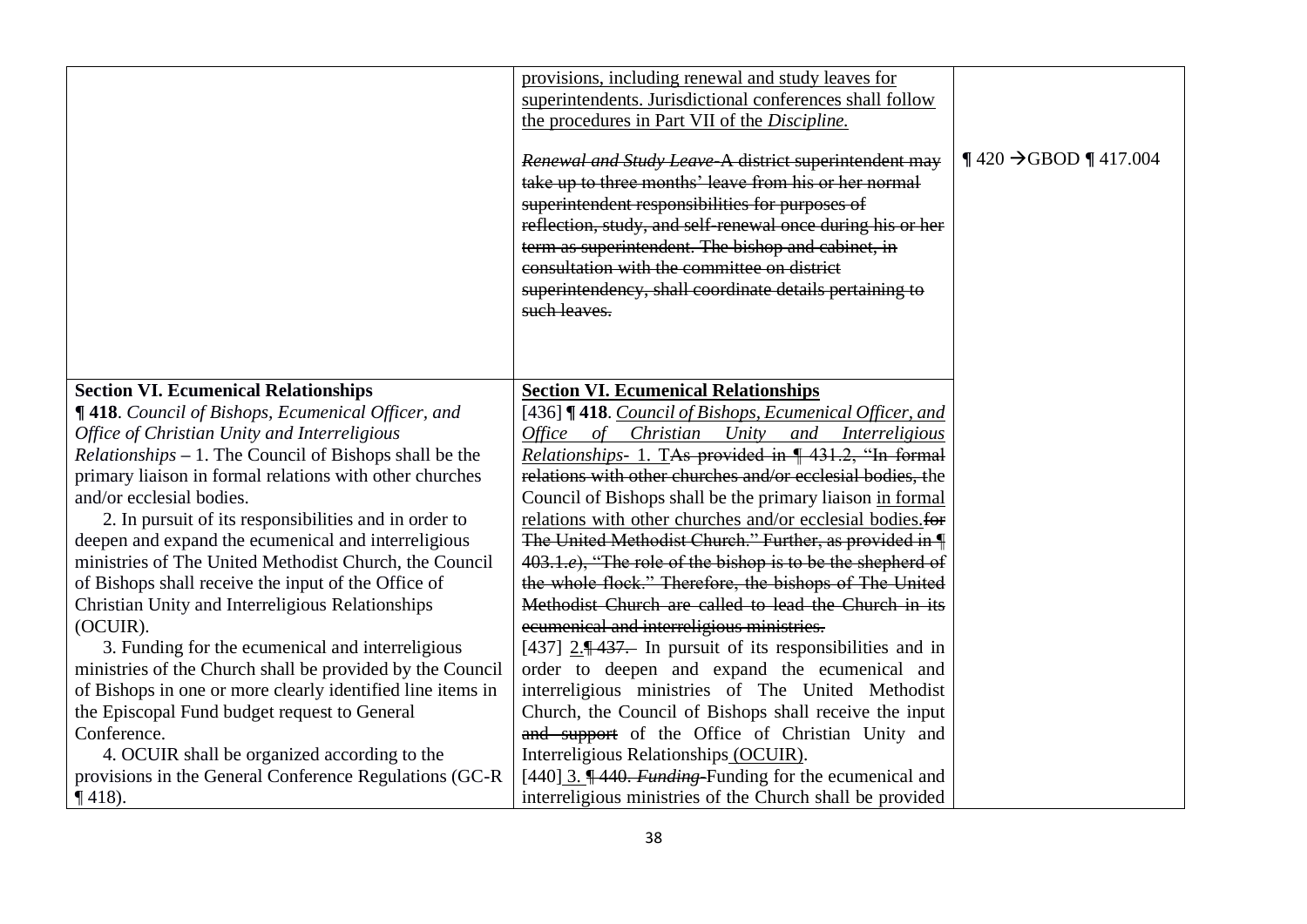| | | |
|---|---|---|
| | <u>provisions, including renewal and study leaves for superintendents. Jurisdictional conferences shall follow the procedures in Part VII of the *Discipline.*</u><br><br>~~*Renewal and Study Leave*-A district superintendent may take up to three months' leave from his or her normal superintendent responsibilities for purposes of reflection, study, and self-renewal once during his or her term as superintendent. The bishop and cabinet, in consultation with the committee on district superintendency, shall coordinate details pertaining to such leaves.~~ | ¶ 420 →GBOD ¶ 417.004 |
| **Section VI. Ecumenical Relationships**<br>***¶ 418**. Council of Bishops, Ecumenical Officer, and Office of Christian Unity and Interreligious Relationships* – 1. The Council of Bishops shall be the primary liaison in formal relations with other churches and/or ecclesial bodies.<br>2. In pursuit of its responsibilities and in order to deepen and expand the ecumenical and interreligious ministries of The United Methodist Church, the Council of Bishops shall receive the input of the Office of Christian Unity and Interreligious Relationships (OCUIR).<br>3. Funding for the ecumenical and interreligious ministries of the Church shall be provided by the Council of Bishops in one or more clearly identified line items in the Episcopal Fund budget request to General Conference.<br>4. OCUIR shall be organized according to the provisions in the General Conference Regulations (GC-R ¶ 418). | <u>**Section VI. Ecumenical Relationships**</u><br>[436] **¶ 418**. <u>*Council of Bishops, Ecumenical Officer, and Office of Christian Unity and Interreligious Relationships*- 1. T</u>~~As provided in ¶ 431.2, "In formal relations with other churches and/or ecclesial bodies, t~~he Council of Bishops shall be the primary liaison <u>in formal relations with other churches and/or ecclesial bodies.</u>~~for The United Methodist Church." Further, as provided in ¶ 403.1.e), "The role of the bishop is to be the shepherd of the whole flock." Therefore, the bishops of The United Methodist Church are called to lead the Church in its ecumenical and interreligious ministries.~~<br>[437] <u>2.</u>~~¶ 437.~~ In pursuit of its responsibilities and in order to deepen and expand the ecumenical and interreligious ministries of The United Methodist Church, the Council of Bishops shall receive the input ~~and support~~ of the Office of Christian Unity and Interreligious Relationships <u>(OCUIR)</u>.<br>[440] <u>3.</u> ~~¶ 440. *Funding*-~~Funding for the ecumenical and interreligious ministries of the Church shall be provided | |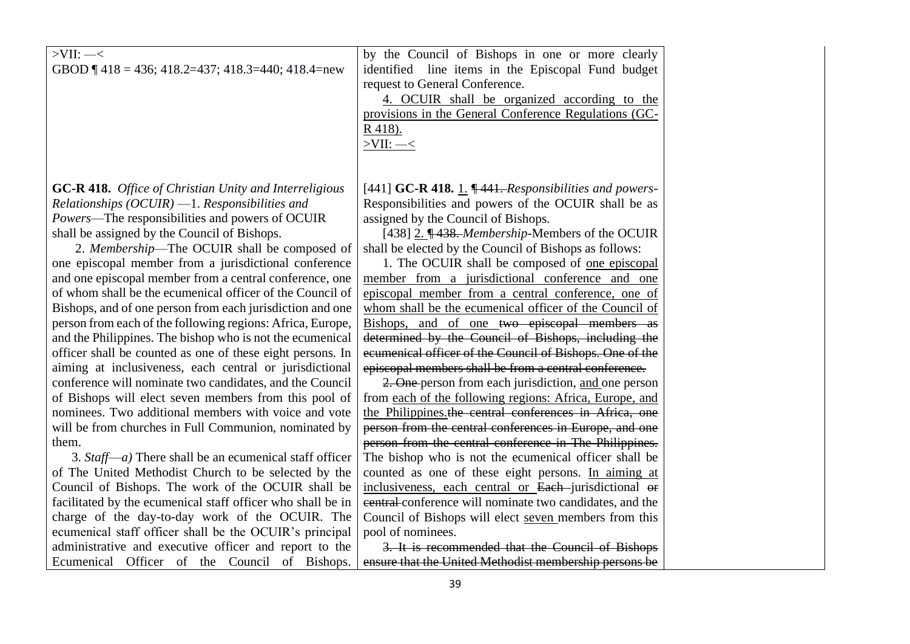| | | |
|---|---|---|
| >VII: —<<br>GBOD ¶ 418 = 436; 418.2=437; 418.3=440; 418.4=new | by the Council of Bishops in one or more clearly identified line items in the Episcopal Fund budget request to General Conference.<br><u>4. OCUIR shall be organized according to the provisions in the General Conference Regulations (GC-R 418).</u><br><u>>VII: —<</u> | |
| **GC-R 418.** *Office of Christian Unity and Interreligious Relationships (OCUIR)* —1. *Responsibilities and Powers*—The responsibilities and powers of OCUIR shall be assigned by the Council of Bishops.<br>2. *Membership*—The OCUIR shall be composed of one episcopal member from a jurisdictional conference and one episcopal member from a central conference, one of whom shall be the ecumenical officer of the Council of Bishops, and of one person from each jurisdiction and one person from each of the following regions: Africa, Europe, and the Philippines. The bishop who is not the ecumenical officer shall be counted as one of these eight persons. In aiming at inclusiveness, each central or jurisdictional conference will nominate two candidates, and the Council of Bishops will elect seven members from this pool of nominees. Two additional members with voice and vote will be from churches in Full Communion, nominated by them.<br>3. *Staff*—*a)* There shall be an ecumenical staff officer of The United Methodist Church to be selected by the Council of Bishops. The work of the OCUIR shall be facilitated by the ecumenical staff officer who shall be in charge of the day-to-day work of the OCUIR. The ecumenical staff officer shall be the OCUIR's principal administrative and executive officer and report to the Ecumenical Officer of the Council of Bishops. | [441] **GC-R 418.** <u>1.</u> ~~¶ 441.~~ *Responsibilities and powers*-Responsibilities and powers of the OCUIR shall be as assigned by the Council of Bishops.<br>[438] <u>2.</u> ~~¶ 438.~~ *Membership*-Members of the OCUIR shall be elected by the Council of Bishops as follows:<br>1. The OCUIR shall be composed of <u>one episcopal member from a jurisdictional conference and one episcopal member from a central conference, one of whom shall be the ecumenical officer of the Council of Bishops, and of one</u> ~~two episcopal members as determined by the Council of Bishops, including the ecumenical officer of the Council of Bishops. One of the episcopal members shall be from a central conference.~~<br>~~2. One~~ person from each jurisdiction, <u>and</u> one person from <u>each of the following regions: Africa, Europe, and the Philippines.</u>~~the central conferences in Africa, one person from the central conferences in Europe, and one person from the central conference in The Philippines.~~ The bishop who is not the ecumenical officer shall be counted as one of these eight persons. <u>In aiming at inclusiveness, each central or</u> ~~Each~~ jurisdictional ~~or central~~ conference will nominate two candidates, and the Council of Bishops will elect <u>seven</u> members from this pool of nominees.<br>~~3. It is recommended that the Council of Bishops ensure that the United Methodist membership persons be~~ | |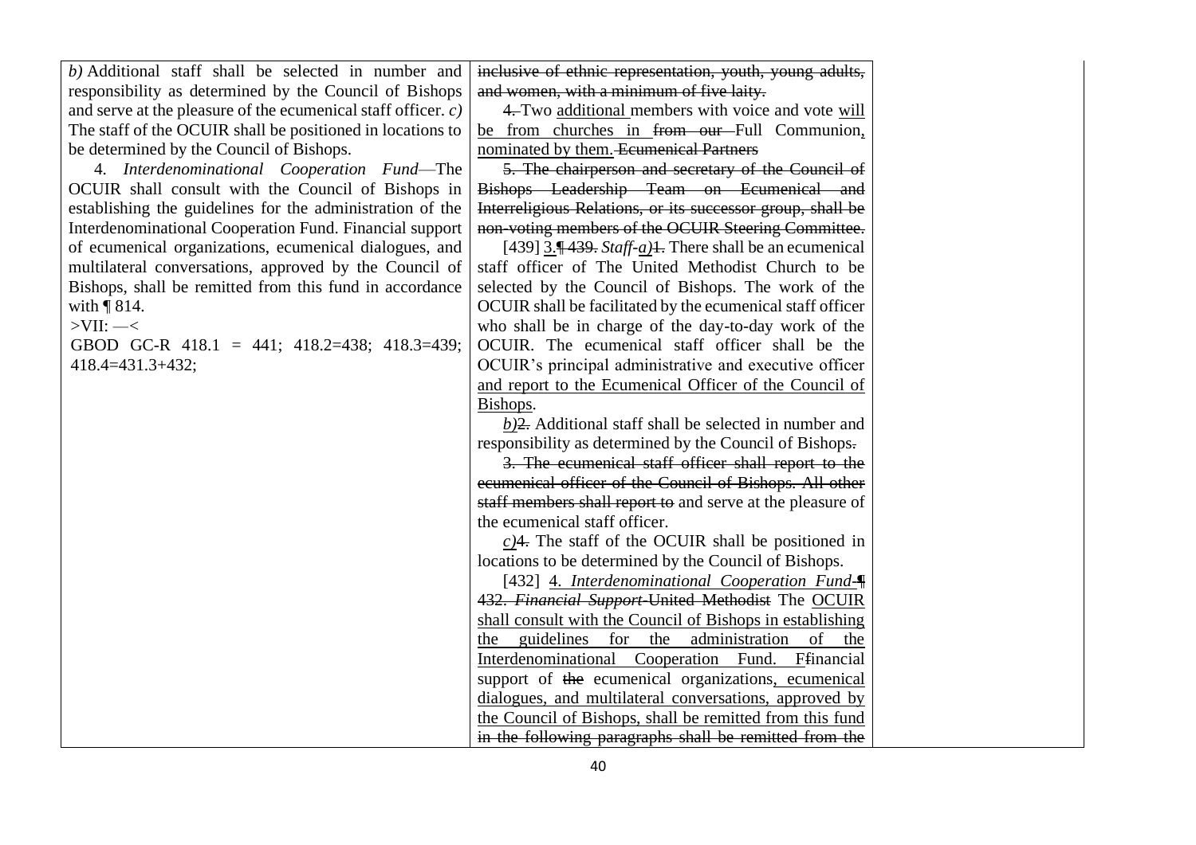| | | |
|---|---|---|
| *b)* Additional staff shall be selected in number and responsibility as determined by the Council of Bishops and serve at the pleasure of the ecumenical staff officer. *c)* The staff of the OCUIR shall be positioned in locations to be determined by the Council of Bishops.<br><br>4. *Interdenominational Cooperation Fund*—The OCUIR shall consult with the Council of Bishops in establishing the guidelines for the administration of the Interdenominational Cooperation Fund. Financial support of ecumenical organizations, ecumenical dialogues, and multilateral conversations, approved by the Council of Bishops, shall be remitted from this fund in accordance with ¶ 814.<br><br>>VII: —<<br><br>GBOD GC-R 418.1 = 441; 418.2=438; 418.3=439; 418.4=431.3+432; | ~~inclusive of ethnic representation, youth, young adults, and women, with a minimum of five laity.~~<br><br>~~4.~~ Two additional members with voice and vote will be from churches in ~~from our~~ Full Communion, nominated by them. ~~Ecumenical Partners~~<br><br>~~5. The chairperson and secretary of the Council of Bishops Leadership Team on Ecumenical and Interreligious Relations, or its successor group, shall be non-voting members of the OCUIR Steering Committee.~~<br><br>[439] 3.~~¶ 439.~~ *Staff*-*a)*~~1.~~ There shall be an ecumenical staff officer of The United Methodist Church to be selected by the Council of Bishops. The work of the OCUIR shall be facilitated by the ecumenical staff officer who shall be in charge of the day-to-day work of the OCUIR. The ecumenical staff officer shall be the OCUIR's principal administrative and executive officer and report to the Ecumenical Officer of the Council of Bishops.<br><br>*b)*~~2.~~ Additional staff shall be selected in number and responsibility as determined by the Council of Bishops~~.~~<br><br>~~3. The ecumenical staff officer shall report to the ecumenical officer of the Council of Bishops. All other staff members shall report to~~ and serve at the pleasure of the ecumenical staff officer.<br><br>*c)*~~4.~~ The staff of the OCUIR shall be positioned in locations to be determined by the Council of Bishops.<br><br>[432] 4. *Interdenominational Cooperation Fund*-~~¶ 432. *Financial Support*-United Methodist~~ The OCUIR shall consult with the Council of Bishops in establishing the guidelines for the administration of the Interdenominational Cooperation Fund. F~~f~~inancial support of ~~the~~ ecumenical organizations, ecumenical dialogues, and multilateral conversations, approved by the Council of Bishops, shall be remitted from this fund ~~in the following paragraphs shall be remitted from the~~ | |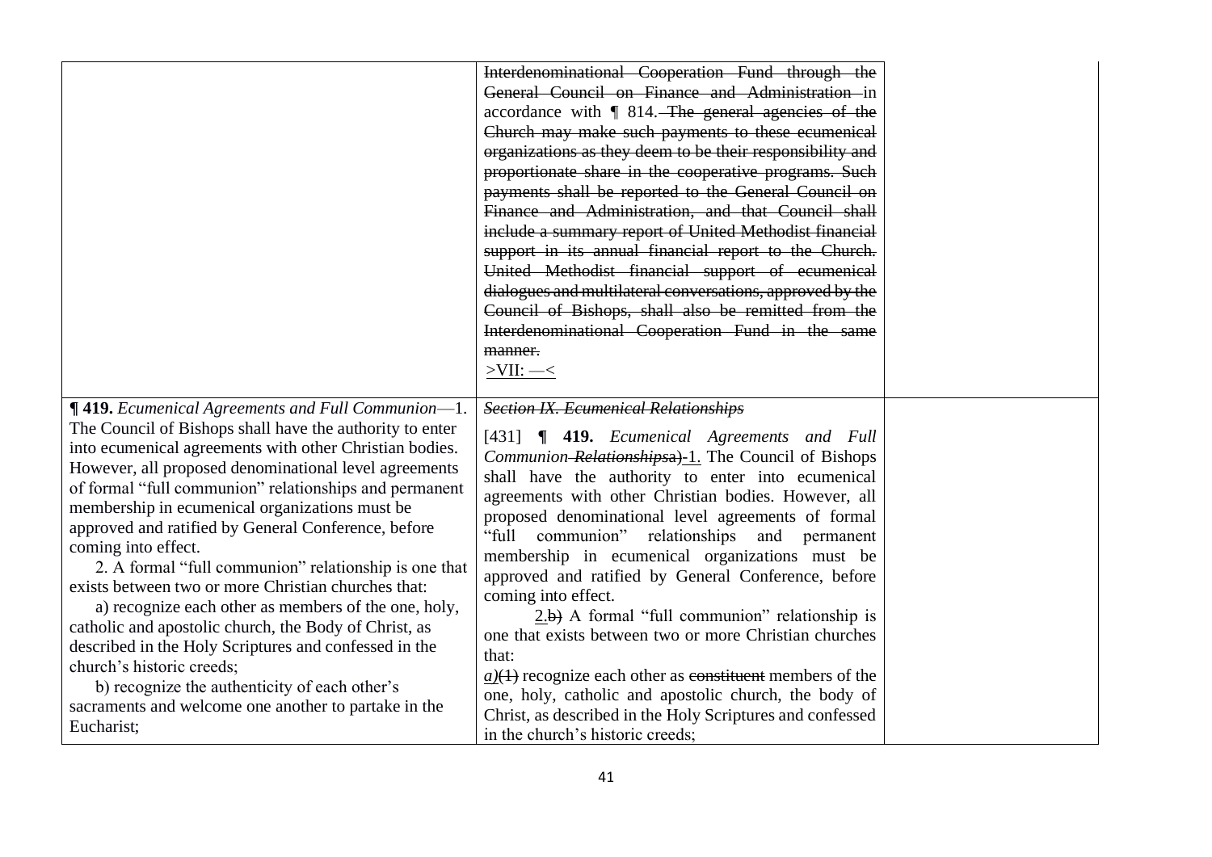| | | |
|---|---|---|
| | ~~Interdenominational Cooperation Fund through the General Council on Finance and Administration~~ in accordance with ¶ 814. ~~The general agencies of the Church may make such payments to these ecumenical organizations as they deem to be their responsibility and proportionate share in the cooperative programs. Such payments shall be reported to the General Council on Finance and Administration, and that Council shall include a summary report of United Methodist financial support in its annual financial report to the Church. United Methodist financial support of ecumenical dialogues and multilateral conversations, approved by the Council of Bishops, shall also be remitted from the Interdenominational Cooperation Fund in the same manner.~~ <br> >VII: —< | |
| **¶ 419.** *Ecumenical Agreements and Full Communion*—1. The Council of Bishops shall have the authority to enter into ecumenical agreements with other Christian bodies. However, all proposed denominational level agreements of formal "full communion" relationships and permanent membership in ecumenical organizations must be approved and ratified by General Conference, before coming into effect. <br> 2. A formal "full communion" relationship is one that exists between two or more Christian churches that: <br> a) recognize each other as members of the one, holy, catholic and apostolic church, the Body of Christ, as described in the Holy Scriptures and confessed in the church's historic creeds; <br> b) recognize the authenticity of each other's sacraments and welcome one another to partake in the Eucharist; | ~~*Section IX. Ecumenical Relationships*~~ <br> [431] **¶ 419.** *Ecumenical Agreements and Full Communion* ~~*Relationships*~~~~a)~~ 1. The Council of Bishops shall have the authority to enter into ecumenical agreements with other Christian bodies. However, all proposed denominational level agreements of formal "full communion" relationships and permanent membership in ecumenical organizations must be approved and ratified by General Conference, before coming into effect. <br> 2.~~b)~~ A formal "full communion" relationship is one that exists between two or more Christian churches that: <br> *a)*~~(1)~~ recognize each other as ~~constituent~~ members of the one, holy, catholic and apostolic church, the body of Christ, as described in the Holy Scriptures and confessed in the church's historic creeds; | |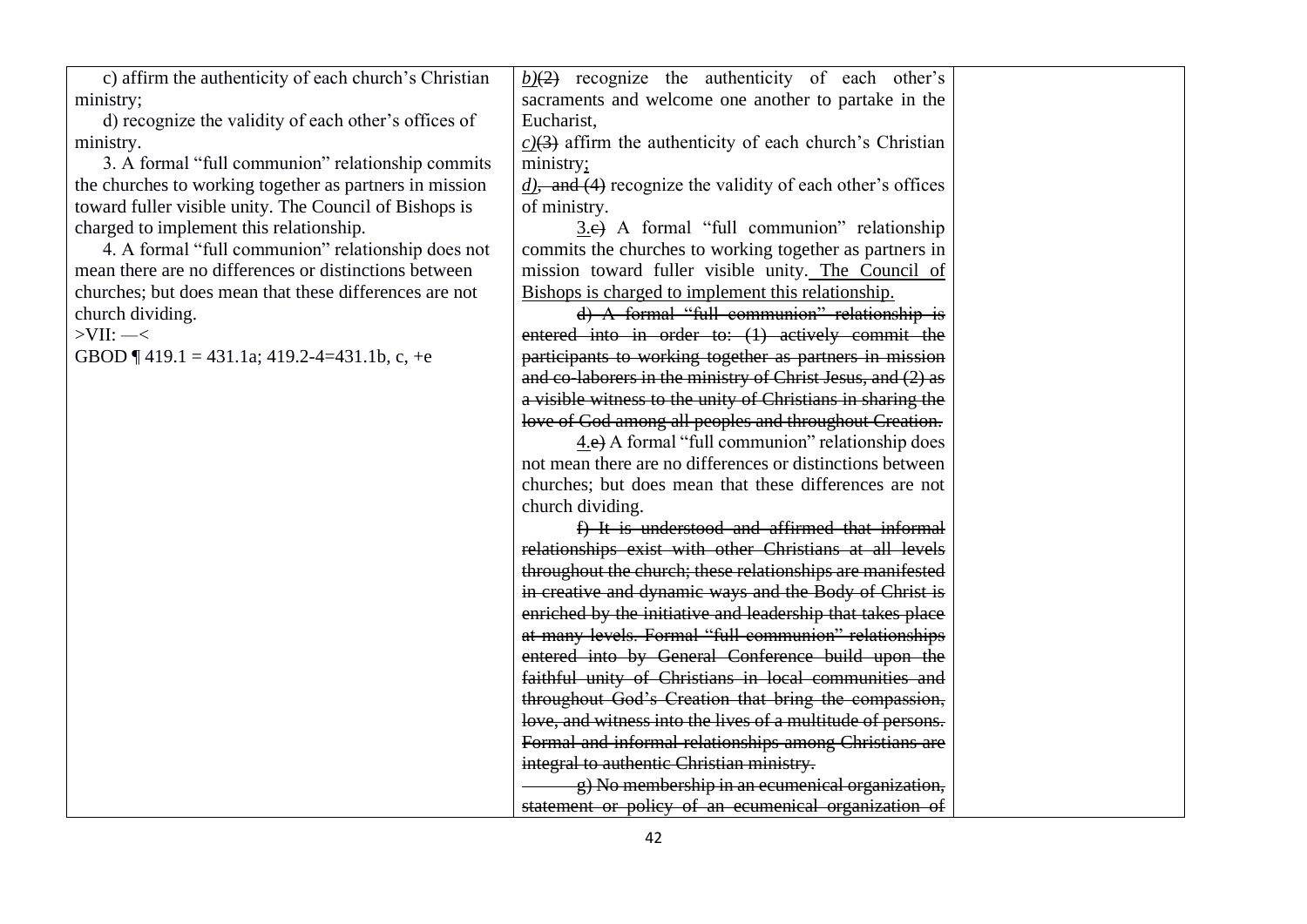| | | |
|---|---|---|
| c) affirm the authenticity of each church's Christian ministry;<br>d) recognize the validity of each other's offices of ministry.<br>3. A formal "full communion" relationship commits the churches to working together as partners in mission toward fuller visible unity. The Council of Bishops is charged to implement this relationship.<br>4. A formal "full communion" relationship does not mean there are no differences or distinctions between churches; but does mean that these differences are not church dividing.<br>>VII: —<<br>GBOD ¶ 419.1 = 431.1a; 419.2-4=431.1b, c, +e | *b)*~~(2)~~ recognize the authenticity of each other's sacraments and welcome one another to partake in the Eucharist,<br>*c)*~~(3)~~ affirm the authenticity of each church's Christian ministry;<br>*d),* ~~and (4)~~ recognize the validity of each other's offices of ministry.<br>3.~~c)~~ A formal "full communion" relationship commits the churches to working together as partners in mission toward fuller visible unity. The Council of Bishops is charged to implement this relationship.<br>~~d) A formal "full communion" relationship is entered into in order to: (1) actively commit the participants to working together as partners in mission and co-laborers in the ministry of Christ Jesus, and (2) as a visible witness to the unity of Christians in sharing the love of God among all peoples and throughout Creation.~~<br>4.~~e)~~ A formal "full communion" relationship does not mean there are no differences or distinctions between churches; but does mean that these differences are not church dividing.<br>~~f) It is understood and affirmed that informal relationships exist with other Christians at all levels throughout the church; these relationships are manifested in creative and dynamic ways and the Body of Christ is enriched by the initiative and leadership that takes place at many levels. Formal "full communion" relationships entered into by General Conference build upon the faithful unity of Christians in local communities and throughout God's Creation that bring the compassion, love, and witness into the lives of a multitude of persons. Formal and informal relationships among Christians are integral to authentic Christian ministry.~~<br>~~g) No membership in an ecumenical organization, statement or policy of an ecumenical organization of~~ | |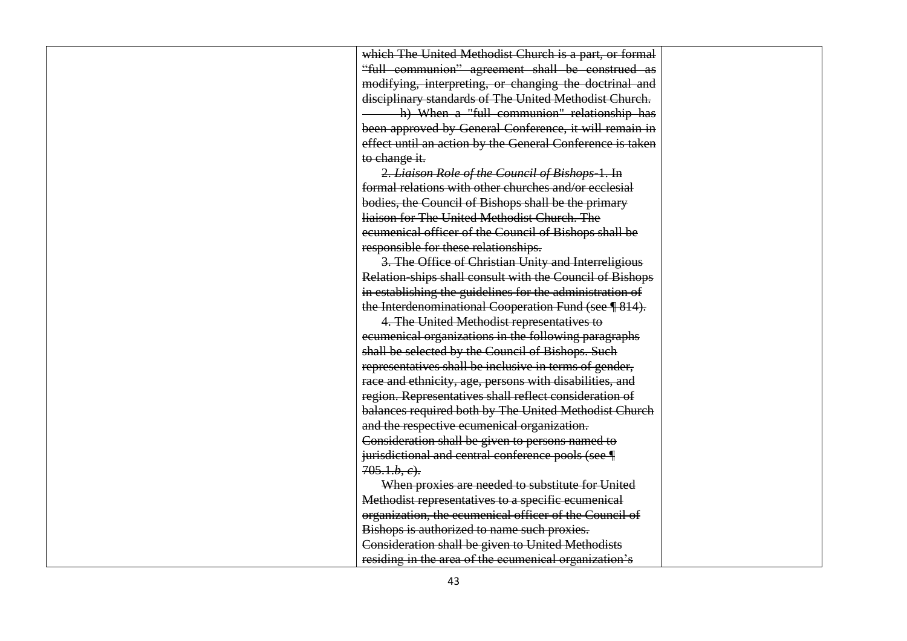| | | |
|---|---|---|
| | ~~which The United Methodist Church is a part, or formal "full communion" agreement shall be construed as modifying, interpreting, or changing the doctrinal and disciplinary standards of The United Methodist Church.~~<br>~~h) When a "full communion" relationship has been approved by General Conference, it will remain in effect until an action by the General Conference is taken to change it.~~<br>~~2. *Liaison Role of the Council of Bishops*-1. In formal relations with other churches and/or ecclesial bodies, the Council of Bishops shall be the primary liaison for The United Methodist Church. The ecumenical officer of the Council of Bishops shall be responsible for these relationships.~~<br>~~3. The Office of Christian Unity and Interreligious Relation-ships shall consult with the Council of Bishops in establishing the guidelines for the administration of the Interdenominational Cooperation Fund (see ¶ 814).~~<br>~~4. The United Methodist representatives to ecumenical organizations in the following paragraphs shall be selected by the Council of Bishops. Such representatives shall be inclusive in terms of gender, race and ethnicity, age, persons with disabilities, and region. Representatives shall reflect consideration of balances required both by The United Methodist Church and the respective ecumenical organization. Consideration shall be given to persons named to jurisdictional and central conference pools (see ¶ 705.1.*b, c*).~~<br>~~When proxies are needed to substitute for United Methodist representatives to a specific ecumenical organization, the ecumenical officer of the Council of Bishops is authorized to name such proxies. Consideration shall be given to United Methodists residing in the area of the ecumenical organization's~~ | |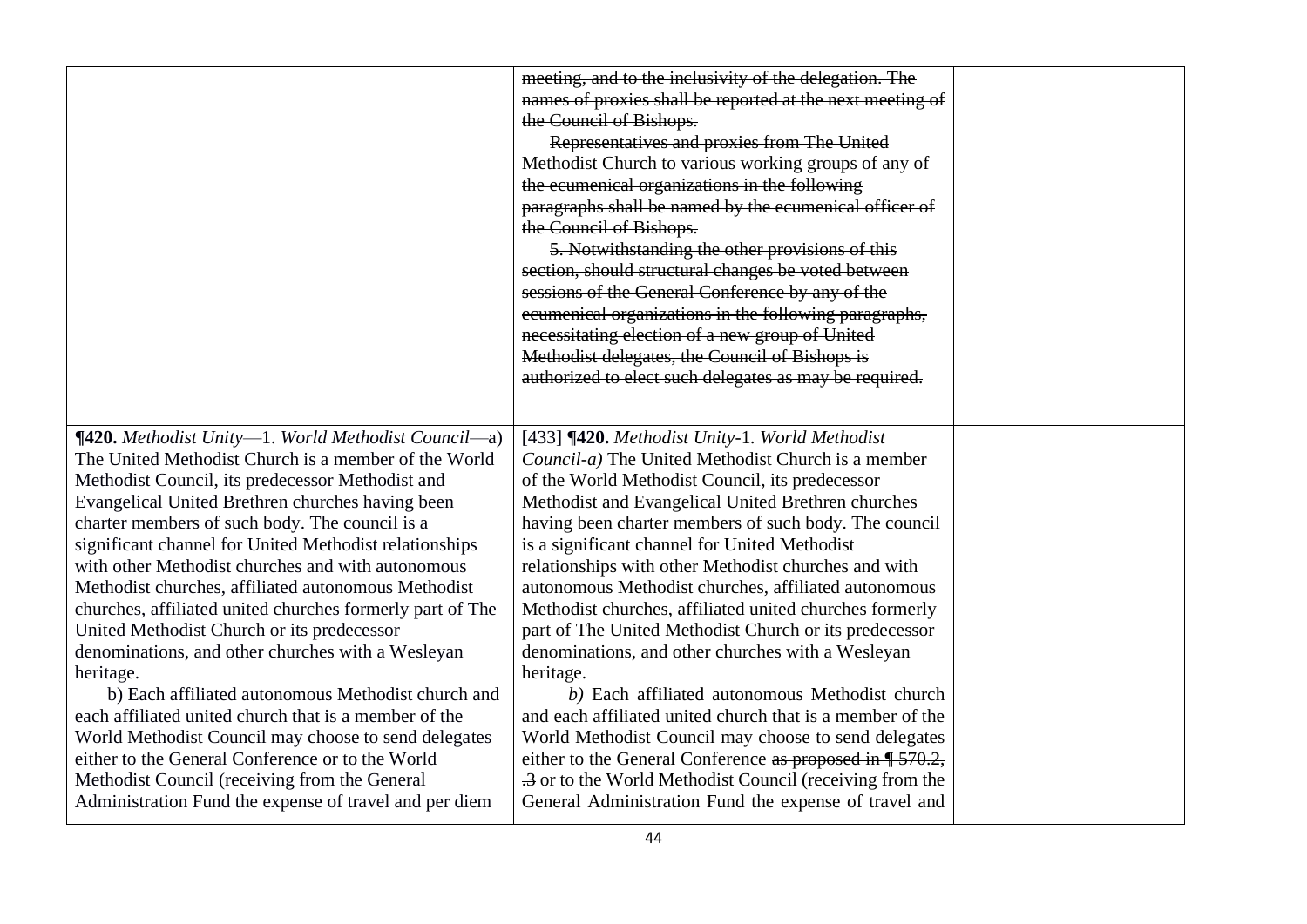| | | |
|---|---|---|
| | ~~meeting, and to the inclusivity of the delegation. The names of proxies shall be reported at the next meeting of the Council of Bishops.~~<br>~~Representatives and proxies from The United Methodist Church to various working groups of any of the ecumenical organizations in the following paragraphs shall be named by the ecumenical officer of the Council of Bishops.~~<br>~~5. Notwithstanding the other provisions of this section, should structural changes be voted between sessions of the General Conference by any of the ecumenical organizations in the following paragraphs, necessitating election of a new group of United Methodist delegates, the Council of Bishops is authorized to elect such delegates as may be required.~~ | |
| **¶420.** *Methodist Unity*—1. *World Methodist Council*—a) The United Methodist Church is a member of the World Methodist Council, its predecessor Methodist and Evangelical United Brethren churches having been charter members of such body. The council is a significant channel for United Methodist relationships with other Methodist churches and with autonomous Methodist churches, affiliated autonomous Methodist churches, affiliated united churches formerly part of The United Methodist Church or its predecessor denominations, and other churches with a Wesleyan heritage.<br>b) Each affiliated autonomous Methodist church and each affiliated united church that is a member of the World Methodist Council may choose to send delegates either to the General Conference or to the World Methodist Council (receiving from the General Administration Fund the expense of travel and per diem | [433] **¶420.** *Methodist Unity*-1. *World Methodist Council-a)* The United Methodist Church is a member of the World Methodist Council, its predecessor Methodist and Evangelical United Brethren churches having been charter members of such body. The council is a significant channel for United Methodist relationships with other Methodist churches and with autonomous Methodist churches, affiliated autonomous Methodist churches, affiliated united churches formerly part of The United Methodist Church or its predecessor denominations, and other churches with a Wesleyan heritage.<br>*b)* Each affiliated autonomous Methodist church and each affiliated united church that is a member of the World Methodist Council may choose to send delegates either to the General Conference ~~as proposed in ¶ 570.2, .3~~ or to the World Methodist Council (receiving from the General Administration Fund the expense of travel and | |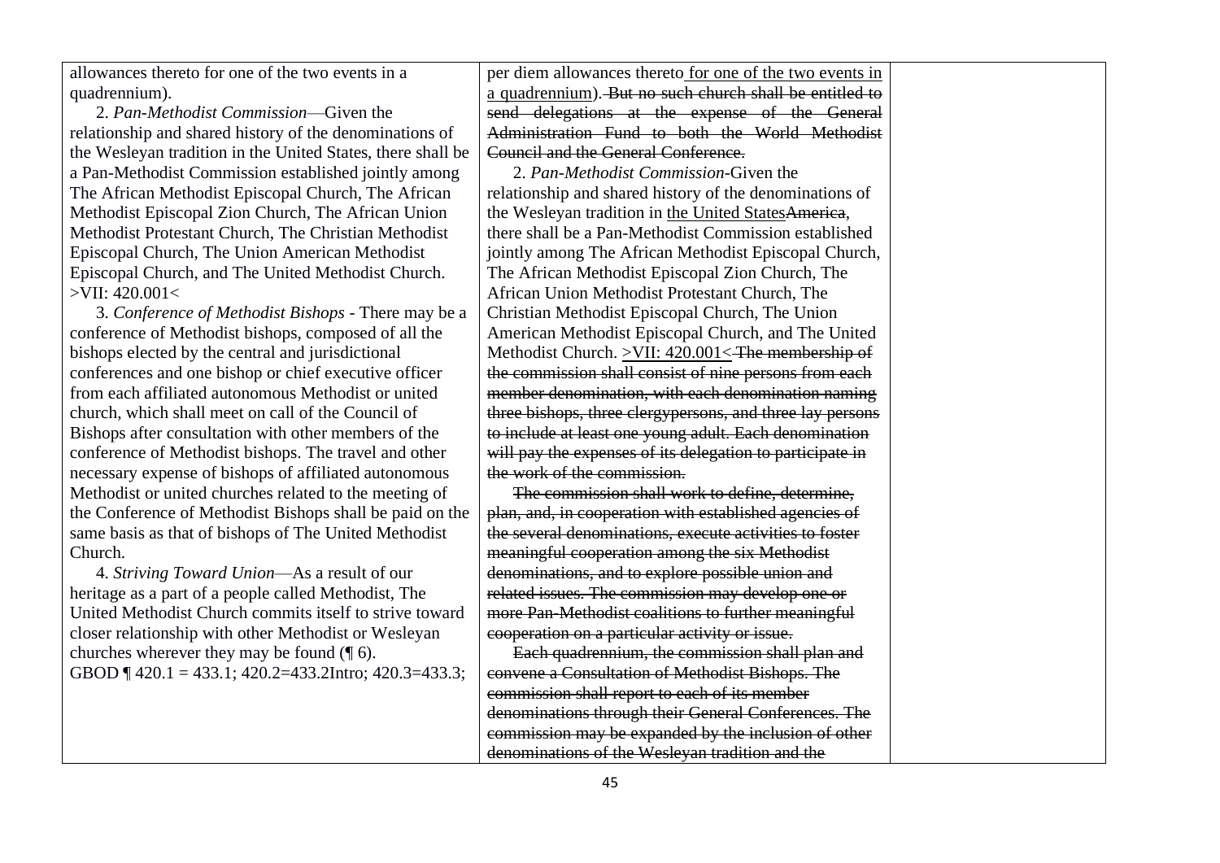| | | |
|---|---|---|
| allowances thereto for one of the two events in a quadrennium).<br><br>2. *Pan-Methodist Commission*—Given the relationship and shared history of the denominations of the Wesleyan tradition in the United States, there shall be a Pan-Methodist Commission established jointly among The African Methodist Episcopal Church, The African Methodist Episcopal Zion Church, The African Union Methodist Protestant Church, The Christian Methodist Episcopal Church, The Union American Methodist Episcopal Church, and The United Methodist Church. >VII: 420.001<<br><br>3. *Conference of Methodist Bishops* - There may be a conference of Methodist bishops, composed of all the bishops elected by the central and jurisdictional conferences and one bishop or chief executive officer from each affiliated autonomous Methodist or united church, which shall meet on call of the Council of Bishops after consultation with other members of the conference of Methodist bishops. The travel and other necessary expense of bishops of affiliated autonomous Methodist or united churches related to the meeting of the Conference of Methodist Bishops shall be paid on the same basis as that of bishops of The United Methodist Church.<br><br>4. *Striving Toward Union*—As a result of our heritage as a part of a people called Methodist, The United Methodist Church commits itself to strive toward closer relationship with other Methodist or Wesleyan churches wherever they may be found (¶ 6).<br>GBOD ¶ 420.1 = 433.1; 420.2=433.2Intro; 420.3=433.3; | per diem allowances thereto <u>for one of the two events in a quadrennium</u>). ~~But no such church shall be entitled to send delegations at the expense of the General Administration Fund to both the World Methodist Council and the General Conference.~~<br><br>2. *Pan-Methodist Commission*-Given the relationship and shared history of the denominations of the Wesleyan tradition in <u>the United States</u>~~America~~, there shall be a Pan-Methodist Commission established jointly among The African Methodist Episcopal Church, The African Methodist Episcopal Zion Church, The African Union Methodist Protestant Church, The Christian Methodist Episcopal Church, The Union American Methodist Episcopal Church, and The United Methodist Church. <u>>VII: 420.001<</u> ~~The membership of the commission shall consist of nine persons from each member denomination, with each denomination naming three bishops, three clergypersons, and three lay persons to include at least one young adult. Each denomination will pay the expenses of its delegation to participate in the work of the commission.~~<br><br>~~The commission shall work to define, determine, plan, and, in cooperation with established agencies of the several denominations, execute activities to foster meaningful cooperation among the six Methodist denominations, and to explore possible union and related issues. The commission may develop one or more Pan-Methodist coalitions to further meaningful cooperation on a particular activity or issue.~~<br><br>~~Each quadrennium, the commission shall plan and convene a Consultation of Methodist Bishops. The commission shall report to each of its member denominations through their General Conferences. The commission may be expanded by the inclusion of other denominations of the Wesleyan tradition and the~~ | |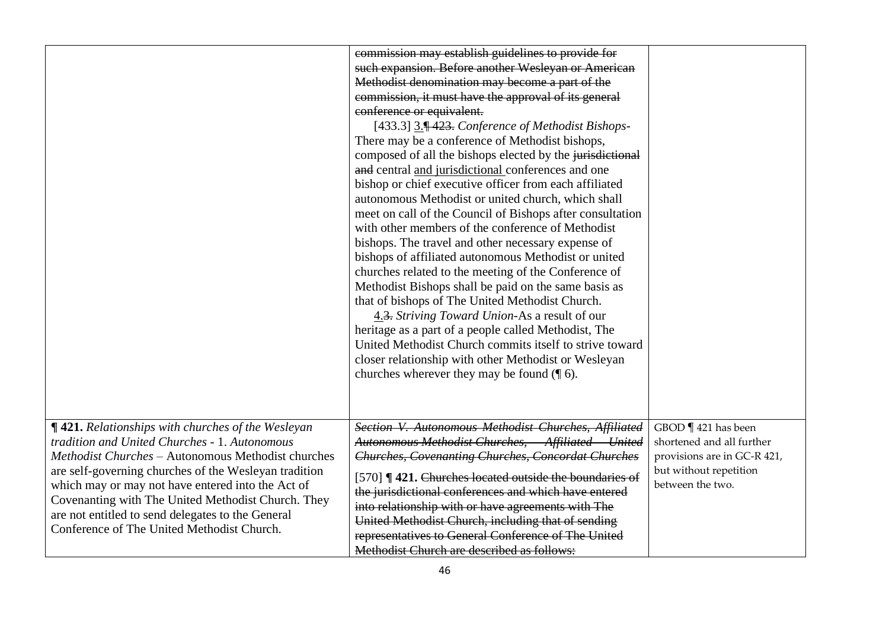| | | |
|---|---|---|
| | ~~commission may establish guidelines to provide for such expansion. Before another Wesleyan or American Methodist denomination may become a part of the commission, it must have the approval of its general conference or equivalent.~~<br><br>[433.3] <u>3.</u>~~¶ 423.~~ *Conference of Methodist Bishops*- There may be a conference of Methodist bishops, composed of all the bishops elected by the ~~jurisdictional and~~ central <u>and jurisdictional</u> conferences and one bishop or chief executive officer from each affiliated autonomous Methodist or united church, which shall meet on call of the Council of Bishops after consultation with other members of the conference of Methodist bishops. The travel and other necessary expense of bishops of affiliated autonomous Methodist or united churches related to the meeting of the Conference of Methodist Bishops shall be paid on the same basis as that of bishops of The United Methodist Church.<br><br><u>4.</u>~~3.~~ *Striving Toward Union*-As a result of our heritage as a part of a people called Methodist, The United Methodist Church commits itself to strive toward closer relationship with other Methodist or Wesleyan churches wherever they may be found (¶ 6). | |
| **¶ 421.** *Relationships with churches of the Wesleyan tradition and United Churches* - 1. *Autonomous Methodist Churches* – Autonomous Methodist churches are self-governing churches of the Wesleyan tradition which may or may not have entered into the Act of Covenanting with The United Methodist Church. They are not entitled to send delegates to the General Conference of The United Methodist Church. | ~~*Section V. Autonomous Methodist Churches, Affiliated Autonomous Methodist Churches, Affiliated United Churches, Covenanting Churches, Concordat Churches*~~<br><br>[570] **¶ 421.** ~~Churches located outside the boundaries of the jurisdictional conferences and which have entered into relationship with or have agreements with The United Methodist Church, including that of sending representatives to General Conference of The United Methodist Church are described as follows:~~ | GBOD ¶ 421 has been shortened and all further provisions are in GC-R 421, but without repetition between the two. |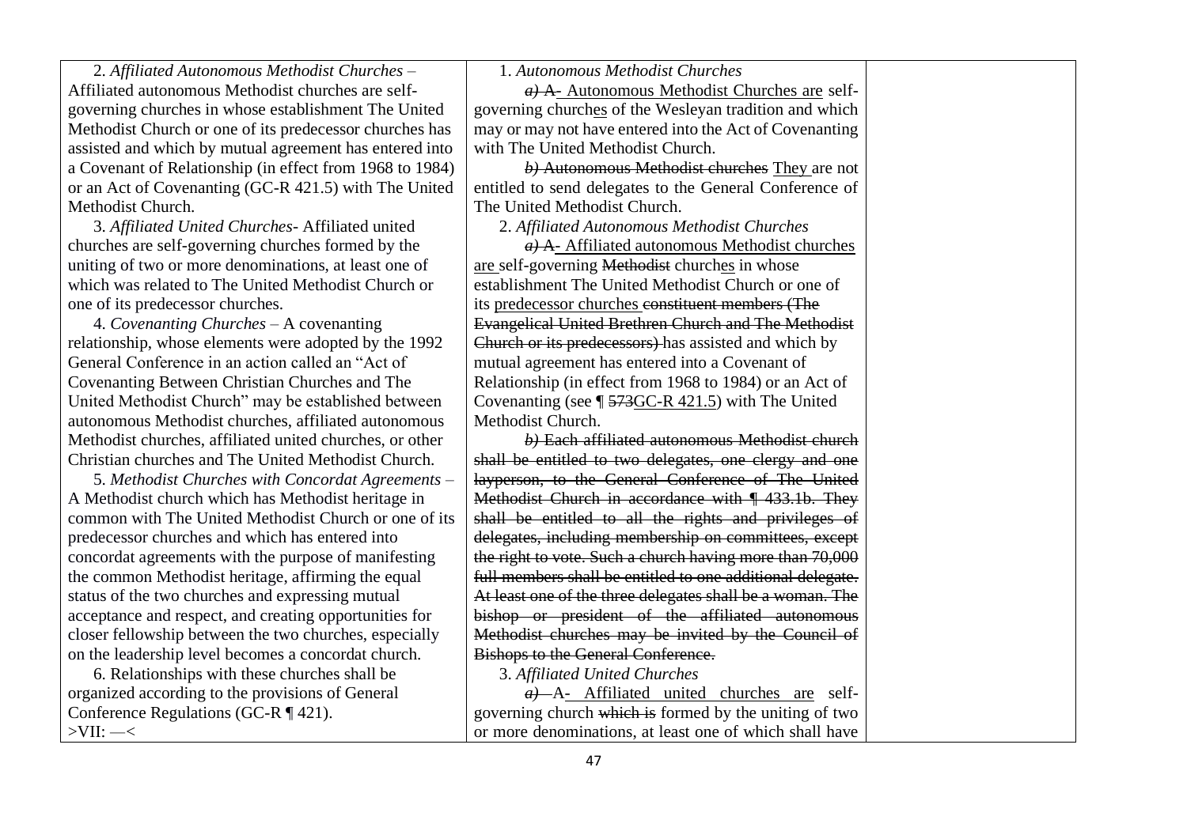| | | |
|---|---|---|
| 2. *Affiliated Autonomous Methodist Churches* – Affiliated autonomous Methodist churches are self-governing churches in whose establishment The United Methodist Church or one of its predecessor churches has assisted and which by mutual agreement has entered into a Covenant of Relationship (in effect from 1968 to 1984) or an Act of Covenanting (GC-R 421.5) with The United Methodist Church.<br><br>3. *Affiliated United Churches*- Affiliated united churches are self-governing churches formed by the uniting of two or more denominations, at least one of which was related to The United Methodist Church or one of its predecessor churches.<br><br>4. *Covenanting Churches* – A covenanting relationship, whose elements were adopted by the 1992 General Conference in an action called an "Act of Covenanting Between Christian Churches and The United Methodist Church" may be established between autonomous Methodist churches, affiliated autonomous Methodist churches, affiliated united churches, or other Christian churches and The United Methodist Church.<br><br>5. *Methodist Churches with Concordat Agreements* – A Methodist church which has Methodist heritage in common with The United Methodist Church or one of its predecessor churches and which has entered into concordat agreements with the purpose of manifesting the common Methodist heritage, affirming the equal status of the two churches and expressing mutual acceptance and respect, and creating opportunities for closer fellowship between the two churches, especially on the leadership level becomes a concordat church.<br><br>6. Relationships with these churches shall be organized according to the provisions of General Conference Regulations (GC-R ¶ 421).<br><br>>VII: —< | 1. *Autonomous Methodist Churches*<br><br>~~*a)* A~~ Autonomous Methodist Churches are self-governing churches of the Wesleyan tradition and which may or may not have entered into the Act of Covenanting with The United Methodist Church.<br><br>~~*b)* Autonomous Methodist churches~~ They are not entitled to send delegates to the General Conference of The United Methodist Church.<br><br>2. *Affiliated Autonomous Methodist Churches*<br><br>~~*a)* A~~ Affiliated autonomous Methodist churches are self-governing ~~Methodist~~ churches in whose establishment The United Methodist Church or one of its predecessor churches ~~constituent members (The Evangelical United Brethren Church and The Methodist Church or its predecessors)~~ has assisted and which by mutual agreement has entered into a Covenant of Relationship (in effect from 1968 to 1984) or an Act of Covenanting (see ¶ ~~573~~GC-R 421.5) with The United Methodist Church.<br><br>~~*b)* Each affiliated autonomous Methodist church shall be entitled to two delegates, one clergy and one layperson, to the General Conference of The United Methodist Church in accordance with ¶ 433.1b. They shall be entitled to all the rights and privileges of delegates, including membership on committees, except the right to vote. Such a church having more than 70,000 full members shall be entitled to one additional delegate. At least one of the three delegates shall be a woman. The bishop or president of the affiliated autonomous Methodist churches may be invited by the Council of Bishops to the General Conference.~~<br><br>3. *Affiliated United Churches*<br><br>~~*a)* A~~ Affiliated united churches are self-governing church ~~which is~~ formed by the uniting of two or more denominations, at least one of which shall have | |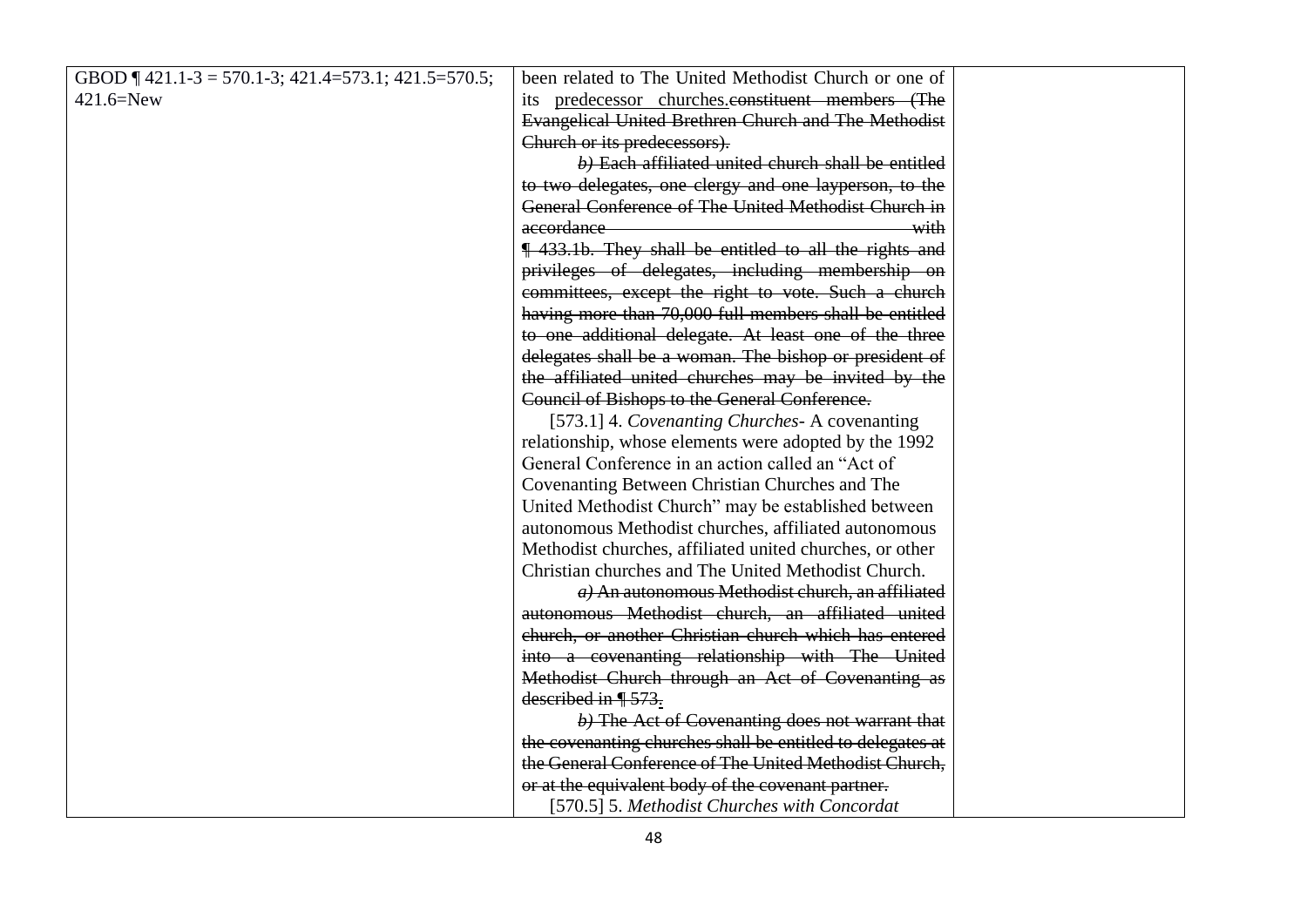| GBOD ¶ 421.1-3 = 570.1-3; 421.4=573.1; 421.5=570.5; 421.6=New | been related to The United Methodist Church or one of its <u>predecessor churches.</u>~~constituent members (The Evangelical United Brethren Church and The Methodist Church or its predecessors).~~<br><br>~~*b)* Each affiliated united church shall be entitled to two delegates, one clergy and one layperson, to the General Conference of The United Methodist Church in accordance with ¶ 433.1b. They shall be entitled to all the rights and privileges of delegates, including membership on committees, except the right to vote. Such a church having more than 70,000 full members shall be entitled to one additional delegate. At least one of the three delegates shall be a woman. The bishop or president of the affiliated united churches may be invited by the Council of Bishops to the General Conference.~~<br><br>[573.1] 4. *Covenanting Churches*- A covenanting relationship, whose elements were adopted by the 1992 General Conference in an action called an "Act of Covenanting Between Christian Churches and The United Methodist Church" may be established between autonomous Methodist churches, affiliated autonomous Methodist churches, affiliated united churches, or other Christian churches and The United Methodist Church.<br><br>~~*a)* An autonomous Methodist church, an affiliated autonomous Methodist church, an affiliated united church, or another Christian church which has entered into a covenanting relationship with The United Methodist Church through an Act of Covenanting as described in ¶ 573~~<u>.</u><br><br>~~*b)* The Act of Covenanting does not warrant that the covenanting churches shall be entitled to delegates at the General Conference of The United Methodist Church, or at the equivalent body of the covenant partner.~~<br><br>[570.5] 5. *Methodist Churches with Concordat* | |
|---|---|---|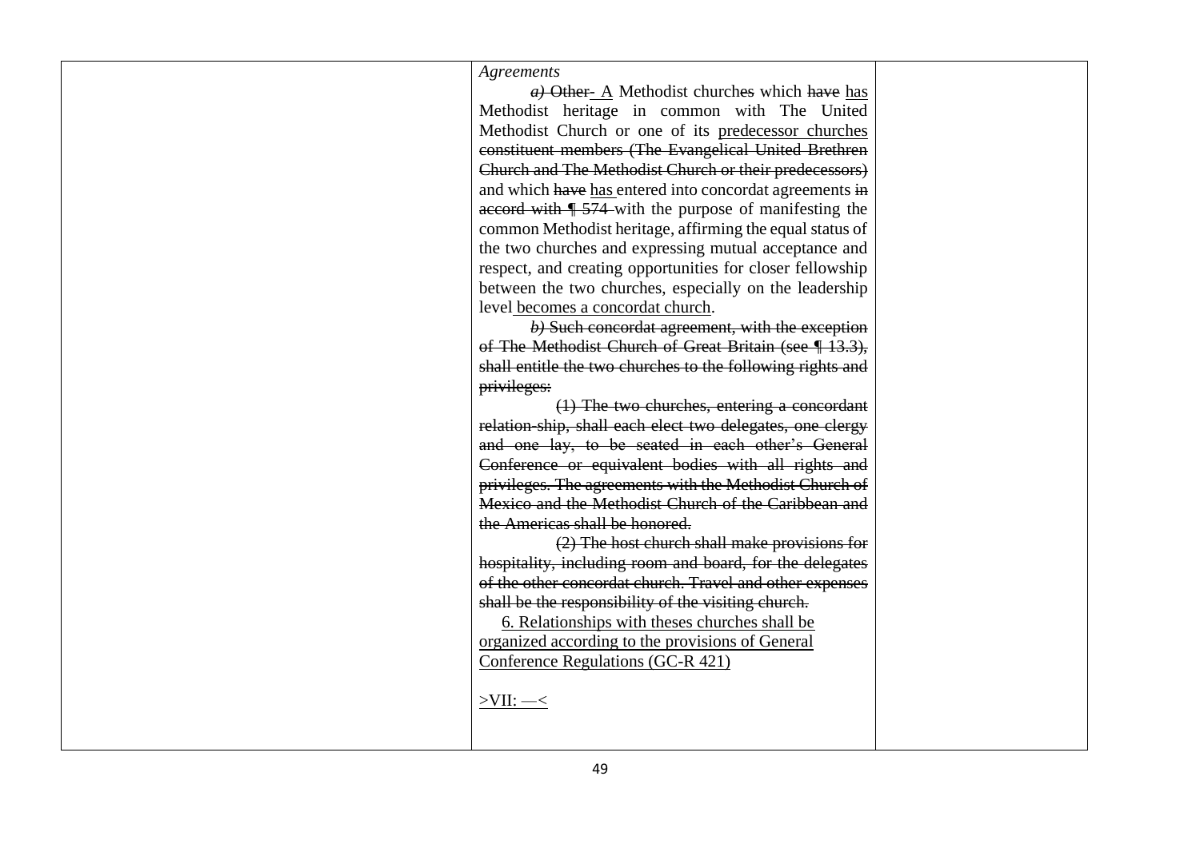| | *Agreements*<br>*a)* ~~Other~~ A Methodist church~~es~~ which ~~have~~ has Methodist heritage in common with The United Methodist Church or one of its predecessor churches ~~constituent members (The Evangelical United Brethren Church and The Methodist Church or their predecessors)~~ and which ~~have~~ has entered into concordat agreements ~~in accord with ¶ 574~~ with the purpose of manifesting the common Methodist heritage, affirming the equal status of the two churches and expressing mutual acceptance and respect, and creating opportunities for closer fellowship between the two churches, especially on the leadership level becomes a concordat church.<br>~~*b)* Such concordat agreement, with the exception of The Methodist Church of Great Britain (see ¶ 13.3), shall entitle the two churches to the following rights and privileges:~~<br>~~(1) The two churches, entering a concordant relation-ship, shall each elect two delegates, one clergy and one lay, to be seated in each other's General Conference or equivalent bodies with all rights and privileges. The agreements with the Methodist Church of Mexico and the Methodist Church of the Caribbean and the Americas shall be honored.~~<br>~~(2) The host church shall make provisions for hospitality, including room and board, for the delegates of the other concordat church. Travel and other expenses shall be the responsibility of the visiting church.~~<br>6. Relationships with theses churches shall be organized according to the provisions of General Conference Regulations (GC-R 421)<br><br>>VII: —< | |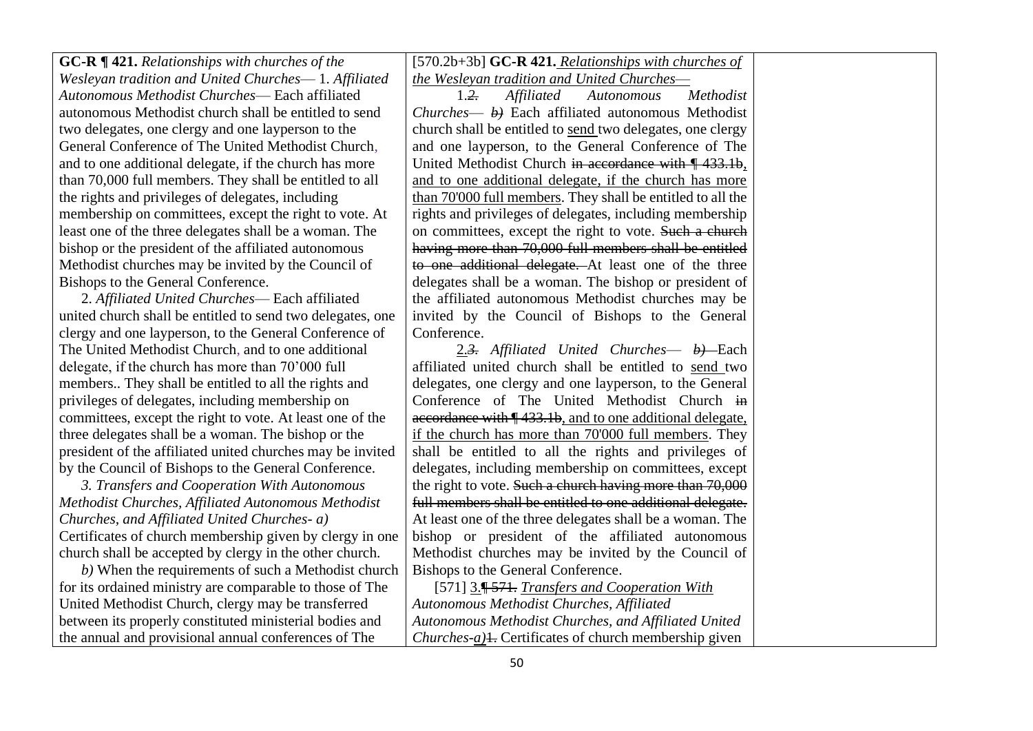| | | |
|---|---|---|
| **GC-R ¶ 421.** *Relationships with churches of the Wesleyan tradition and United Churches*— 1. *Affiliated Autonomous Methodist Churches*— Each affiliated autonomous Methodist church shall be entitled to send two delegates, one clergy and one layperson to the General Conference of The United Methodist Church, and to one additional delegate, if the church has more than 70,000 full members. They shall be entitled to all the rights and privileges of delegates, including membership on committees, except the right to vote. At least one of the three delegates shall be a woman. The bishop or the president of the affiliated autonomous Methodist churches may be invited by the Council of Bishops to the General Conference.<br>2. *Affiliated United Churches*— Each affiliated united church shall be entitled to send two delegates, one clergy and one layperson, to the General Conference of The United Methodist Church, and to one additional delegate, if the church has more than 70'000 full members.. They shall be entitled to all the rights and privileges of delegates, including membership on committees, except the right to vote. At least one of the three delegates shall be a woman. The bishop or the president of the affiliated united churches may be invited by the Council of Bishops to the General Conference.<br>*3. Transfers and Cooperation With Autonomous Methodist Churches, Affiliated Autonomous Methodist Churches, and Affiliated United Churches- a)* Certificates of church membership given by clergy in one church shall be accepted by clergy in the other church.<br>*b)* When the requirements of such a Methodist church for its ordained ministry are comparable to those of The United Methodist Church, clergy may be transferred between its properly constituted ministerial bodies and the annual and provisional annual conferences of The | [570.2b+3b] **GC-R 421.** *Relationships with churches of the Wesleyan tradition and United Churches*—<br>1.~~2.~~ *Affiliated Autonomous Methodist Churches*— ~~*b)*~~ Each affiliated autonomous Methodist church shall be entitled to send two delegates, one clergy and one layperson, to the General Conference of The United Methodist Church ~~in accordance with ¶ 433.1b~~, and to one additional delegate, if the church has more than 70'000 full members. They shall be entitled to all the rights and privileges of delegates, including membership on committees, except the right to vote. ~~Such a church having more than 70,000 full members shall be entitled to one additional delegate.~~ At least one of the three delegates shall be a woman. The bishop or president of the affiliated autonomous Methodist churches may be invited by the Council of Bishops to the General Conference.<br>2.~~3.~~ *Affiliated United Churches*— ~~*b)*~~ Each affiliated united church shall be entitled to send two delegates, one clergy and one layperson, to the General Conference of The United Methodist Church ~~in accordance with ¶ 433.1b~~, and to one additional delegate, if the church has more than 70'000 full members. They shall be entitled to all the rights and privileges of delegates, including membership on committees, except the right to vote. ~~Such a church having more than 70,000 full members shall be entitled to one additional delegate.~~ At least one of the three delegates shall be a woman. The bishop or president of the affiliated autonomous Methodist churches may be invited by the Council of Bishops to the General Conference.<br>[571] 3.~~¶ 571.~~ *Transfers and Cooperation With Autonomous Methodist Churches, Affiliated Autonomous Methodist Churches, and Affiliated United Churches-a)*~~1.~~ Certificates of church membership given | |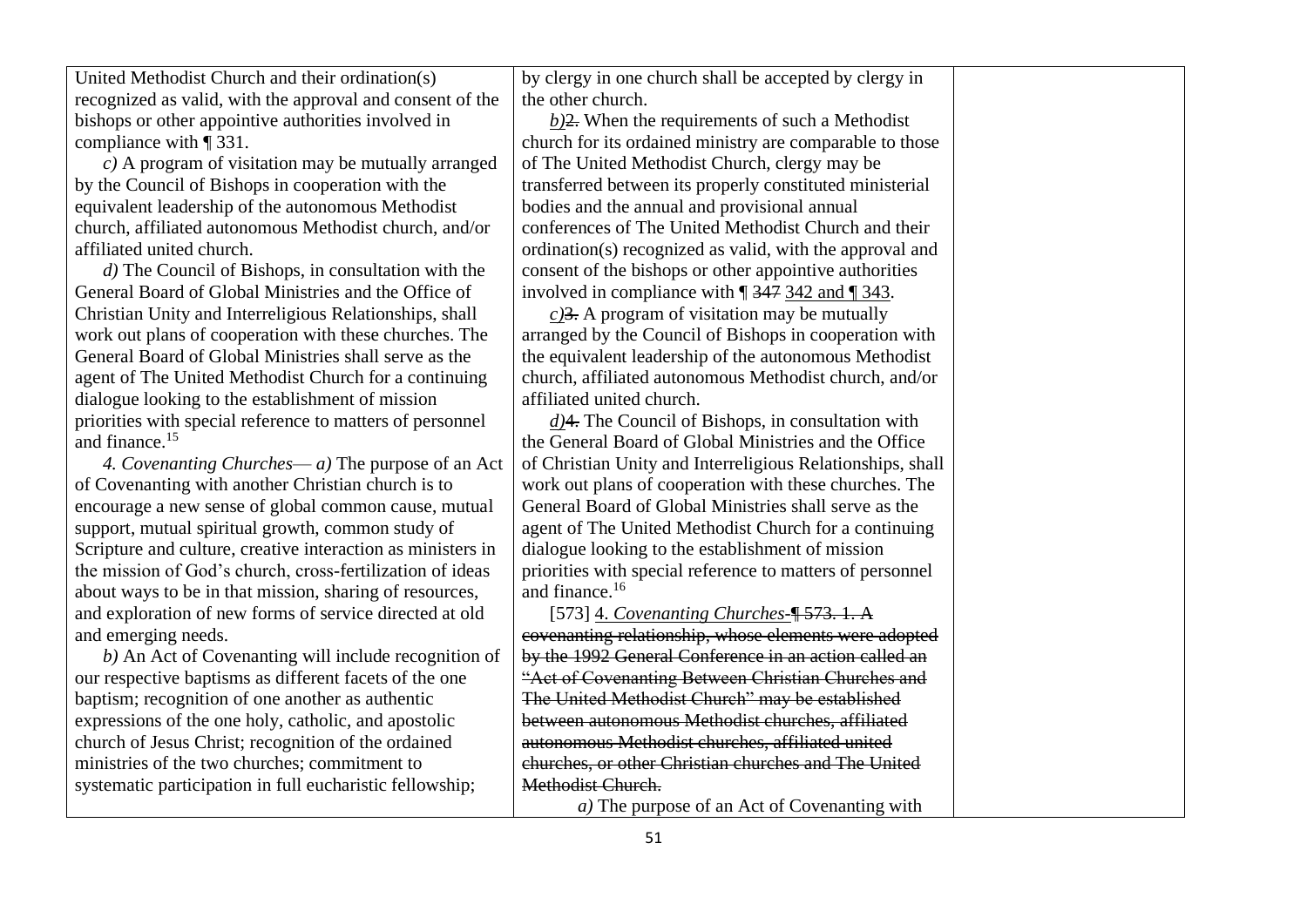| | | |
|---|---|---|
| United Methodist Church and their ordination(s) recognized as valid, with the approval and consent of the bishops or other appointive authorities involved in compliance with ¶ 331.<br><br>*c)* A program of visitation may be mutually arranged by the Council of Bishops in cooperation with the equivalent leadership of the autonomous Methodist church, affiliated autonomous Methodist church, and/or affiliated united church.<br><br>*d)* The Council of Bishops, in consultation with the General Board of Global Ministries and the Office of Christian Unity and Interreligious Relationships, shall work out plans of cooperation with these churches. The General Board of Global Ministries shall serve as the agent of The United Methodist Church for a continuing dialogue looking to the establishment of mission priorities with special reference to matters of personnel and finance.[15]<br><br>*4. Covenanting Churches*— *a)* The purpose of an Act of Covenanting with another Christian church is to encourage a new sense of global common cause, mutual support, mutual spiritual growth, common study of Scripture and culture, creative interaction as ministers in the mission of God's church, cross-fertilization of ideas about ways to be in that mission, sharing of resources, and exploration of new forms of service directed at old and emerging needs.<br><br>*b)* An Act of Covenanting will include recognition of our respective baptisms as different facets of the one baptism; recognition of one another as authentic expressions of the one holy, catholic, and apostolic church of Jesus Christ; recognition of the ordained ministries of the two churches; commitment to systematic participation in full eucharistic fellowship; | by clergy in one church shall be accepted by clergy in the other church.<br><br>~~*b)*~~2. When the requirements of such a Methodist church for its ordained ministry are comparable to those of The United Methodist Church, clergy may be transferred between its properly constituted ministerial bodies and the annual and provisional annual conferences of The United Methodist Church and their ordination(s) recognized as valid, with the approval and consent of the bishops or other appointive authorities involved in compliance with ¶ ~~347~~ 342 and ¶ 343.<br><br>~~*c)*~~3. A program of visitation may be mutually arranged by the Council of Bishops in cooperation with the equivalent leadership of the autonomous Methodist church, affiliated autonomous Methodist church, and/or affiliated united church.<br><br>~~*d)*~~4. The Council of Bishops, in consultation with the General Board of Global Ministries and the Office of Christian Unity and Interreligious Relationships, shall work out plans of cooperation with these churches. The General Board of Global Ministries shall serve as the agent of The United Methodist Church for a continuing dialogue looking to the establishment of mission priorities with special reference to matters of personnel and finance.[16]<br><br>[573] 4. *Covenanting Churches*-~~¶ 573. 1. A covenanting relationship, whose elements were adopted by the 1992 General Conference in an action called an "Act of Covenanting Between Christian Churches and The United Methodist Church" may be established between autonomous Methodist churches, affiliated autonomous Methodist churches, affiliated united churches, or other Christian churches and The United Methodist Church.~~<br><br>*a)* The purpose of an Act of Covenanting with | |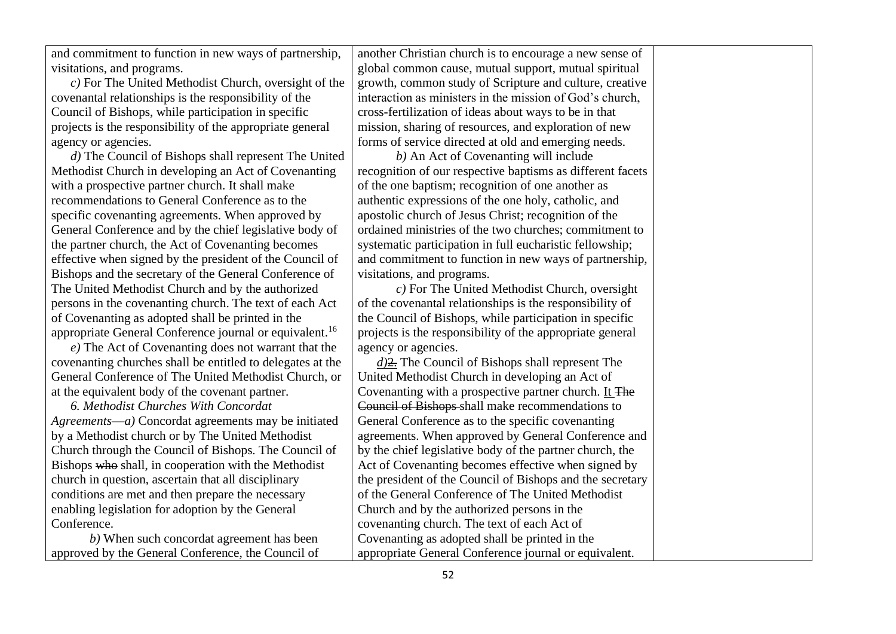| | | |
|---|---|---|
| and commitment to function in new ways of partnership, visitations, and programs.<br>*c)* For The United Methodist Church, oversight of the covenantal relationships is the responsibility of the Council of Bishops, while participation in specific projects is the responsibility of the appropriate general agency or agencies.<br>*d)* The Council of Bishops shall represent The United Methodist Church in developing an Act of Covenanting with a prospective partner church. It shall make recommendations to General Conference as to the specific covenanting agreements. When approved by General Conference and by the chief legislative body of the partner church, the Act of Covenanting becomes effective when signed by the president of the Council of Bishops and the secretary of the General Conference of The United Methodist Church and by the authorized persons in the covenanting church. The text of each Act of Covenanting as adopted shall be printed in the appropriate General Conference journal or equivalent.[16]<br>*e)* The Act of Covenanting does not warrant that the covenanting churches shall be entitled to delegates at the General Conference of The United Methodist Church, or at the equivalent body of the covenant partner.<br>*6. Methodist Churches With Concordat Agreements*—*a)* Concordat agreements may be initiated by a Methodist church or by The United Methodist Church through the Council of Bishops. The Council of Bishops ~~who~~ shall, in cooperation with the Methodist church in question, ascertain that all disciplinary conditions are met and then prepare the necessary enabling legislation for adoption by the General Conference.<br>*b)* When such concordat agreement has been approved by the General Conference, the Council of | another Christian church is to encourage a new sense of global common cause, mutual support, mutual spiritual growth, common study of Scripture and culture, creative interaction as ministers in the mission of God's church, cross-fertilization of ideas about ways to be in that mission, sharing of resources, and exploration of new forms of service directed at old and emerging needs.<br>*b)* An Act of Covenanting will include recognition of our respective baptisms as different facets of the one baptism; recognition of one another as authentic expressions of the one holy, catholic, and apostolic church of Jesus Christ; recognition of the ordained ministries of the two churches; commitment to systematic participation in full eucharistic fellowship; and commitment to function in new ways of partnership, visitations, and programs.<br>*c)* For The United Methodist Church, oversight of the covenantal relationships is the responsibility of the Council of Bishops, while participation in specific projects is the responsibility of the appropriate general agency or agencies.<br><u>*d)*</u>~~2.~~ The Council of Bishops shall represent The United Methodist Church in developing an Act of Covenanting with a prospective partner church. <u>It</u> ~~The Council of Bishops~~ shall make recommendations to General Conference as to the specific covenanting agreements. When approved by General Conference and by the chief legislative body of the partner church, the Act of Covenanting becomes effective when signed by the president of the Council of Bishops and the secretary of the General Conference of The United Methodist Church and by the authorized persons in the covenanting church. The text of each Act of Covenanting as adopted shall be printed in the appropriate General Conference journal or equivalent. | |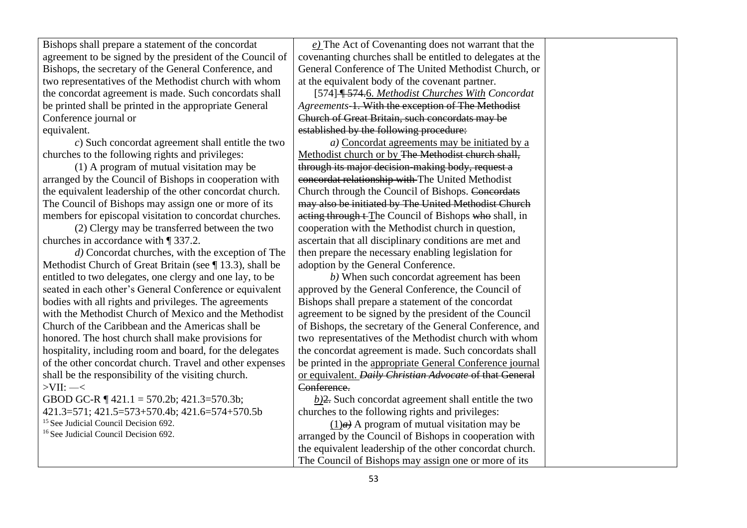| | | |
|---|---|---|
| Bishops shall prepare a statement of the concordat agreement to be signed by the president of the Council of Bishops, the secretary of the General Conference, and two representatives of the Methodist church with whom the concordat agreement is made. Such concordats shall be printed shall be printed in the appropriate General Conference journal or equivalent.<br><br>*c*) Such concordat agreement shall entitle the two churches to the following rights and privileges:<br><br>(1) A program of mutual visitation may be arranged by the Council of Bishops in cooperation with the equivalent leadership of the other concordat church. The Council of Bishops may assign one or more of its members for episcopal visitation to concordat churches.<br><br>(2) Clergy may be transferred between the two churches in accordance with ¶ 337.2.<br><br>*d)* Concordat churches, with the exception of The Methodist Church of Great Britain (see ¶ 13.3), shall be entitled to two delegates, one clergy and one lay, to be seated in each other's General Conference or equivalent bodies with all rights and privileges. The agreements with the Methodist Church of Mexico and the Methodist Church of the Caribbean and the Americas shall be honored. The host church shall make provisions for hospitality, including room and board, for the delegates of the other concordat church. Travel and other expenses shall be the responsibility of the visiting church.<br>>VII: —<<br>GBOD GC-R ¶ 421.1 = 570.2b; 421.3=570.3b; 421.3=571; 421.5=573+570.4b; 421.6=574+570.5b<br>[15] See Judicial Council Decision 692.<br>[16] See Judicial Council Decision 692. | *e)* The Act of Covenanting does not warrant that the covenanting churches shall be entitled to delegates at the General Conference of The United Methodist Church, or at the equivalent body of the covenant partner.<br><br>[574] ~~¶ 574.~~6. *Methodist Churches With Concordat Agreements*~~-1. With the exception of The Methodist Church of Great Britain, such concordats may be established by the following procedure:~~<br><br>*a)* Concordat agreements may be initiated by a Methodist church or by ~~The Methodist church shall, through its major decision-making body, request a concordat relationship with~~ The United Methodist Church through the Council of Bishops. ~~Concordats may also be initiated by The United Methodist Church acting through t~~ The Council of Bishops ~~who~~ shall, in cooperation with the Methodist church in question, ascertain that all disciplinary conditions are met and then prepare the necessary enabling legislation for adoption by the General Conference.<br><br>*b)* When such concordat agreement has been approved by the General Conference, the Council of Bishops shall prepare a statement of the concordat agreement to be signed by the president of the Council of Bishops, the secretary of the General Conference, and two representatives of the Methodist church with whom the concordat agreement is made. Such concordats shall be printed in the appropriate General Conference journal or equivalent. ~~*Daily Christian Advocate* of that General Conference.~~<br><br>*b)*~~2.~~ Such concordat agreement shall entitle the two churches to the following rights and privileges:<br><br>(1)~~*a)*~~ A program of mutual visitation may be arranged by the Council of Bishops in cooperation with the equivalent leadership of the other concordat church. The Council of Bishops may assign one or more of its | |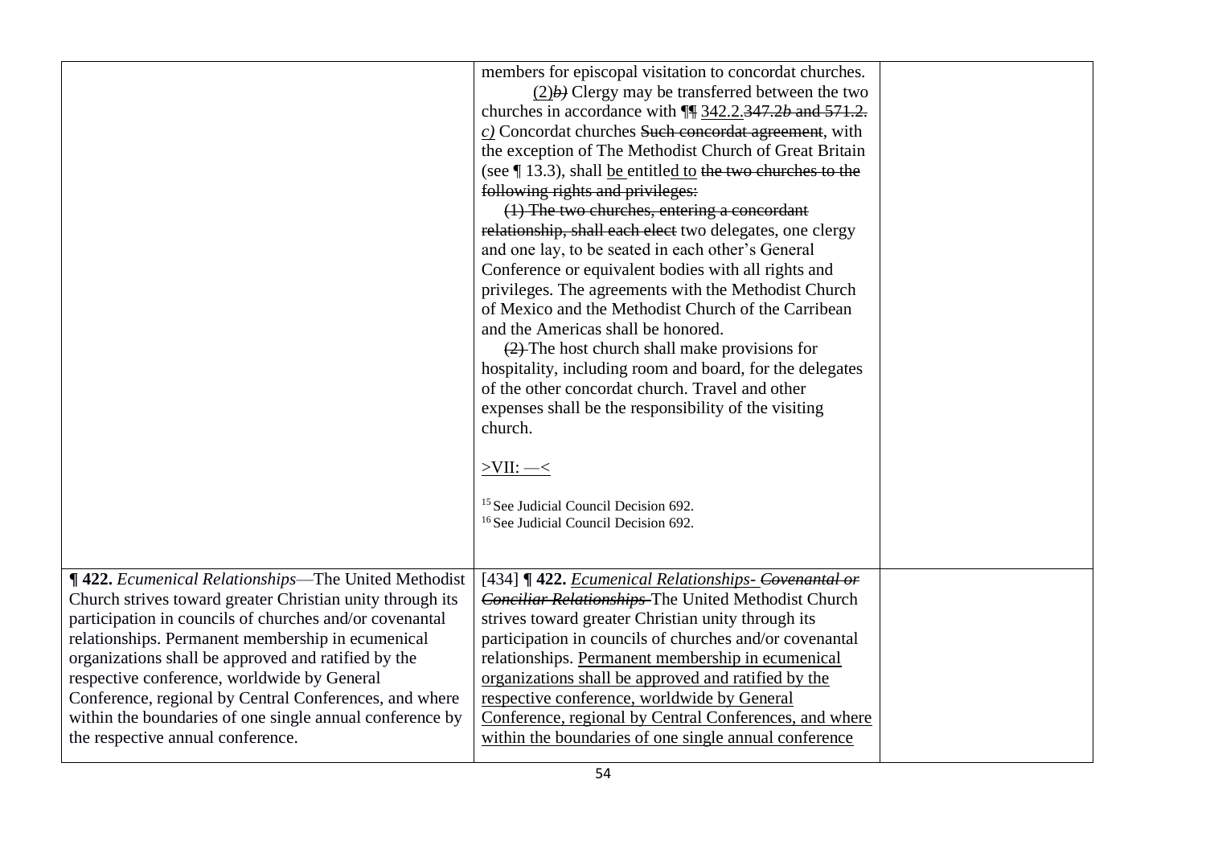| | | |
|---|---|---|
| | members for episcopal visitation to concordat churches.<br>(2)~~*b)*~~ Clergy may be transferred between the two churches in accordance with ¶¶ 342.2.~~347.2*b* and 571.2.~~<br>*c)* Concordat churches ~~Such concordat agreement~~, with the exception of The Methodist Church of Great Britain (see ¶ 13.3), shall be entitled to ~~the two churches to the following rights and privileges:~~<br>~~(1) The two churches, entering a concordant relationship, shall each elect~~ two delegates, one clergy and one lay, to be seated in each other's General Conference or equivalent bodies with all rights and privileges. The agreements with the Methodist Church of Mexico and the Methodist Church of the Carribean and the Americas shall be honored.<br>~~(2)~~ The host church shall make provisions for hospitality, including room and board, for the delegates of the other concordat church. Travel and other expenses shall be the responsibility of the visiting church.<br><br>>VII: —<<br><br>[15] See Judicial Council Decision 692.<br>[16] See Judicial Council Decision 692. | |
| **¶ 422.** *Ecumenical Relationships*—The United Methodist Church strives toward greater Christian unity through its participation in councils of churches and/or covenantal relationships. Permanent membership in ecumenical organizations shall be approved and ratified by the respective conference, worldwide by General Conference, regional by Central Conferences, and where within the boundaries of one single annual conference by the respective annual conference. | [434] **¶ 422.** *Ecumenical Relationships-* ~~*Covenantal or Conciliar Relationships*~~ The United Methodist Church strives toward greater Christian unity through its participation in councils of churches and/or covenantal relationships. Permanent membership in ecumenical organizations shall be approved and ratified by the respective conference, worldwide by General Conference, regional by Central Conferences, and where within the boundaries of one single annual conference | |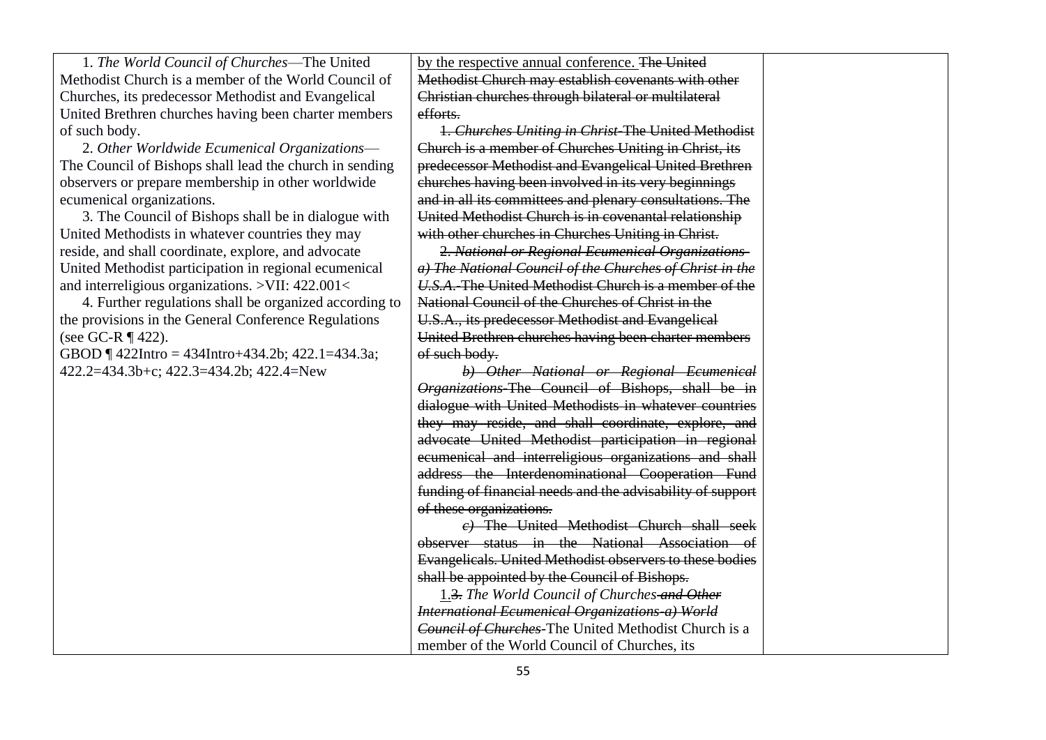| | | |
|---|---|---|
| 1. *The World Council of Churches*—The United Methodist Church is a member of the World Council of Churches, its predecessor Methodist and Evangelical United Brethren churches having been charter members of such body.<br>2. *Other Worldwide Ecumenical Organizations*—The Council of Bishops shall lead the church in sending observers or prepare membership in other worldwide ecumenical organizations.<br>3. The Council of Bishops shall be in dialogue with United Methodists in whatever countries they may reside, and shall coordinate, explore, and advocate United Methodist participation in regional ecumenical and interreligious organizations. >VII: 422.001<<br>4. Further regulations shall be organized according to the provisions in the General Conference Regulations (see GC-R ¶ 422).<br>GBOD ¶ 422Intro = 434Intro+434.2b; 422.1=434.3a; 422.2=434.3b+c; 422.3=434.2b; 422.4=New | <u>by the respective annual conference.</u> ~~The United Methodist Church may establish covenants with other Christian churches through bilateral or multilateral efforts.~~<br>~~1. *Churches Uniting in Christ*-The United Methodist Church is a member of Churches Uniting in Christ, its predecessor Methodist and Evangelical United Brethren churches having been involved in its very beginnings and in all its committees and plenary consultations. The United Methodist Church is in covenantal relationship with other churches in Churches Uniting in Christ.~~<br>~~2. *National or Regional Ecumenical Organizations-* *a) The National Council of the Churches of Christ in the U.S.A.*-The United Methodist Church is a member of the National Council of the Churches of Christ in the U.S.A., its predecessor Methodist and Evangelical United Brethren churches having been charter members of such body.~~<br>~~*b) Other National or Regional Ecumenical Organizations*-The Council of Bishops, shall be in dialogue with United Methodists in whatever countries they may reside, and shall coordinate, explore, and advocate United Methodist participation in regional ecumenical and interreligious organizations and shall address the Interdenominational Cooperation Fund funding of financial needs and the advisability of support of these organizations.~~<br>~~*c)* The United Methodist Church shall seek observer status in the National Association of Evangelicals. United Methodist observers to these bodies shall be appointed by the Council of Bishops.~~<br><u>1.</u>~~3.~~ *The World Council of Churches* ~~*and Other International Ecumenical Organizations-a) World Council of Churches*~~-The United Methodist Church is a member of the World Council of Churches, its | |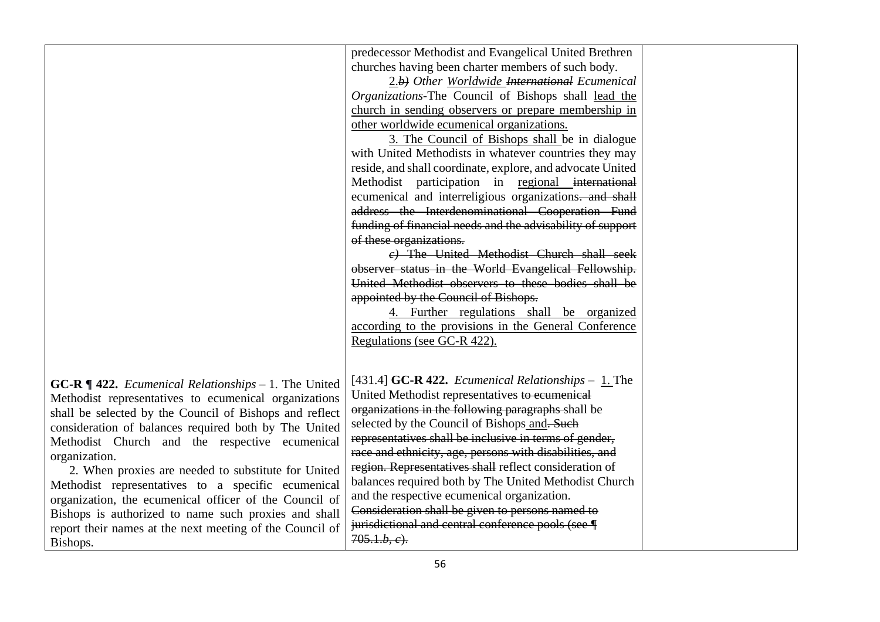| | | |
|---|---|---|
| | predecessor Methodist and Evangelical United Brethren churches having been charter members of such body.<br>2.~~*b)*~~ *Other <u>Worldwide</u> ~~International~~ Ecumenical Organizations*-The Council of Bishops shall <u>lead the church in sending observers or prepare membership in other worldwide ecumenical organizations.</u><br><u>3. The Council of Bishops shall</u> be in dialogue with United Methodists in whatever countries they may reside, and shall coordinate, explore, and advocate United Methodist participation in <u>regional</u> ~~international~~ ecumenical and interreligious organizations~~. and shall address the Interdenominational Cooperation Fund funding of financial needs and the advisability of support of these organizations.~~<br>~~*c)* The United Methodist Church shall seek observer status in the World Evangelical Fellowship. United Methodist observers to these bodies shall be appointed by the Council of Bishops.~~<br><u>4. Further regulations shall be organized according to the provisions in the General Conference Regulations (see GC-R 422).</u> | |
| **GC-R ¶ 422.** *Ecumenical Relationships* – 1. The United Methodist representatives to ecumenical organizations shall be selected by the Council of Bishops and reflect consideration of balances required both by The United Methodist Church and the respective ecumenical organization.<br>2. When proxies are needed to substitute for United Methodist representatives to a specific ecumenical organization, the ecumenical officer of the Council of Bishops is authorized to name such proxies and shall report their names at the next meeting of the Council of Bishops. | [431.4] **GC-R 422.** *Ecumenical Relationships* – <u>1.</u> The United Methodist representatives ~~to ecumenical organizations in the following paragraphs~~ shall be selected by the Council of Bishops <u>and</u>~~. Such representatives shall be inclusive in terms of gender, race and ethnicity, age, persons with disabilities, and region. Representatives shall~~ reflect consideration of balances required both by The United Methodist Church and the respective ecumenical organization.<br>~~Consideration shall be given to persons named to jurisdictional and central conference pools (see ¶ 705.1.*b*, *c*).~~ | |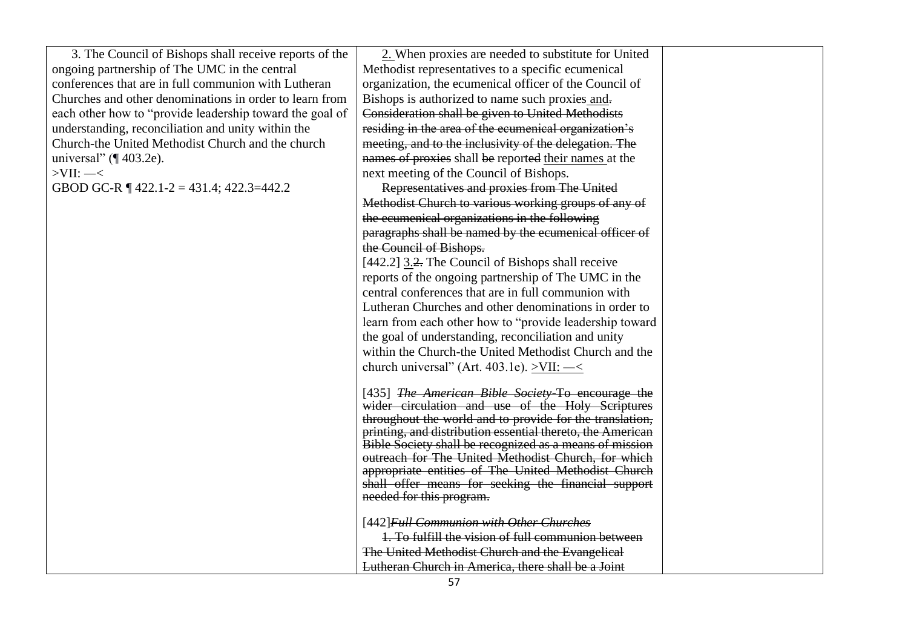| | | |
|---|---|---|
| 3. The Council of Bishops shall receive reports of the ongoing partnership of The UMC in the central conferences that are in full communion with Lutheran Churches and other denominations in order to learn from each other how to "provide leadership toward the goal of understanding, reconciliation and unity within the Church-the United Methodist Church and the church universal" (¶ 403.2e).<br>>VII: —<<br>GBOD GC-R ¶ 422.1-2 = 431.4; 422.3=442.2 | <u>2.</u> When proxies are needed to substitute for United Methodist representatives to a specific ecumenical organization, the ecumenical officer of the Council of Bishops is authorized to name such proxies<u> and</u>~~.~~ ~~Consideration shall be given to United Methodists residing in the area of the ecumenical organization's meeting, and to the inclusivity of the delegation. The names of proxies~~ shall ~~be~~ report~~ed~~ <u>their names </u>at the next meeting of the Council of Bishops.<br>~~Representatives and proxies from The United Methodist Church to various working groups of any of the ecumenical organizations in the following paragraphs shall be named by the ecumenical officer of the Council of Bishops.~~<br>[442.2] <u>3.</u>~~2.~~ The Council of Bishops shall receive reports of the ongoing partnership of The UMC in the central conferences that are in full communion with Lutheran Churches and other denominations in order to learn from each other how to "provide leadership toward the goal of understanding, reconciliation and unity within the Church-the United Methodist Church and the church universal" (Art. 403.1e). <u>>VII: —<</u><br><br>[435] ~~*The American Bible Society*-To encourage the wider circulation and use of the Holy Scriptures throughout the world and to provide for the translation, printing, and distribution essential thereto, the American Bible Society shall be recognized as a means of mission outreach for The United Methodist Church, for which appropriate entities of The United Methodist Church shall offer means for seeking the financial support needed for this program.~~<br><br>[442]~~*Full Communion with Other Churches*~~<br>~~1. To fulfill the vision of full communion between The United Methodist Church and the Evangelical Lutheran Church in America, there shall be a Joint~~ | |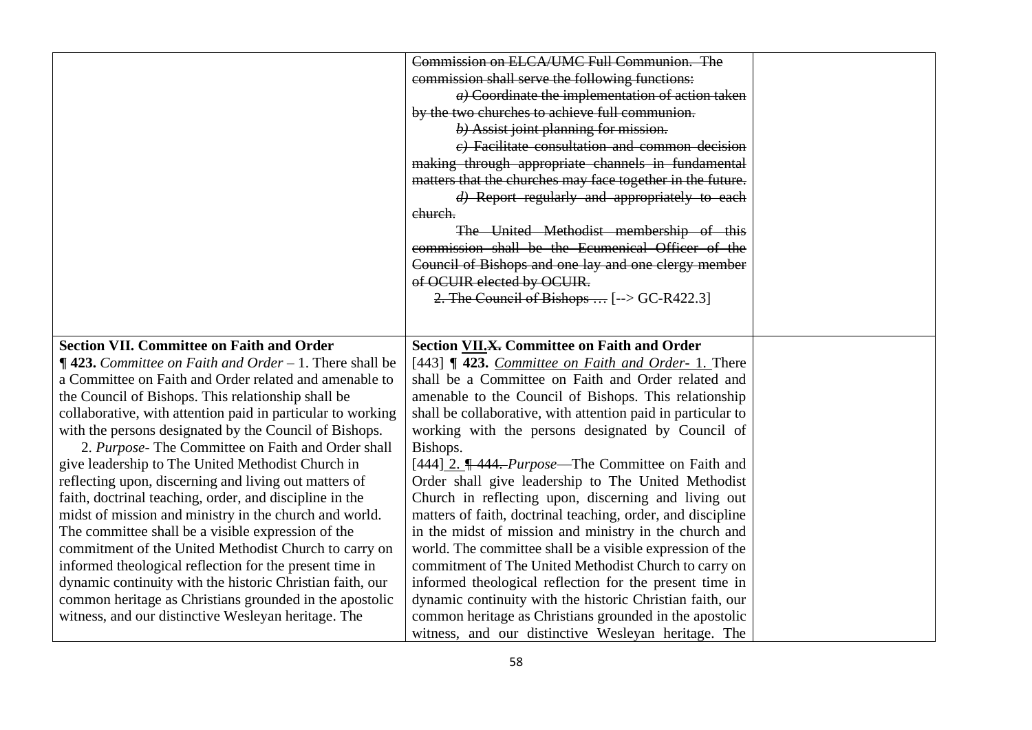| | | |
|---|---|---|
| | ~~Commission on ELCA/UMC Full Communion. The commission shall serve the following functions:~~<br>~~*a)* Coordinate the implementation of action taken by the two churches to achieve full communion.~~<br>~~*b)* Assist joint planning for mission.~~<br>~~*c)* Facilitate consultation and common decision making through appropriate channels in fundamental matters that the churches may face together in the future.~~<br>~~*d)* Report regularly and appropriately to each church.~~<br>~~The United Methodist membership of this commission shall be the Ecumenical Officer of the Council of Bishops and one lay and one clergy member of OCUIR elected by OCUIR.~~<br>~~2. The Council of Bishops …~~ [--> GC-R422.3] | |
| **Section VII. Committee on Faith and Order**<br>**¶ 423.** *Committee on Faith and Order* – 1. There shall be a Committee on Faith and Order related and amenable to the Council of Bishops. This relationship shall be collaborative, with attention paid in particular to working with the persons designated by the Council of Bishops.<br>2. *Purpose*- The Committee on Faith and Order shall give leadership to The United Methodist Church in reflecting upon, discerning and living out matters of faith, doctrinal teaching, order, and discipline in the midst of mission and ministry in the church and world. The committee shall be a visible expression of the commitment of the United Methodist Church to carry on informed theological reflection for the present time in dynamic continuity with the historic Christian faith, our common heritage as Christians grounded in the apostolic witness, and our distinctive Wesleyan heritage. The | **Section <u>VII.</u>~~X.~~ Committee on Faith and Order**<br>[443] **¶ 423.** <u>*Committee on Faith and Order*- 1.</u> There shall be a Committee on Faith and Order related and amenable to the Council of Bishops. This relationship shall be collaborative, with attention paid in particular to working with the persons designated by Council of Bishops.<br>[444] <u>2.</u> ~~¶ 444.~~ *Purpose*—The Committee on Faith and Order shall give leadership to The United Methodist Church in reflecting upon, discerning and living out matters of faith, doctrinal teaching, order, and discipline in the midst of mission and ministry in the church and world. The committee shall be a visible expression of the commitment of The United Methodist Church to carry on informed theological reflection for the present time in dynamic continuity with the historic Christian faith, our common heritage as Christians grounded in the apostolic witness, and our distinctive Wesleyan heritage. The | |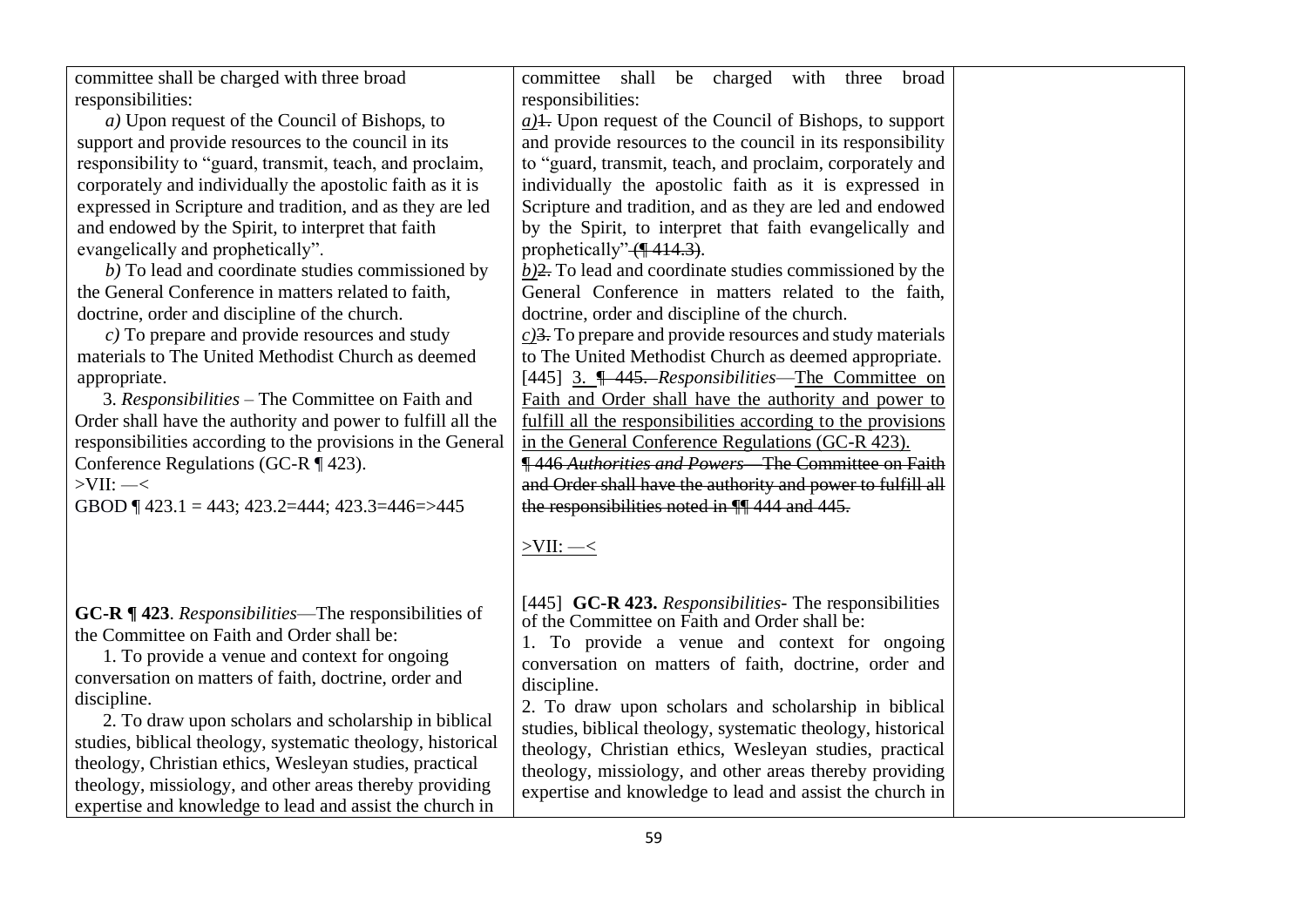| | | |
|---|---|---|
| committee shall be charged with three broad responsibilities:<br>*a)* Upon request of the Council of Bishops, to support and provide resources to the council in its responsibility to "guard, transmit, teach, and proclaim, corporately and individually the apostolic faith as it is expressed in Scripture and tradition, and as they are led and endowed by the Spirit, to interpret that faith evangelically and prophetically".<br>*b)* To lead and coordinate studies commissioned by the General Conference in matters related to faith, doctrine, order and discipline of the church.<br>*c)* To prepare and provide resources and study materials to The United Methodist Church as deemed appropriate.<br>3. *Responsibilities* – The Committee on Faith and Order shall have the authority and power to fulfill all the responsibilities according to the provisions in the General Conference Regulations (GC-R ¶ 423).<br>>VII: —<<br>GBOD ¶ 423.1 = 443; 423.2=444; 423.3=446=>445 | committee shall be charged with three broad responsibilities:<br>*a)*~~1.~~ Upon request of the Council of Bishops, to support and provide resources to the council in its responsibility to "guard, transmit, teach, and proclaim, corporately and individually the apostolic faith as it is expressed in Scripture and tradition, and as they are led and endowed by the Spirit, to interpret that faith evangelically and prophetically" ~~(¶ 414.3)~~.<br>*b)*~~2.~~ To lead and coordinate studies commissioned by the General Conference in matters related to the faith, doctrine, order and discipline of the church.<br>*c)*~~3.~~ To prepare and provide resources and study materials to The United Methodist Church as deemed appropriate.<br>[445] 3. ~~¶ 445.~~ *Responsibilities*—The Committee on Faith and Order shall have the authority and power to fulfill all the responsibilities according to the provisions in the General Conference Regulations (GC-R 423).<br>~~¶ 446 *Authorities and Powers*—The Committee on Faith and Order shall have the authority and power to fulfill all the responsibilities noted in ¶¶ 444 and 445.~~<br>>VII: —< | |
| **GC-R ¶ 423**. *Responsibilities*—The responsibilities of the Committee on Faith and Order shall be:<br>1. To provide a venue and context for ongoing conversation on matters of faith, doctrine, order and discipline.<br>2. To draw upon scholars and scholarship in biblical studies, biblical theology, systematic theology, historical theology, Christian ethics, Wesleyan studies, practical theology, missiology, and other areas thereby providing expertise and knowledge to lead and assist the church in | [445] **GC-R 423.** *Responsibilities*- The responsibilities of the Committee on Faith and Order shall be:<br>1. To provide a venue and context for ongoing conversation on matters of faith, doctrine, order and discipline.<br>2. To draw upon scholars and scholarship in biblical studies, biblical theology, systematic theology, historical theology, Christian ethics, Wesleyan studies, practical theology, missiology, and other areas thereby providing expertise and knowledge to lead and assist the church in | |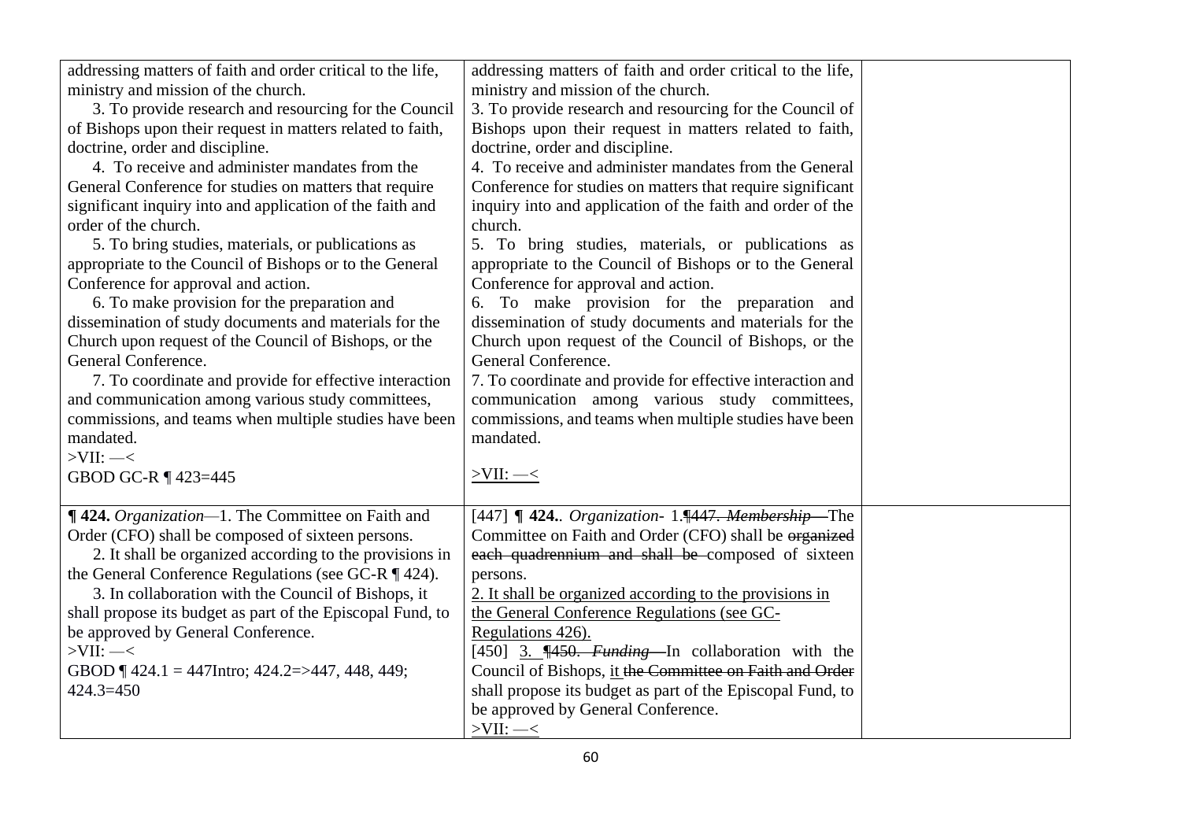| | | |
|---|---|---|
| addressing matters of faith and order critical to the life, ministry and mission of the church.<br>3. To provide research and resourcing for the Council of Bishops upon their request in matters related to faith, doctrine, order and discipline.<br>4. To receive and administer mandates from the General Conference for studies on matters that require significant inquiry into and application of the faith and order of the church.<br>5. To bring studies, materials, or publications as appropriate to the Council of Bishops or to the General Conference for approval and action.<br>6. To make provision for the preparation and dissemination of study documents and materials for the Church upon request of the Council of Bishops, or the General Conference.<br>7. To coordinate and provide for effective interaction and communication among various study committees, commissions, and teams when multiple studies have been mandated.<br>>VII: —<<br>GBOD GC-R ¶ 423=445 | addressing matters of faith and order critical to the life, ministry and mission of the church.<br>3. To provide research and resourcing for the Council of Bishops upon their request in matters related to faith, doctrine, order and discipline.<br>4. To receive and administer mandates from the General Conference for studies on matters that require significant inquiry into and application of the faith and order of the church.<br>5. To bring studies, materials, or publications as appropriate to the Council of Bishops or to the General Conference for approval and action.<br>6. To make provision for the preparation and dissemination of study documents and materials for the Church upon request of the Council of Bishops, or the General Conference.<br>7. To coordinate and provide for effective interaction and communication among various study committees, commissions, and teams when multiple studies have been mandated.<br><br><u>>VII: —<</u> | |
| **¶ 424.** *Organization*—1. The Committee on Faith and Order (CFO) shall be composed of sixteen persons.<br>2. It shall be organized according to the provisions in the General Conference Regulations (see GC-R ¶ 424).<br>3. In collaboration with the Council of Bishops, it shall propose its budget as part of the Episcopal Fund, to be approved by General Conference.<br>>VII: —<<br>GBOD ¶ 424.1 = 447Intro; 424.2=>447, 448, 449; 424.3=450 | [447] **¶ 424.**. *Organization*- 1.~~¶447. *Membership*—~~The Committee on Faith and Order (CFO) shall be ~~organized each quadrennium and shall be~~ composed of sixteen persons.<br><u>2. It shall be organized according to the provisions in the General Conference Regulations (see GC-Regulations 426).</u><br>[450] <u>3.</u> ~~¶450. *Funding*—~~In collaboration with the Council of Bishops, <u>it</u> ~~the Committee on Faith and Order~~ shall propose its budget as part of the Episcopal Fund, to be approved by General Conference.<br><u>>VII: —<</u> | |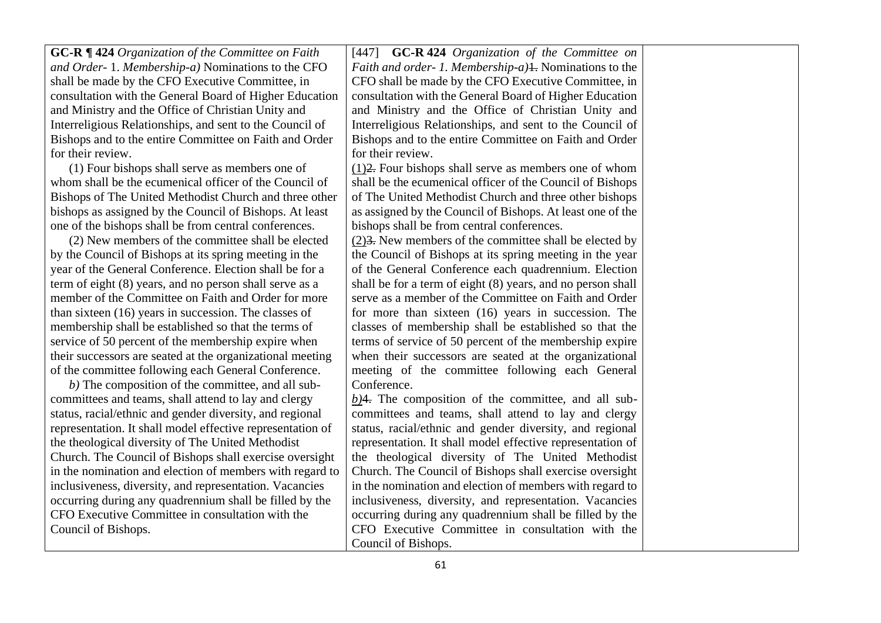| | | |
|---|---|---|
| **GC-R ¶ 424** *Organization of the Committee on Faith and Order*- 1. *Membership-a)* Nominations to the CFO shall be made by the CFO Executive Committee, in consultation with the General Board of Higher Education and Ministry and the Office of Christian Unity and Interreligious Relationships, and sent to the Council of Bishops and to the entire Committee on Faith and Order for their review.<br>(1) Four bishops shall serve as members one of whom shall be the ecumenical officer of the Council of Bishops of The United Methodist Church and three other bishops as assigned by the Council of Bishops. At least one of the bishops shall be from central conferences.<br>(2) New members of the committee shall be elected by the Council of Bishops at its spring meeting in the year of the General Conference. Election shall be for a term of eight (8) years, and no person shall serve as a member of the Committee on Faith and Order for more than sixteen (16) years in succession. The classes of membership shall be established so that the terms of service of 50 percent of the membership expire when their successors are seated at the organizational meeting of the committee following each General Conference.<br>*b)* The composition of the committee, and all sub-committees and teams, shall attend to lay and clergy status, racial/ethnic and gender diversity, and regional representation. It shall model effective representation of the theological diversity of The United Methodist Church. The Council of Bishops shall exercise oversight in the nomination and election of members with regard to inclusiveness, diversity, and representation. Vacancies occurring during any quadrennium shall be filled by the CFO Executive Committee in consultation with the Council of Bishops. | [447] **GC-R 424** *Organization of the Committee on Faith and order- 1. Membership-a)*~~1.~~ Nominations to the CFO shall be made by the CFO Executive Committee, in consultation with the General Board of Higher Education and Ministry and the Office of Christian Unity and Interreligious Relationships, and sent to the Council of Bishops and to the entire Committee on Faith and Order for their review.<br><ins>(1)</ins>~~2.~~ Four bishops shall serve as members one of whom shall be the ecumenical officer of the Council of Bishops of The United Methodist Church and three other bishops as assigned by the Council of Bishops. At least one of the bishops shall be from central conferences.<br><ins>(2)</ins>~~3.~~ New members of the committee shall be elected by the Council of Bishops at its spring meeting in the year of the General Conference each quadrennium. Election shall be for a term of eight (8) years, and no person shall serve as a member of the Committee on Faith and Order for more than sixteen (16) years in succession. The classes of membership shall be established so that the terms of service of 50 percent of the membership expire when their successors are seated at the organizational meeting of the committee following each General Conference.<br><ins>*b)*</ins>~~4.~~ The composition of the committee, and all sub-committees and teams, shall attend to lay and clergy status, racial/ethnic and gender diversity, and regional representation. It shall model effective representation of the theological diversity of The United Methodist Church. The Council of Bishops shall exercise oversight in the nomination and election of members with regard to inclusiveness, diversity, and representation. Vacancies occurring during any quadrennium shall be filled by the CFO Executive Committee in consultation with the Council of Bishops. | |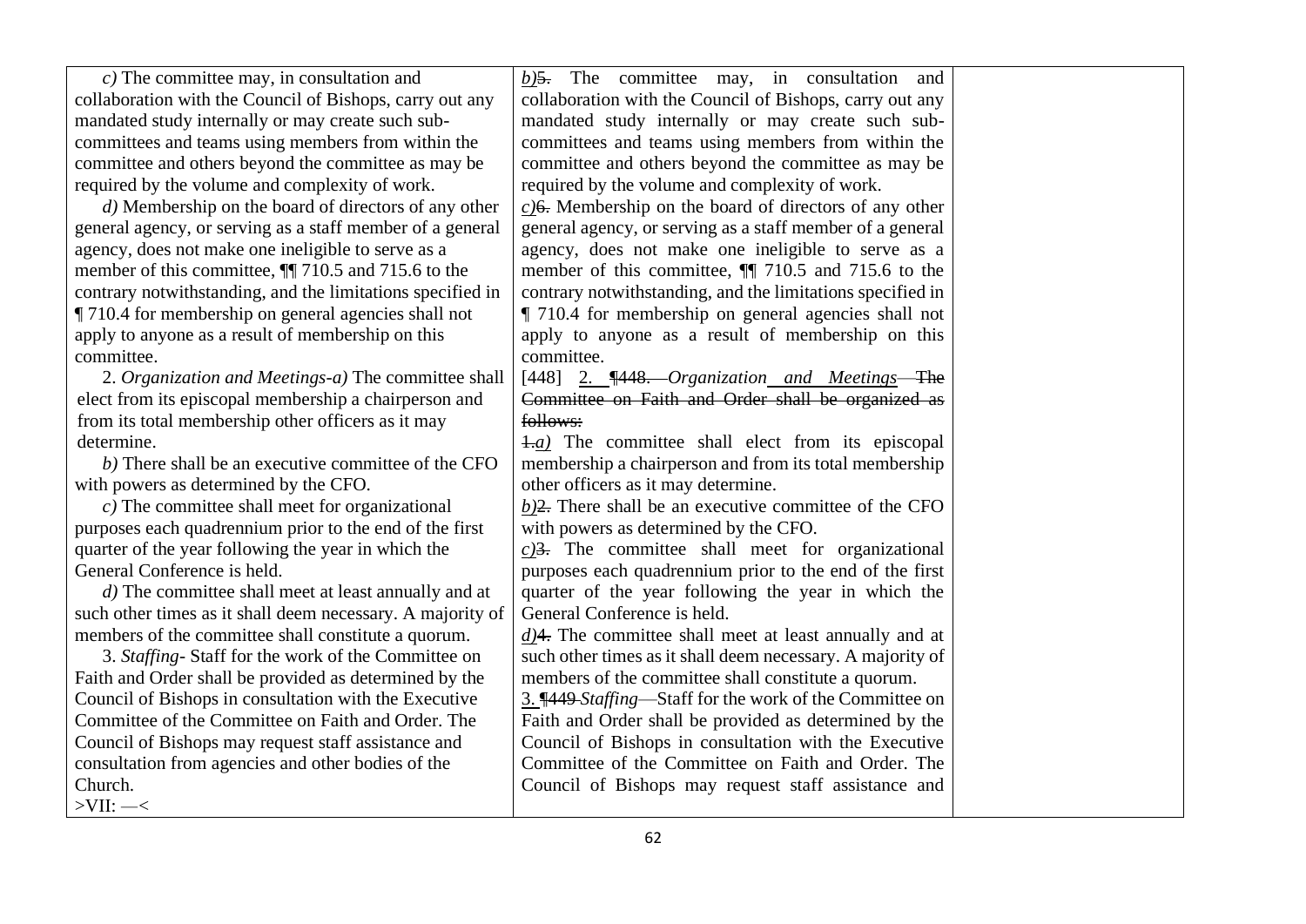| | | |
|---|---|---|
| *c)* The committee may, in consultation and collaboration with the Council of Bishops, carry out any mandated study internally or may create such sub-committees and teams using members from within the committee and others beyond the committee as may be required by the volume and complexity of work.<br>*d)* Membership on the board of directors of any other general agency, or serving as a staff member of a general agency, does not make one ineligible to serve as a member of this committee, ¶¶ 710.5 and 715.6 to the contrary notwithstanding, and the limitations specified in ¶ 710.4 for membership on general agencies shall not apply to anyone as a result of membership on this committee.<br>2. *Organization and Meetings-a)* The committee shall elect from its episcopal membership a chairperson and from its total membership other officers as it may determine.<br>*b)* There shall be an executive committee of the CFO with powers as determined by the CFO.<br>*c)* The committee shall meet for organizational purposes each quadrennium prior to the end of the first quarter of the year following the year in which the General Conference is held.<br>*d)* The committee shall meet at least annually and at such other times as it shall deem necessary. A majority of members of the committee shall constitute a quorum.<br>3. *Staffing-* Staff for the work of the Committee on Faith and Order shall be provided as determined by the Council of Bishops in consultation with the Executive Committee of the Committee on Faith and Order. The Council of Bishops may request staff assistance and consultation from agencies and other bodies of the Church.<br>>VII: —< | *b)*~~5.~~ The committee may, in consultation and collaboration with the Council of Bishops, carry out any mandated study internally or may create such sub-committees and teams using members from within the committee and others beyond the committee as may be required by the volume and complexity of work.<br>*c)*~~6.~~ Membership on the board of directors of any other general agency, or serving as a staff member of a general agency, does not make one ineligible to serve as a member of this committee, ¶¶ 710.5 and 715.6 to the contrary notwithstanding, and the limitations specified in ¶ 710.4 for membership on general agencies shall not apply to anyone as a result of membership on this committee.<br>[448] 2. ~~¶448.~~ *Organization and Meetings*~~—The Committee on Faith and Order shall be organized as follows:~~<br>~~1.~~*a)* The committee shall elect from its episcopal membership a chairperson and from its total membership other officers as it may determine.<br>*b)*~~2.~~ There shall be an executive committee of the CFO with powers as determined by the CFO.<br>*c)*~~3.~~ The committee shall meet for organizational purposes each quadrennium prior to the end of the first quarter of the year following the year in which the General Conference is held.<br>*d)*~~4.~~ The committee shall meet at least annually and at such other times as it shall deem necessary. A majority of members of the committee shall constitute a quorum.<br>3. ~~¶449~~ *Staffing*—Staff for the work of the Committee on Faith and Order shall be provided as determined by the Council of Bishops in consultation with the Executive Committee of the Committee on Faith and Order. The Council of Bishops may request staff assistance and | |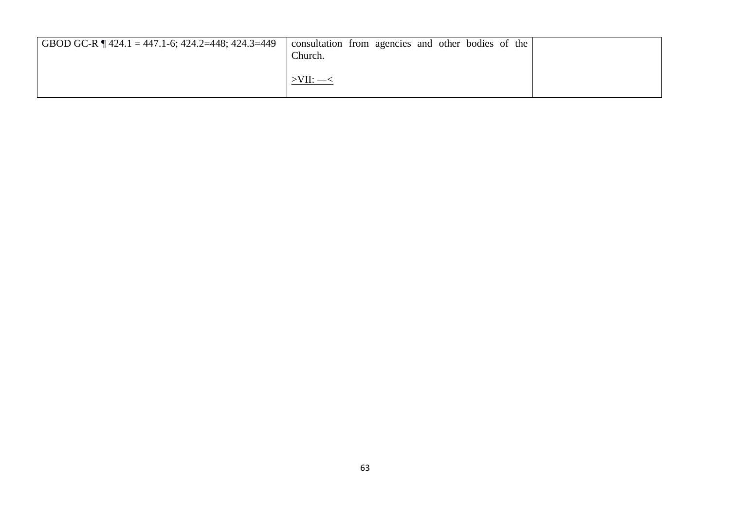| | | |
|---|---|---|
| GBOD GC-R ¶ 424.1 = 447.1-6; 424.2=448; 424.3=449 | consultation from agencies and other bodies of the Church.<br><br>>VII: —< | |